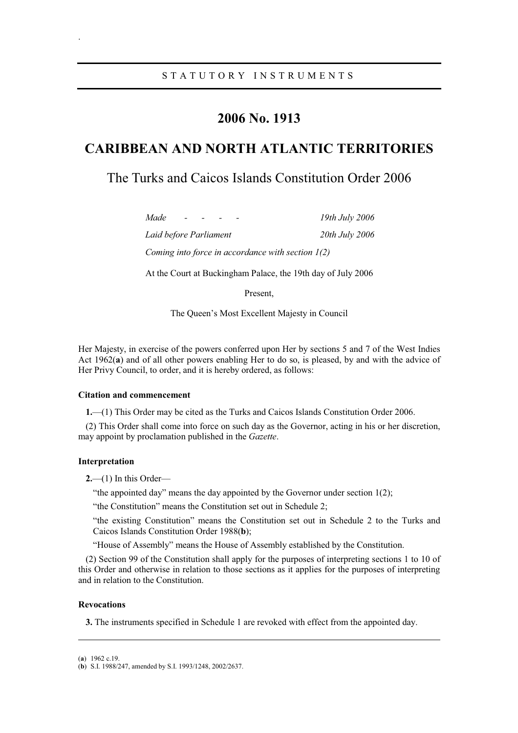STATUTORY INSTRUMENTS

# 2006 No. 1913

# CARIBBEAN AND NORTH ATLANTIC TERRITORIES

## The Turks and Caicos Islands Constitution Order 2006

*Made - - - - 19th July 2006*

*Laid before Parliament 20th July 2006*

*Coming into force in accordance with section 1(2)*

At the Court at Buckingham Palace, the 19th day of July 2006

Present,

The Queen's Most Excellent Majesty in Council

Her Majesty, in exercise of the powers conferred upon Her by sections 5 and 7 of the West Indies Act 1962(**a**) and of all other powers enabling Her to do so, is pleased, by and with the advice of Her Privy Council, to order, and it is hereby ordered, as follows:

### Citation and commencement

**1.**—(1) This Order may be cited as the Turks and Caicos Islands Constitution Order 2006.

(2) This Order shall come into force on such day as the Governor, acting in his or her discretion, may appoint by proclamation published in the *Gazette*.

### Interpretation

**2.**—(1) In this Order—

"the appointed day" means the day appointed by the Governor under section 1(2);

"the Constitution" means the Constitution set out in Schedule 2;

"the existing Constitution" means the Constitution set out in Schedule 2 to the Turks and Caicos Islands Constitution Order 1988(**b**);

"House of Assembly" means the House of Assembly established by the Constitution.

(2) Section 99 of the Constitution shall apply for the purposes of interpreting sections 1 to 10 of this Order and otherwise in relation to those sections as it applies for the purposes of interpreting and in relation to the Constitution.

### Revocations

**3.** The instruments specified in Schedule 1 are revoked with effect from the appointed day.

---

(**a**) 1962 c.19.

(**b**) S.I. 1988/247, amended by S.I. 1993/1248, 2002/2637.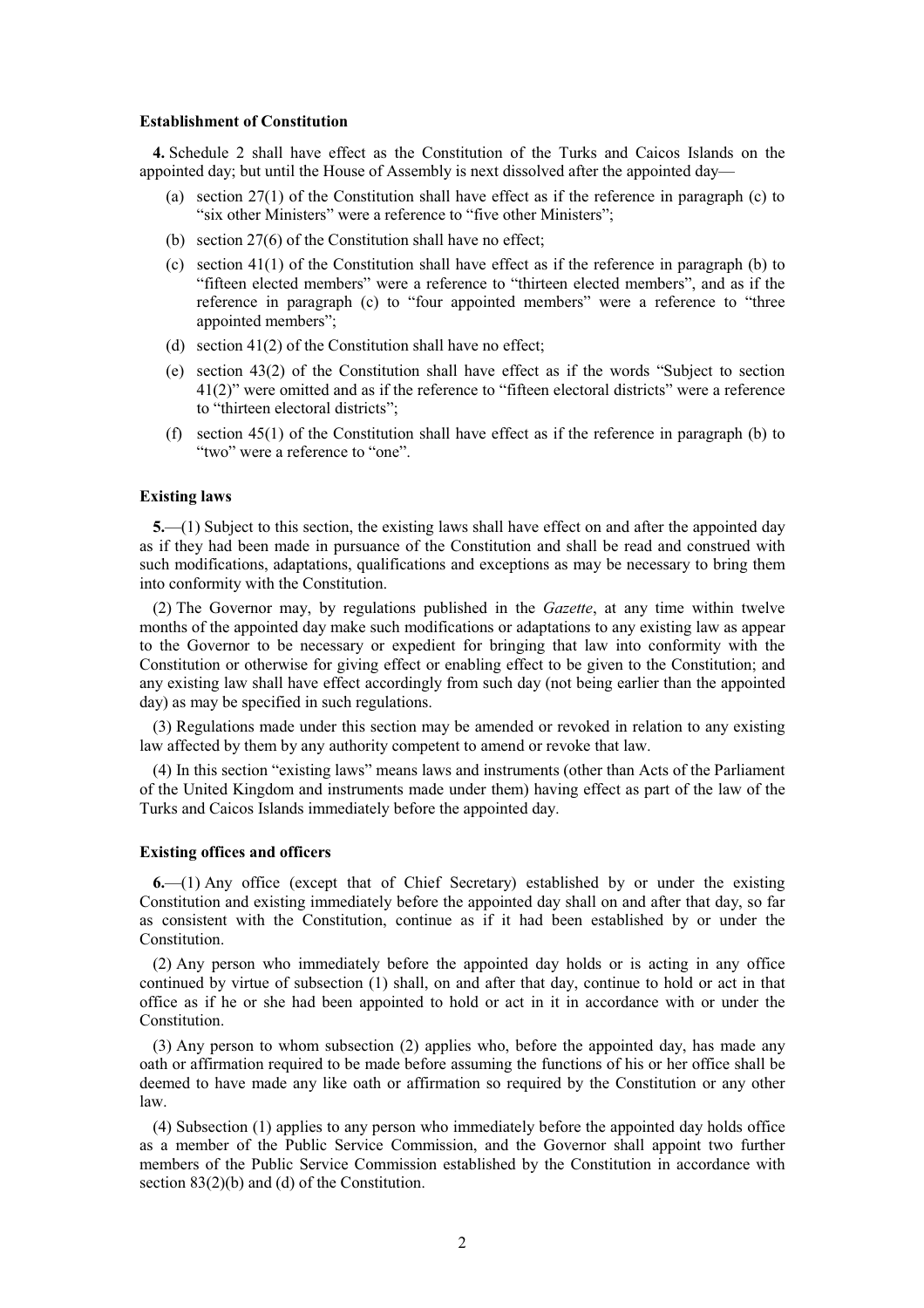**Establishment of Constitution**

**4.** Schedule 2 shall have effect as the Constitution of the Turks and Caicos Islands on the appointed day; but until the House of Assembly is next dissolved after the appointed day—

(a) section 27(1) of the Constitution shall have effect as if the reference in paragraph (c) to "six other Ministers" were a reference to "five other Ministers";

(b) section 27(6) of the Constitution shall have no effect;

(c) section 41(1) of the Constitution shall have effect as if the reference in paragraph (b) to "fifteen elected members" were a reference to "thirteen elected members", and as if the reference in paragraph (c) to "four appointed members" were a reference to "three appointed members";

(d) section 41(2) of the Constitution shall have no effect;

(e) section 43(2) of the Constitution shall have effect as if the words "Subject to section 41(2)" were omitted and as if the reference to "fifteen electoral districts" were a reference to "thirteen electoral districts";

(f) section 45(1) of the Constitution shall have effect as if the reference in paragraph (b) to "two" were a reference to "one".

**Existing laws**

**5.**—(1) Subject to this section, the existing laws shall have effect on and after the appointed day as if they had been made in pursuance of the Constitution and shall be read and construed with such modifications, adaptations, qualifications and exceptions as may be necessary to bring them into conformity with the Constitution.

(2) The Governor may, by regulations published in the *Gazette*, at any time within twelve months of the appointed day make such modifications or adaptations to any existing law as appear to the Governor to be necessary or expedient for bringing that law into conformity with the Constitution or otherwise for giving effect or enabling effect to be given to the Constitution; and any existing law shall have effect accordingly from such day (not being earlier than the appointed day) as may be specified in such regulations.

(3) Regulations made under this section may be amended or revoked in relation to any existing law affected by them by any authority competent to amend or revoke that law.

(4) In this section "existing laws" means laws and instruments (other than Acts of the Parliament of the United Kingdom and instruments made under them) having effect as part of the law of the Turks and Caicos Islands immediately before the appointed day.

**Existing offices and officers**

**6.**—(1) Any office (except that of Chief Secretary) established by or under the existing Constitution and existing immediately before the appointed day shall on and after that day, so far as consistent with the Constitution, continue as if it had been established by or under the Constitution.

(2) Any person who immediately before the appointed day holds or is acting in any office continued by virtue of subsection (1) shall, on and after that day, continue to hold or act in that office as if he or she had been appointed to hold or act in it in accordance with or under the Constitution.

(3) Any person to whom subsection (2) applies who, before the appointed day, has made any oath or affirmation required to be made before assuming the functions of his or her office shall be deemed to have made any like oath or affirmation so required by the Constitution or any other law.

(4) Subsection (1) applies to any person who immediately before the appointed day holds office as a member of the Public Service Commission, and the Governor shall appoint two further members of the Public Service Commission established by the Constitution in accordance with section 83(2)(b) and (d) of the Constitution.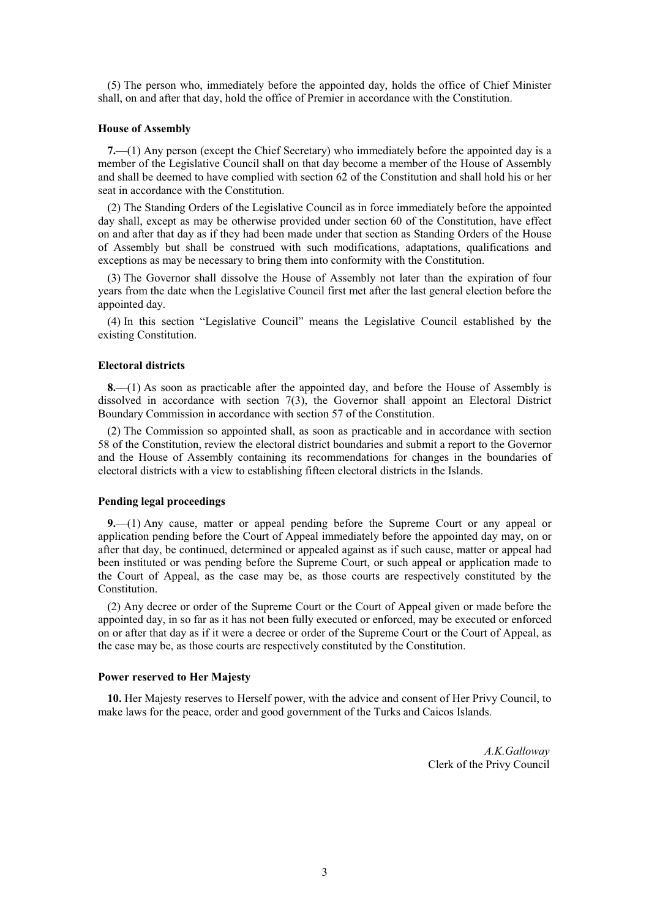(5) The person who, immediately before the appointed day, holds the office of Chief Minister shall, on and after that day, hold the office of Premier in accordance with the Constitution.

**House of Assembly**

**7.**—(1) Any person (except the Chief Secretary) who immediately before the appointed day is a member of the Legislative Council shall on that day become a member of the House of Assembly and shall be deemed to have complied with section 62 of the Constitution and shall hold his or her seat in accordance with the Constitution.

(2) The Standing Orders of the Legislative Council as in force immediately before the appointed day shall, except as may be otherwise provided under section 60 of the Constitution, have effect on and after that day as if they had been made under that section as Standing Orders of the House of Assembly but shall be construed with such modifications, adaptations, qualifications and exceptions as may be necessary to bring them into conformity with the Constitution.

(3) The Governor shall dissolve the House of Assembly not later than the expiration of four years from the date when the Legislative Council first met after the last general election before the appointed day.

(4) In this section "Legislative Council" means the Legislative Council established by the existing Constitution.

**Electoral districts**

**8.**—(1) As soon as practicable after the appointed day, and before the House of Assembly is dissolved in accordance with section 7(3), the Governor shall appoint an Electoral District Boundary Commission in accordance with section 57 of the Constitution.

(2) The Commission so appointed shall, as soon as practicable and in accordance with section 58 of the Constitution, review the electoral district boundaries and submit a report to the Governor and the House of Assembly containing its recommendations for changes in the boundaries of electoral districts with a view to establishing fifteen electoral districts in the Islands.

**Pending legal proceedings**

**9.**—(1) Any cause, matter or appeal pending before the Supreme Court or any appeal or application pending before the Court of Appeal immediately before the appointed day may, on or after that day, be continued, determined or appealed against as if such cause, matter or appeal had been instituted or was pending before the Supreme Court, or such appeal or application made to the Court of Appeal, as the case may be, as those courts are respectively constituted by the Constitution.

(2) Any decree or order of the Supreme Court or the Court of Appeal given or made before the appointed day, in so far as it has not been fully executed or enforced, may be executed or enforced on or after that day as if it were a decree or order of the Supreme Court or the Court of Appeal, as the case may be, as those courts are respectively constituted by the Constitution.

**Power reserved to Her Majesty**

**10.** Her Majesty reserves to Herself power, with the advice and consent of Her Privy Council, to make laws for the peace, order and good government of the Turks and Caicos Islands.

*A.K.Galloway*
Clerk of the Privy Council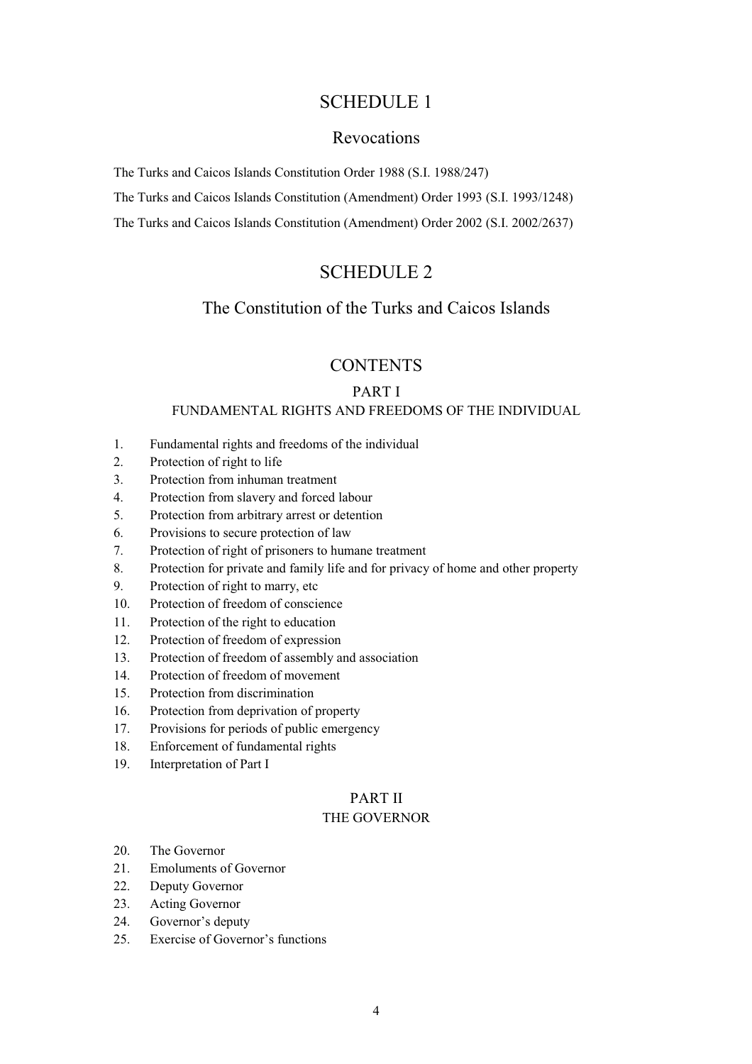# SCHEDULE 1

## Revocations

The Turks and Caicos Islands Constitution Order 1988 (S.I. 1988/247)

The Turks and Caicos Islands Constitution (Amendment) Order 1993 (S.I. 1993/1248)

The Turks and Caicos Islands Constitution (Amendment) Order 2002 (S.I. 2002/2637)

# SCHEDULE 2

## The Constitution of the Turks and Caicos Islands

## CONTENTS

### PART I
### FUNDAMENTAL RIGHTS AND FREEDOMS OF THE INDIVIDUAL

1. Fundamental rights and freedoms of the individual
2. Protection of right to life
3. Protection from inhuman treatment
4. Protection from slavery and forced labour
5. Protection from arbitrary arrest or detention
6. Provisions to secure protection of law
7. Protection of right of prisoners to humane treatment
8. Protection for private and family life and for privacy of home and other property
9. Protection of right to marry, etc
10. Protection of freedom of conscience
11. Protection of the right to education
12. Protection of freedom of expression
13. Protection of freedom of assembly and association
14. Protection of freedom of movement
15. Protection from discrimination
16. Protection from deprivation of property
17. Provisions for periods of public emergency
18. Enforcement of fundamental rights
19. Interpretation of Part I

### PART II
### THE GOVERNOR

20. The Governor
21. Emoluments of Governor
22. Deputy Governor
23. Acting Governor
24. Governor's deputy
25. Exercise of Governor's functions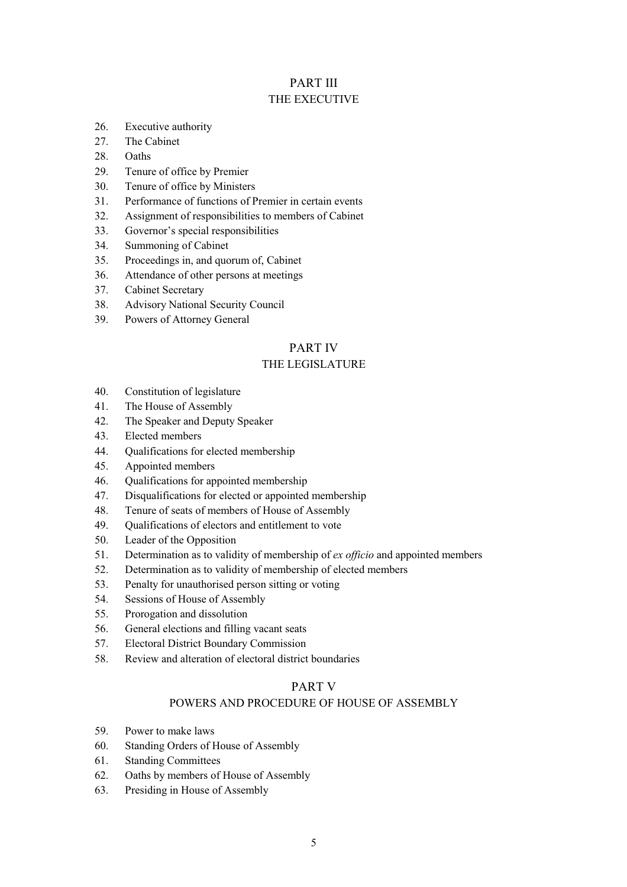## PART III
### THE EXECUTIVE

26. Executive authority
27. The Cabinet
28. Oaths
29. Tenure of office by Premier
30. Tenure of office by Ministers
31. Performance of functions of Premier in certain events
32. Assignment of responsibilities to members of Cabinet
33. Governor's special responsibilities
34. Summoning of Cabinet
35. Proceedings in, and quorum of, Cabinet
36. Attendance of other persons at meetings
37. Cabinet Secretary
38. Advisory National Security Council
39. Powers of Attorney General

## PART IV
### THE LEGISLATURE

40. Constitution of legislature
41. The House of Assembly
42. The Speaker and Deputy Speaker
43. Elected members
44. Qualifications for elected membership
45. Appointed members
46. Qualifications for appointed membership
47. Disqualifications for elected or appointed membership
48. Tenure of seats of members of House of Assembly
49. Qualifications of electors and entitlement to vote
50. Leader of the Opposition
51. Determination as to validity of membership of *ex officio* and appointed members
52. Determination as to validity of membership of elected members
53. Penalty for unauthorised person sitting or voting
54. Sessions of House of Assembly
55. Prorogation and dissolution
56. General elections and filling vacant seats
57. Electoral District Boundary Commission
58. Review and alteration of electoral district boundaries

## PART V
### POWERS AND PROCEDURE OF HOUSE OF ASSEMBLY

59. Power to make laws
60. Standing Orders of House of Assembly
61. Standing Committees
62. Oaths by members of House of Assembly
63. Presiding in House of Assembly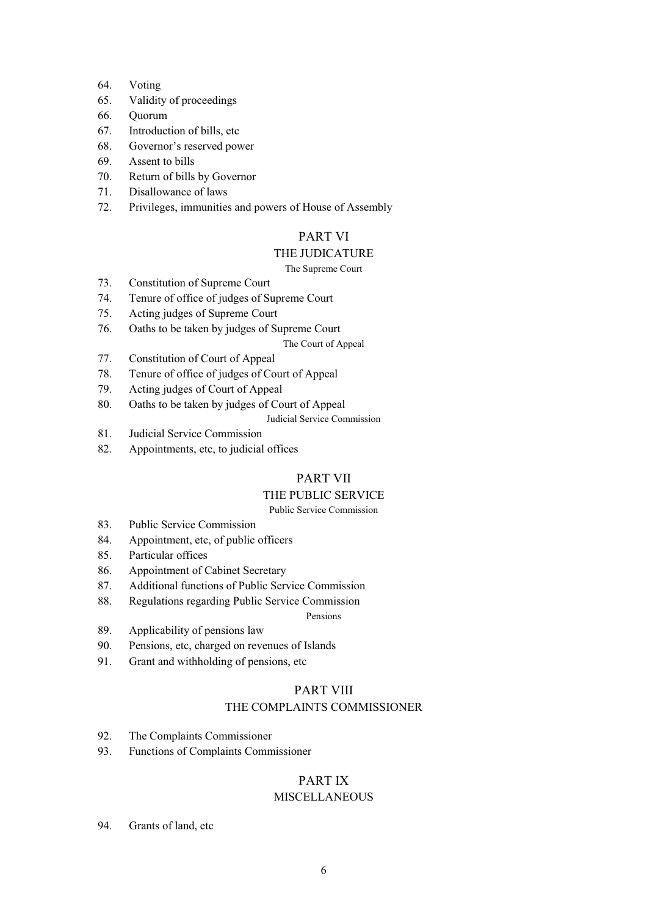64. Voting
65. Validity of proceedings
66. Quorum
67. Introduction of bills, etc
68. Governor's reserved power
69. Assent to bills
70. Return of bills by Governor
71. Disallowance of laws
72. Privileges, immunities and powers of House of Assembly

## PART VI
## THE JUDICATURE

### The Supreme Court

73. Constitution of Supreme Court
74. Tenure of office of judges of Supreme Court
75. Acting judges of Supreme Court
76. Oaths to be taken by judges of Supreme Court

### The Court of Appeal

77. Constitution of Court of Appeal
78. Tenure of office of judges of Court of Appeal
79. Acting judges of Court of Appeal
80. Oaths to be taken by judges of Court of Appeal

### Judicial Service Commission

81. Judicial Service Commission
82. Appointments, etc, to judicial offices

## PART VII
## THE PUBLIC SERVICE

### Public Service Commission

83. Public Service Commission
84. Appointment, etc, of public officers
85. Particular offices
86. Appointment of Cabinet Secretary
87. Additional functions of Public Service Commission
88. Regulations regarding Public Service Commission

### Pensions

89. Applicability of pensions law
90. Pensions, etc, charged on revenues of Islands
91. Grant and withholding of pensions, etc

## PART VIII
## THE COMPLAINTS COMMISSIONER

92. The Complaints Commissioner
93. Functions of Complaints Commissioner

## PART IX
## MISCELLANEOUS

94. Grants of land, etc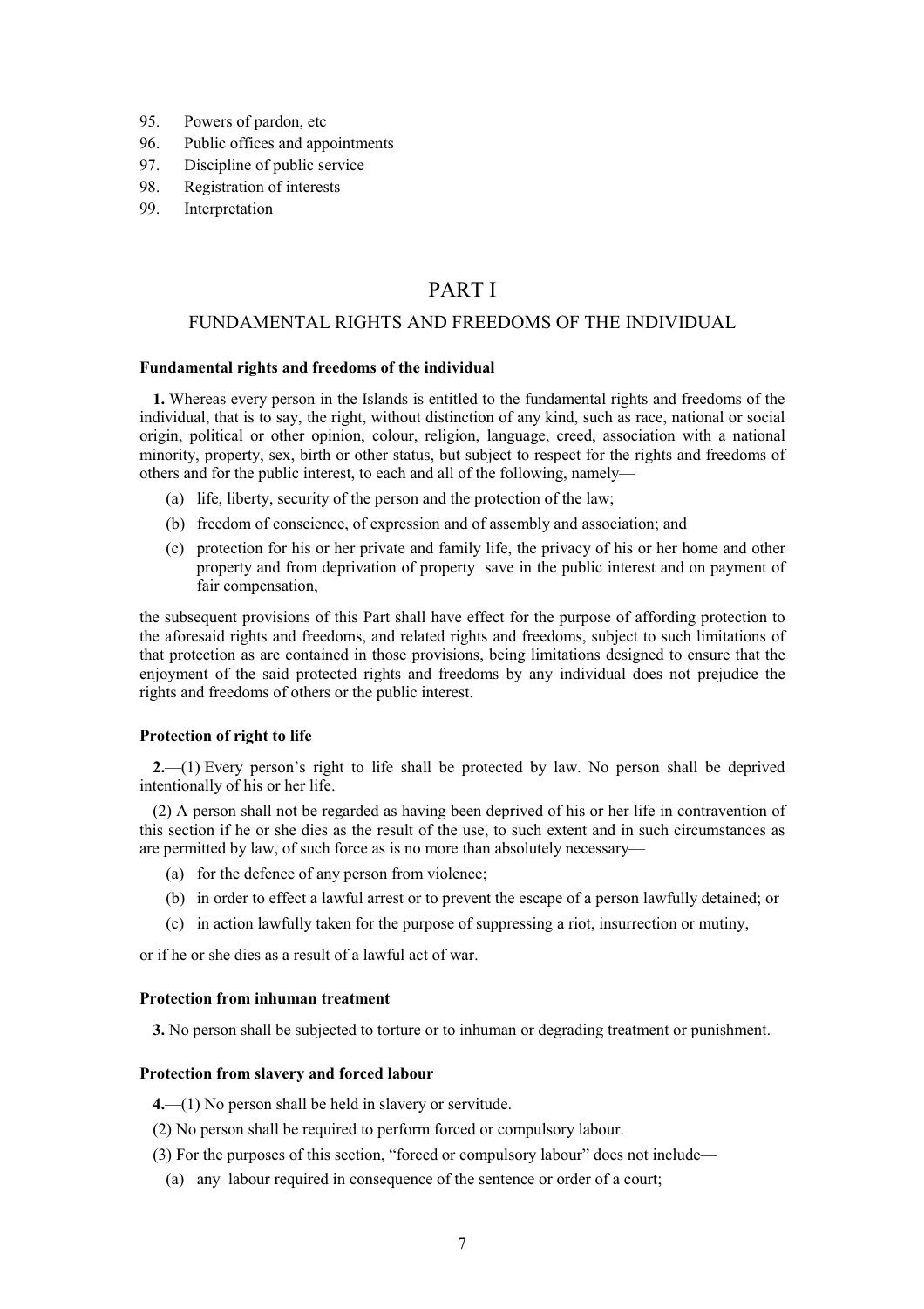95. Powers of pardon, etc
96. Public offices and appointments
97. Discipline of public service
98. Registration of interests
99. Interpretation

# PART I

## FUNDAMENTAL RIGHTS AND FREEDOMS OF THE INDIVIDUAL

**Fundamental rights and freedoms of the individual**

**1.** Whereas every person in the Islands is entitled to the fundamental rights and freedoms of the individual, that is to say, the right, without distinction of any kind, such as race, national or social origin, political or other opinion, colour, religion, language, creed, association with a national minority, property, sex, birth or other status, but subject to respect for the rights and freedoms of others and for the public interest, to each and all of the following, namely—

(a) life, liberty, security of the person and the protection of the law;

(b) freedom of conscience, of expression and of assembly and association; and

(c) protection for his or her private and family life, the privacy of his or her home and other property and from deprivation of property save in the public interest and on payment of fair compensation,

the subsequent provisions of this Part shall have effect for the purpose of affording protection to the aforesaid rights and freedoms, and related rights and freedoms, subject to such limitations of that protection as are contained in those provisions, being limitations designed to ensure that the enjoyment of the said protected rights and freedoms by any individual does not prejudice the rights and freedoms of others or the public interest.

**Protection of right to life**

**2.**—(1) Every person's right to life shall be protected by law. No person shall be deprived intentionally of his or her life.

(2) A person shall not be regarded as having been deprived of his or her life in contravention of this section if he or she dies as the result of the use, to such extent and in such circumstances as are permitted by law, of such force as is no more than absolutely necessary—

(a) for the defence of any person from violence;

(b) in order to effect a lawful arrest or to prevent the escape of a person lawfully detained; or

(c) in action lawfully taken for the purpose of suppressing a riot, insurrection or mutiny,

or if he or she dies as a result of a lawful act of war.

**Protection from inhuman treatment**

**3.** No person shall be subjected to torture or to inhuman or degrading treatment or punishment.

**Protection from slavery and forced labour**

**4.**—(1) No person shall be held in slavery or servitude.

(2) No person shall be required to perform forced or compulsory labour.

(3) For the purposes of this section, "forced or compulsory labour" does not include—

(a) any labour required in consequence of the sentence or order of a court;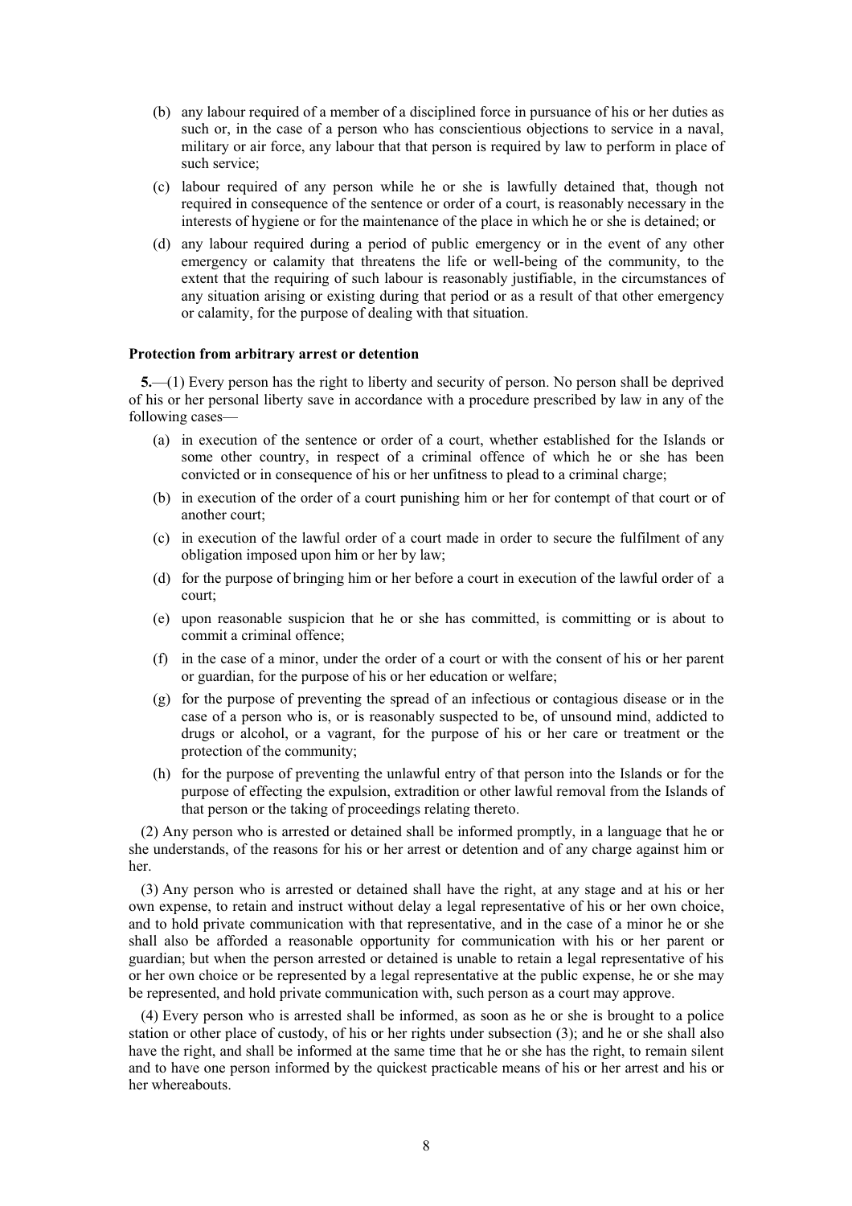(b) any labour required of a member of a disciplined force in pursuance of his or her duties as such or, in the case of a person who has conscientious objections to service in a naval, military or air force, any labour that that person is required by law to perform in place of such service;

(c) labour required of any person while he or she is lawfully detained that, though not required in consequence of the sentence or order of a court, is reasonably necessary in the interests of hygiene or for the maintenance of the place in which he or she is detained; or

(d) any labour required during a period of public emergency or in the event of any other emergency or calamity that threatens the life or well-being of the community, to the extent that the requiring of such labour is reasonably justifiable, in the circumstances of any situation arising or existing during that period or as a result of that other emergency or calamity, for the purpose of dealing with that situation.

**Protection from arbitrary arrest or detention**

**5.**—(1) Every person has the right to liberty and security of person. No person shall be deprived of his or her personal liberty save in accordance with a procedure prescribed by law in any of the following cases—

(a) in execution of the sentence or order of a court, whether established for the Islands or some other country, in respect of a criminal offence of which he or she has been convicted or in consequence of his or her unfitness to plead to a criminal charge;

(b) in execution of the order of a court punishing him or her for contempt of that court or of another court;

(c) in execution of the lawful order of a court made in order to secure the fulfilment of any obligation imposed upon him or her by law;

(d) for the purpose of bringing him or her before a court in execution of the lawful order of a court;

(e) upon reasonable suspicion that he or she has committed, is committing or is about to commit a criminal offence;

(f) in the case of a minor, under the order of a court or with the consent of his or her parent or guardian, for the purpose of his or her education or welfare;

(g) for the purpose of preventing the spread of an infectious or contagious disease or in the case of a person who is, or is reasonably suspected to be, of unsound mind, addicted to drugs or alcohol, or a vagrant, for the purpose of his or her care or treatment or the protection of the community;

(h) for the purpose of preventing the unlawful entry of that person into the Islands or for the purpose of effecting the expulsion, extradition or other lawful removal from the Islands of that person or the taking of proceedings relating thereto.

(2) Any person who is arrested or detained shall be informed promptly, in a language that he or she understands, of the reasons for his or her arrest or detention and of any charge against him or her.

(3) Any person who is arrested or detained shall have the right, at any stage and at his or her own expense, to retain and instruct without delay a legal representative of his or her own choice, and to hold private communication with that representative, and in the case of a minor he or she shall also be afforded a reasonable opportunity for communication with his or her parent or guardian; but when the person arrested or detained is unable to retain a legal representative of his or her own choice or be represented by a legal representative at the public expense, he or she may be represented, and hold private communication with, such person as a court may approve.

(4) Every person who is arrested shall be informed, as soon as he or she is brought to a police station or other place of custody, of his or her rights under subsection (3); and he or she shall also have the right, and shall be informed at the same time that he or she has the right, to remain silent and to have one person informed by the quickest practicable means of his or her arrest and his or her whereabouts.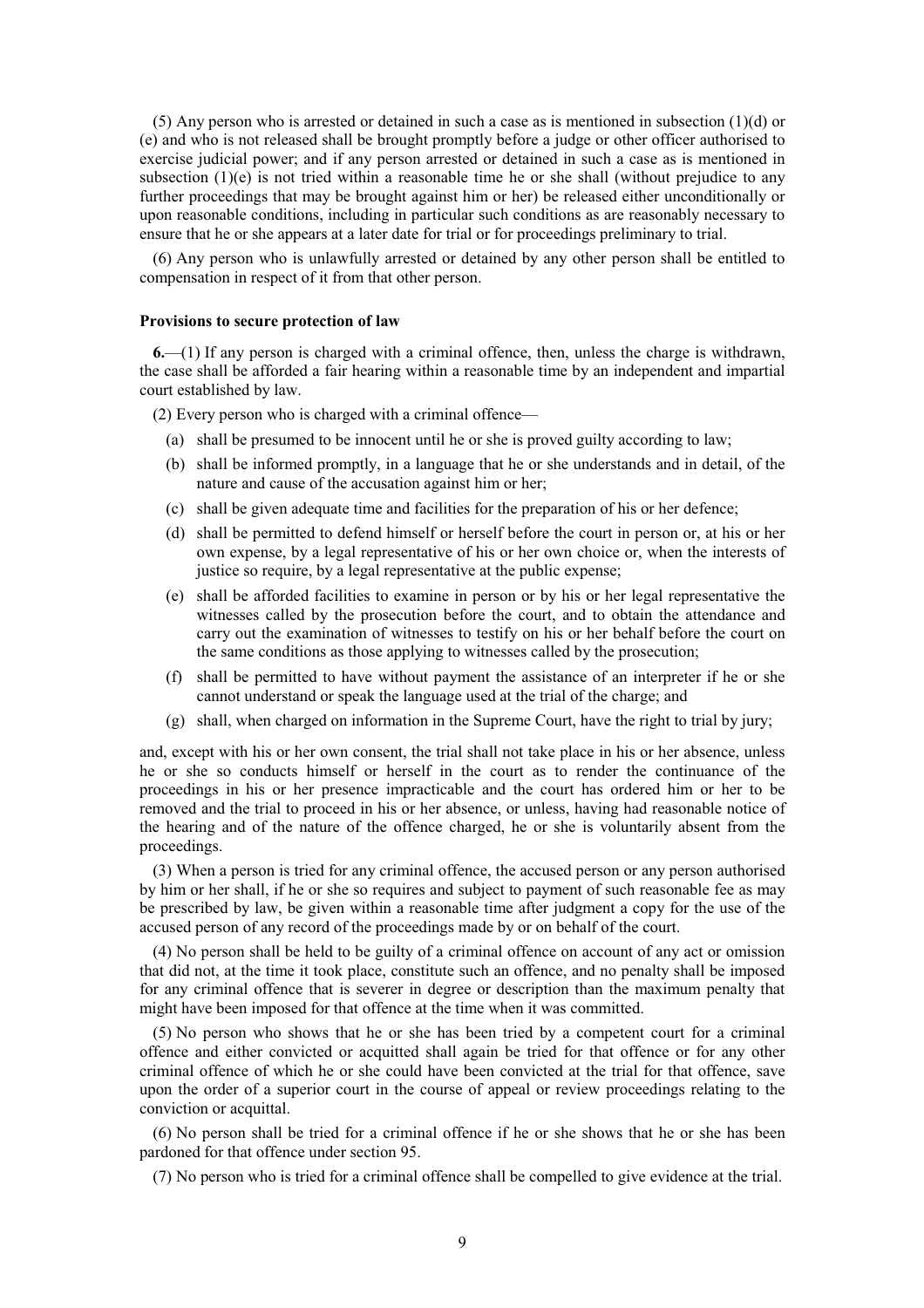(5) Any person who is arrested or detained in such a case as is mentioned in subsection (1)(d) or (e) and who is not released shall be brought promptly before a judge or other officer authorised to exercise judicial power; and if any person arrested or detained in such a case as is mentioned in subsection (1)(e) is not tried within a reasonable time he or she shall (without prejudice to any further proceedings that may be brought against him or her) be released either unconditionally or upon reasonable conditions, including in particular such conditions as are reasonably necessary to ensure that he or she appears at a later date for trial or for proceedings preliminary to trial.

(6) Any person who is unlawfully arrested or detained by any other person shall be entitled to compensation in respect of it from that other person.

**Provisions to secure protection of law**

**6.**—(1) If any person is charged with a criminal offence, then, unless the charge is withdrawn, the case shall be afforded a fair hearing within a reasonable time by an independent and impartial court established by law.

(2) Every person who is charged with a criminal offence—

- (a) shall be presumed to be innocent until he or she is proved guilty according to law;
- (b) shall be informed promptly, in a language that he or she understands and in detail, of the nature and cause of the accusation against him or her;
- (c) shall be given adequate time and facilities for the preparation of his or her defence;
- (d) shall be permitted to defend himself or herself before the court in person or, at his or her own expense, by a legal representative of his or her own choice or, when the interests of justice so require, by a legal representative at the public expense;
- (e) shall be afforded facilities to examine in person or by his or her legal representative the witnesses called by the prosecution before the court, and to obtain the attendance and carry out the examination of witnesses to testify on his or her behalf before the court on the same conditions as those applying to witnesses called by the prosecution;
- (f) shall be permitted to have without payment the assistance of an interpreter if he or she cannot understand or speak the language used at the trial of the charge; and
- (g) shall, when charged on information in the Supreme Court, have the right to trial by jury;

and, except with his or her own consent, the trial shall not take place in his or her absence, unless he or she so conducts himself or herself in the court as to render the continuance of the proceedings in his or her presence impracticable and the court has ordered him or her to be removed and the trial to proceed in his or her absence, or unless, having had reasonable notice of the hearing and of the nature of the offence charged, he or she is voluntarily absent from the proceedings.

(3) When a person is tried for any criminal offence, the accused person or any person authorised by him or her shall, if he or she so requires and subject to payment of such reasonable fee as may be prescribed by law, be given within a reasonable time after judgment a copy for the use of the accused person of any record of the proceedings made by or on behalf of the court.

(4) No person shall be held to be guilty of a criminal offence on account of any act or omission that did not, at the time it took place, constitute such an offence, and no penalty shall be imposed for any criminal offence that is severer in degree or description than the maximum penalty that might have been imposed for that offence at the time when it was committed.

(5) No person who shows that he or she has been tried by a competent court for a criminal offence and either convicted or acquitted shall again be tried for that offence or for any other criminal offence of which he or she could have been convicted at the trial for that offence, save upon the order of a superior court in the course of appeal or review proceedings relating to the conviction or acquittal.

(6) No person shall be tried for a criminal offence if he or she shows that he or she has been pardoned for that offence under section 95.

(7) No person who is tried for a criminal offence shall be compelled to give evidence at the trial.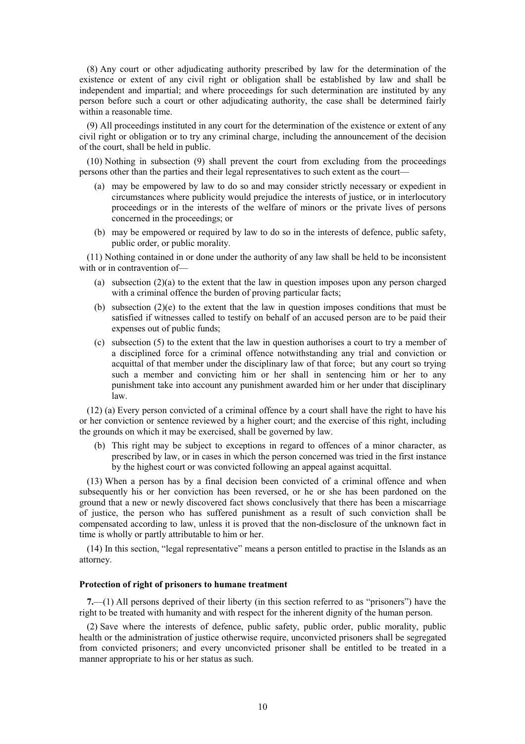(8) Any court or other adjudicating authority prescribed by law for the determination of the existence or extent of any civil right or obligation shall be established by law and shall be independent and impartial; and where proceedings for such determination are instituted by any person before such a court or other adjudicating authority, the case shall be determined fairly within a reasonable time.

(9) All proceedings instituted in any court for the determination of the existence or extent of any civil right or obligation or to try any criminal charge, including the announcement of the decision of the court, shall be held in public.

(10) Nothing in subsection (9) shall prevent the court from excluding from the proceedings persons other than the parties and their legal representatives to such extent as the court—

- (a) may be empowered by law to do so and may consider strictly necessary or expedient in circumstances where publicity would prejudice the interests of justice, or in interlocutory proceedings or in the interests of the welfare of minors or the private lives of persons concerned in the proceedings; or
- (b) may be empowered or required by law to do so in the interests of defence, public safety, public order, or public morality.

(11) Nothing contained in or done under the authority of any law shall be held to be inconsistent with or in contravention of—

- (a) subsection (2)(a) to the extent that the law in question imposes upon any person charged with a criminal offence the burden of proving particular facts;
- (b) subsection (2)(e) to the extent that the law in question imposes conditions that must be satisfied if witnesses called to testify on behalf of an accused person are to be paid their expenses out of public funds;
- (c) subsection (5) to the extent that the law in question authorises a court to try a member of a disciplined force for a criminal offence notwithstanding any trial and conviction or acquittal of that member under the disciplinary law of that force; but any court so trying such a member and convicting him or her shall in sentencing him or her to any punishment take into account any punishment awarded him or her under that disciplinary law.

(12) (a) Every person convicted of a criminal offence by a court shall have the right to have his or her conviction or sentence reviewed by a higher court; and the exercise of this right, including the grounds on which it may be exercised, shall be governed by law.

- (b) This right may be subject to exceptions in regard to offences of a minor character, as prescribed by law, or in cases in which the person concerned was tried in the first instance by the highest court or was convicted following an appeal against acquittal.

(13) When a person has by a final decision been convicted of a criminal offence and when subsequently his or her conviction has been reversed, or he or she has been pardoned on the ground that a new or newly discovered fact shows conclusively that there has been a miscarriage of justice, the person who has suffered punishment as a result of such conviction shall be compensated according to law, unless it is proved that the non-disclosure of the unknown fact in time is wholly or partly attributable to him or her.

(14) In this section, "legal representative" means a person entitled to practise in the Islands as an attorney.

#### Protection of right of prisoners to humane treatment

**7.**—(1) All persons deprived of their liberty (in this section referred to as "prisoners") have the right to be treated with humanity and with respect for the inherent dignity of the human person.

(2) Save where the interests of defence, public safety, public order, public morality, public health or the administration of justice otherwise require, unconvicted prisoners shall be segregated from convicted prisoners; and every unconvicted prisoner shall be entitled to be treated in a manner appropriate to his or her status as such.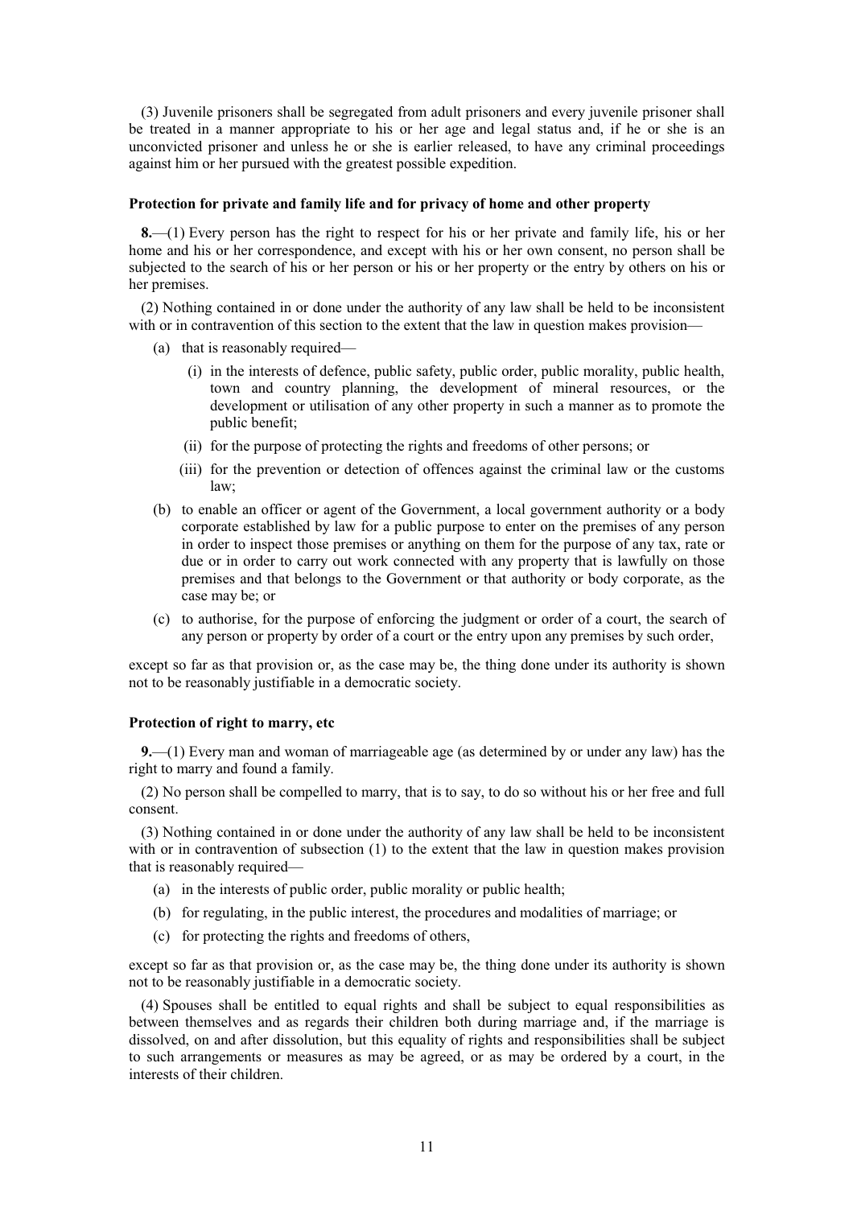(3) Juvenile prisoners shall be segregated from adult prisoners and every juvenile prisoner shall be treated in a manner appropriate to his or her age and legal status and, if he or she is an unconvicted prisoner and unless he or she is earlier released, to have any criminal proceedings against him or her pursued with the greatest possible expedition.

**Protection for private and family life and for privacy of home and other property**

**8.**—(1) Every person has the right to respect for his or her private and family life, his or her home and his or her correspondence, and except with his or her own consent, no person shall be subjected to the search of his or her person or his or her property or the entry by others on his or her premises.

(2) Nothing contained in or done under the authority of any law shall be held to be inconsistent with or in contravention of this section to the extent that the law in question makes provision—

- (a) that is reasonably required—
  - (i) in the interests of defence, public safety, public order, public morality, public health, town and country planning, the development of mineral resources, or the development or utilisation of any other property in such a manner as to promote the public benefit;
  - (ii) for the purpose of protecting the rights and freedoms of other persons; or
  - (iii) for the prevention or detection of offences against the criminal law or the customs law;
- (b) to enable an officer or agent of the Government, a local government authority or a body corporate established by law for a public purpose to enter on the premises of any person in order to inspect those premises or anything on them for the purpose of any tax, rate or due or in order to carry out work connected with any property that is lawfully on those premises and that belongs to the Government or that authority or body corporate, as the case may be; or
- (c) to authorise, for the purpose of enforcing the judgment or order of a court, the search of any person or property by order of a court or the entry upon any premises by such order,

except so far as that provision or, as the case may be, the thing done under its authority is shown not to be reasonably justifiable in a democratic society.

**Protection of right to marry, etc**

**9.**—(1) Every man and woman of marriageable age (as determined by or under any law) has the right to marry and found a family.

(2) No person shall be compelled to marry, that is to say, to do so without his or her free and full consent.

(3) Nothing contained in or done under the authority of any law shall be held to be inconsistent with or in contravention of subsection (1) to the extent that the law in question makes provision that is reasonably required—

- (a) in the interests of public order, public morality or public health;
- (b) for regulating, in the public interest, the procedures and modalities of marriage; or
- (c) for protecting the rights and freedoms of others,

except so far as that provision or, as the case may be, the thing done under its authority is shown not to be reasonably justifiable in a democratic society.

(4) Spouses shall be entitled to equal rights and shall be subject to equal responsibilities as between themselves and as regards their children both during marriage and, if the marriage is dissolved, on and after dissolution, but this equality of rights and responsibilities shall be subject to such arrangements or measures as may be agreed, or as may be ordered by a court, in the interests of their children.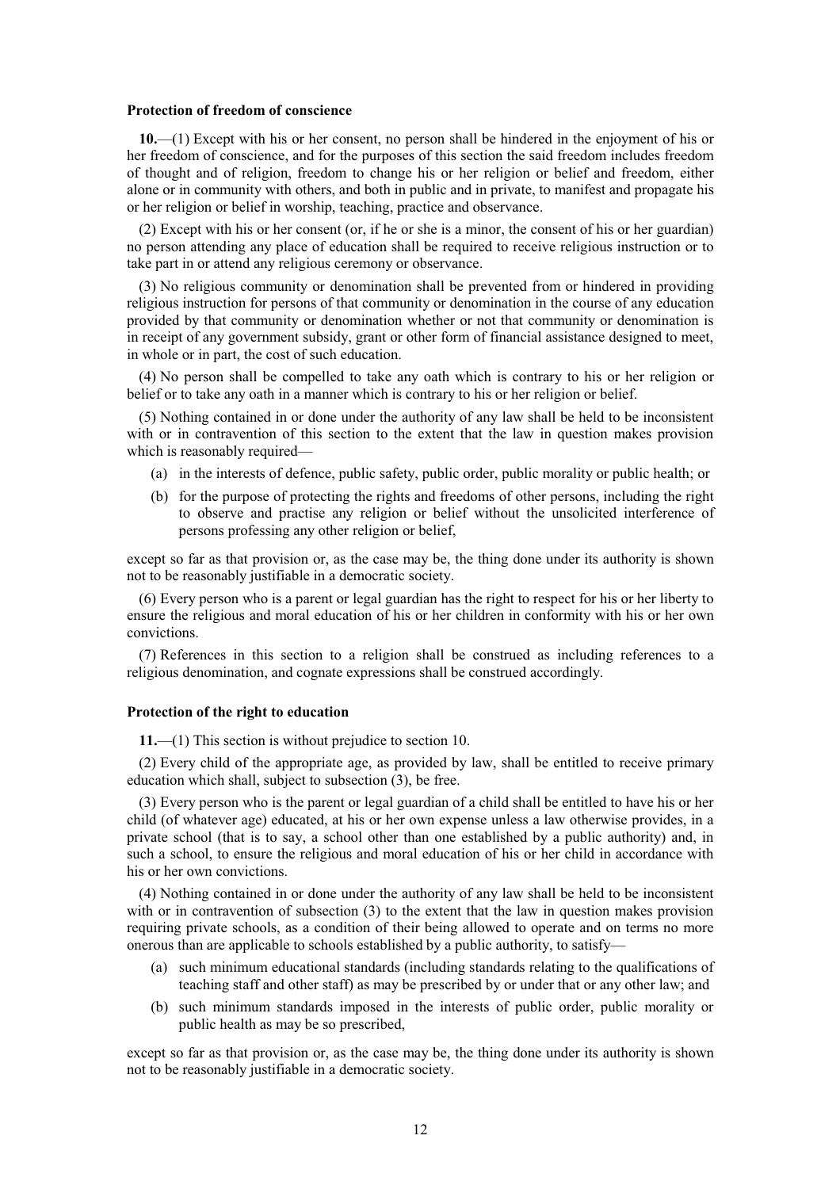**Protection of freedom of conscience**

**10.**—(1) Except with his or her consent, no person shall be hindered in the enjoyment of his or her freedom of conscience, and for the purposes of this section the said freedom includes freedom of thought and of religion, freedom to change his or her religion or belief and freedom, either alone or in community with others, and both in public and in private, to manifest and propagate his or her religion or belief in worship, teaching, practice and observance.

(2) Except with his or her consent (or, if he or she is a minor, the consent of his or her guardian) no person attending any place of education shall be required to receive religious instruction or to take part in or attend any religious ceremony or observance.

(3) No religious community or denomination shall be prevented from or hindered in providing religious instruction for persons of that community or denomination in the course of any education provided by that community or denomination whether or not that community or denomination is in receipt of any government subsidy, grant or other form of financial assistance designed to meet, in whole or in part, the cost of such education.

(4) No person shall be compelled to take any oath which is contrary to his or her religion or belief or to take any oath in a manner which is contrary to his or her religion or belief.

(5) Nothing contained in or done under the authority of any law shall be held to be inconsistent with or in contravention of this section to the extent that the law in question makes provision which is reasonably required—

(a) in the interests of defence, public safety, public order, public morality or public health; or

(b) for the purpose of protecting the rights and freedoms of other persons, including the right to observe and practise any religion or belief without the unsolicited interference of persons professing any other religion or belief,

except so far as that provision or, as the case may be, the thing done under its authority is shown not to be reasonably justifiable in a democratic society.

(6) Every person who is a parent or legal guardian has the right to respect for his or her liberty to ensure the religious and moral education of his or her children in conformity with his or her own convictions.

(7) References in this section to a religion shall be construed as including references to a religious denomination, and cognate expressions shall be construed accordingly.

**Protection of the right to education**

**11.**—(1) This section is without prejudice to section 10.

(2) Every child of the appropriate age, as provided by law, shall be entitled to receive primary education which shall, subject to subsection (3), be free.

(3) Every person who is the parent or legal guardian of a child shall be entitled to have his or her child (of whatever age) educated, at his or her own expense unless a law otherwise provides, in a private school (that is to say, a school other than one established by a public authority) and, in such a school, to ensure the religious and moral education of his or her child in accordance with his or her own convictions.

(4) Nothing contained in or done under the authority of any law shall be held to be inconsistent with or in contravention of subsection (3) to the extent that the law in question makes provision requiring private schools, as a condition of their being allowed to operate and on terms no more onerous than are applicable to schools established by a public authority, to satisfy—

(a) such minimum educational standards (including standards relating to the qualifications of teaching staff and other staff) as may be prescribed by or under that or any other law; and

(b) such minimum standards imposed in the interests of public order, public morality or public health as may be so prescribed,

except so far as that provision or, as the case may be, the thing done under its authority is shown not to be reasonably justifiable in a democratic society.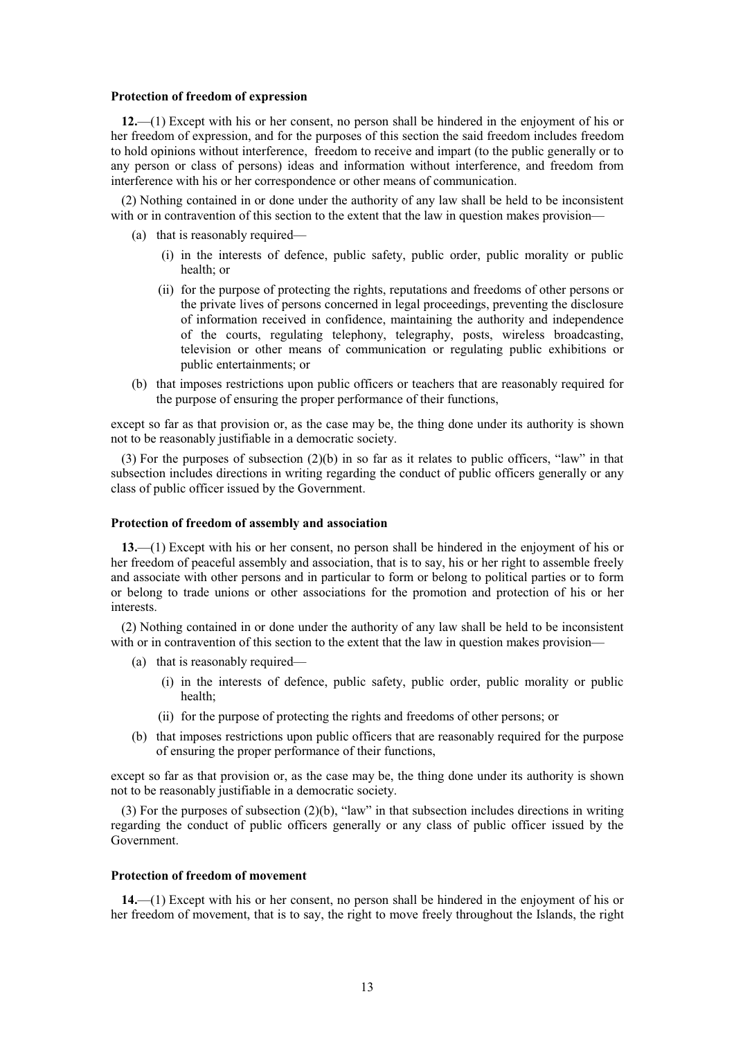**Protection of freedom of expression**

**12.**—(1) Except with his or her consent, no person shall be hindered in the enjoyment of his or her freedom of expression, and for the purposes of this section the said freedom includes freedom to hold opinions without interference, freedom to receive and impart (to the public generally or to any person or class of persons) ideas and information without interference, and freedom from interference with his or her correspondence or other means of communication.

(2) Nothing contained in or done under the authority of any law shall be held to be inconsistent with or in contravention of this section to the extent that the law in question makes provision—

- (a) that is reasonably required—
  - (i) in the interests of defence, public safety, public order, public morality or public health; or
  - (ii) for the purpose of protecting the rights, reputations and freedoms of other persons or the private lives of persons concerned in legal proceedings, preventing the disclosure of information received in confidence, maintaining the authority and independence of the courts, regulating telephony, telegraphy, posts, wireless broadcasting, television or other means of communication or regulating public exhibitions or public entertainments; or
- (b) that imposes restrictions upon public officers or teachers that are reasonably required for the purpose of ensuring the proper performance of their functions,

except so far as that provision or, as the case may be, the thing done under its authority is shown not to be reasonably justifiable in a democratic society.

(3) For the purposes of subsection (2)(b) in so far as it relates to public officers, "law" in that subsection includes directions in writing regarding the conduct of public officers generally or any class of public officer issued by the Government.

**Protection of freedom of assembly and association**

**13.**—(1) Except with his or her consent, no person shall be hindered in the enjoyment of his or her freedom of peaceful assembly and association, that is to say, his or her right to assemble freely and associate with other persons and in particular to form or belong to political parties or to form or belong to trade unions or other associations for the promotion and protection of his or her interests.

(2) Nothing contained in or done under the authority of any law shall be held to be inconsistent with or in contravention of this section to the extent that the law in question makes provision—

- (a) that is reasonably required—
  - (i) in the interests of defence, public safety, public order, public morality or public health;
  - (ii) for the purpose of protecting the rights and freedoms of other persons; or
- (b) that imposes restrictions upon public officers that are reasonably required for the purpose of ensuring the proper performance of their functions,

except so far as that provision or, as the case may be, the thing done under its authority is shown not to be reasonably justifiable in a democratic society.

(3) For the purposes of subsection (2)(b), "law" in that subsection includes directions in writing regarding the conduct of public officers generally or any class of public officer issued by the Government.

**Protection of freedom of movement**

**14.**—(1) Except with his or her consent, no person shall be hindered in the enjoyment of his or her freedom of movement, that is to say, the right to move freely throughout the Islands, the right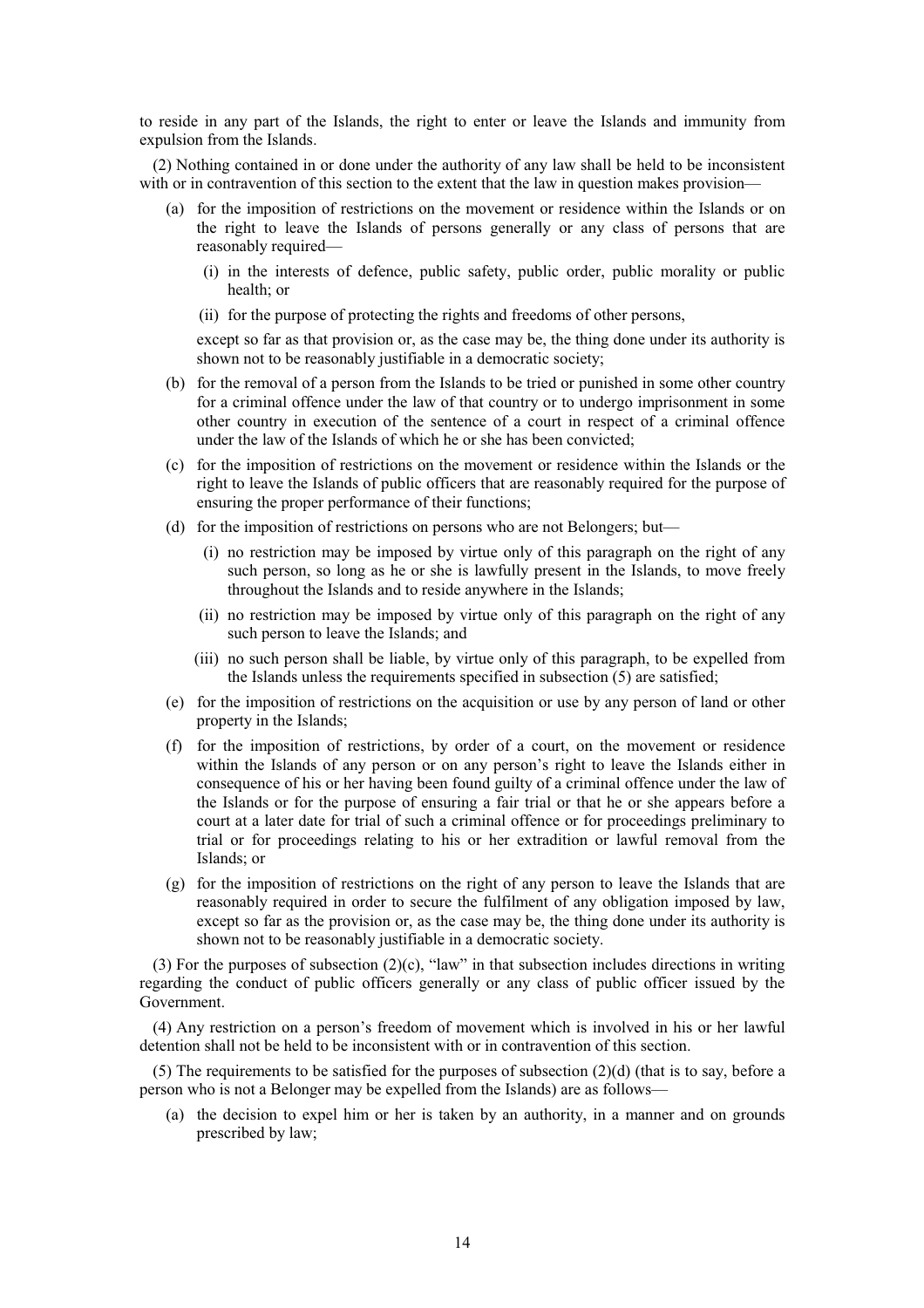to reside in any part of the Islands, the right to enter or leave the Islands and immunity from expulsion from the Islands.

(2) Nothing contained in or done under the authority of any law shall be held to be inconsistent with or in contravention of this section to the extent that the law in question makes provision—

- (a) for the imposition of restrictions on the movement or residence within the Islands or on the right to leave the Islands of persons generally or any class of persons that are reasonably required—
  - (i) in the interests of defence, public safety, public order, public morality or public health; or
  - (ii) for the purpose of protecting the rights and freedoms of other persons,

  except so far as that provision or, as the case may be, the thing done under its authority is shown not to be reasonably justifiable in a democratic society;
- (b) for the removal of a person from the Islands to be tried or punished in some other country for a criminal offence under the law of that country or to undergo imprisonment in some other country in execution of the sentence of a court in respect of a criminal offence under the law of the Islands of which he or she has been convicted;
- (c) for the imposition of restrictions on the movement or residence within the Islands or the right to leave the Islands of public officers that are reasonably required for the purpose of ensuring the proper performance of their functions;
- (d) for the imposition of restrictions on persons who are not Belongers; but—
  - (i) no restriction may be imposed by virtue only of this paragraph on the right of any such person, so long as he or she is lawfully present in the Islands, to move freely throughout the Islands and to reside anywhere in the Islands;
  - (ii) no restriction may be imposed by virtue only of this paragraph on the right of any such person to leave the Islands; and
  - (iii) no such person shall be liable, by virtue only of this paragraph, to be expelled from the Islands unless the requirements specified in subsection (5) are satisfied;
- (e) for the imposition of restrictions on the acquisition or use by any person of land or other property in the Islands;
- (f) for the imposition of restrictions, by order of a court, on the movement or residence within the Islands of any person or on any person's right to leave the Islands either in consequence of his or her having been found guilty of a criminal offence under the law of the Islands or for the purpose of ensuring a fair trial or that he or she appears before a court at a later date for trial of such a criminal offence or for proceedings preliminary to trial or for proceedings relating to his or her extradition or lawful removal from the Islands; or
- (g) for the imposition of restrictions on the right of any person to leave the Islands that are reasonably required in order to secure the fulfilment of any obligation imposed by law, except so far as the provision or, as the case may be, the thing done under its authority is shown not to be reasonably justifiable in a democratic society.

(3) For the purposes of subsection (2)(c), "law" in that subsection includes directions in writing regarding the conduct of public officers generally or any class of public officer issued by the Government.

(4) Any restriction on a person's freedom of movement which is involved in his or her lawful detention shall not be held to be inconsistent with or in contravention of this section.

(5) The requirements to be satisfied for the purposes of subsection (2)(d) (that is to say, before a person who is not a Belonger may be expelled from the Islands) are as follows—

- (a) the decision to expel him or her is taken by an authority, in a manner and on grounds prescribed by law;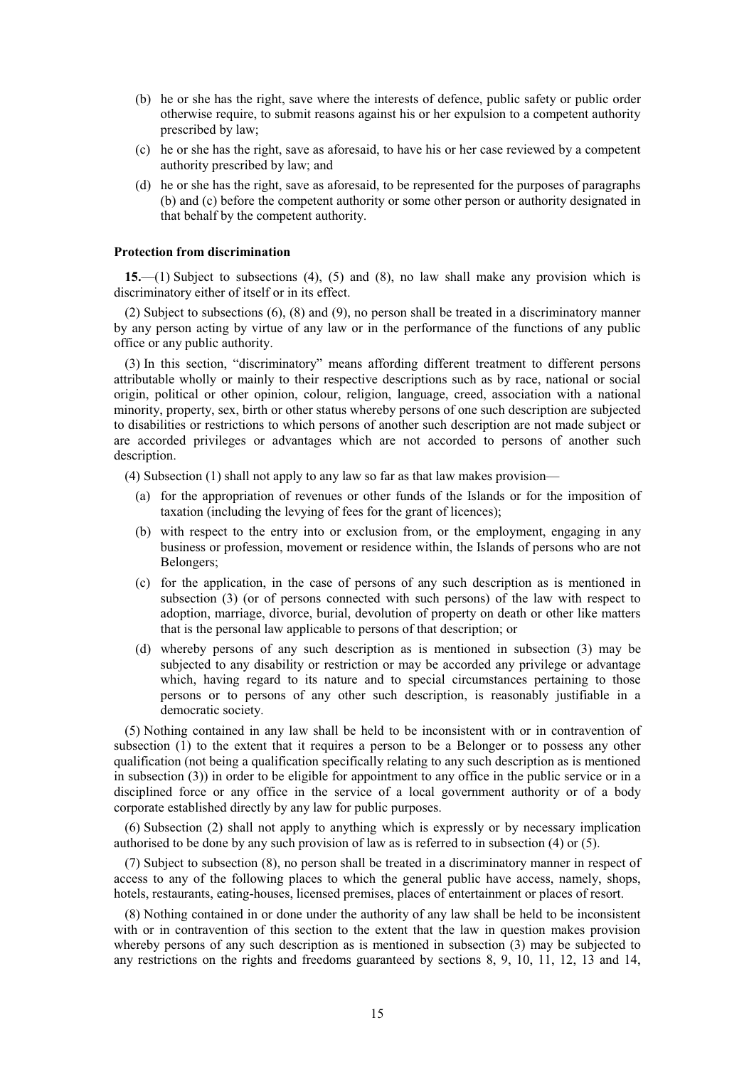(b) he or she has the right, save where the interests of defence, public safety or public order otherwise require, to submit reasons against his or her expulsion to a competent authority prescribed by law;

(c) he or she has the right, save as aforesaid, to have his or her case reviewed by a competent authority prescribed by law; and

(d) he or she has the right, save as aforesaid, to be represented for the purposes of paragraphs (b) and (c) before the competent authority or some other person or authority designated in that behalf by the competent authority.

**Protection from discrimination**

**15.**—(1) Subject to subsections (4), (5) and (8), no law shall make any provision which is discriminatory either of itself or in its effect.

(2) Subject to subsections (6), (8) and (9), no person shall be treated in a discriminatory manner by any person acting by virtue of any law or in the performance of the functions of any public office or any public authority.

(3) In this section, "discriminatory" means affording different treatment to different persons attributable wholly or mainly to their respective descriptions such as by race, national or social origin, political or other opinion, colour, religion, language, creed, association with a national minority, property, sex, birth or other status whereby persons of one such description are subjected to disabilities or restrictions to which persons of another such description are not made subject or are accorded privileges or advantages which are not accorded to persons of another such description.

(4) Subsection (1) shall not apply to any law so far as that law makes provision—

(a) for the appropriation of revenues or other funds of the Islands or for the imposition of taxation (including the levying of fees for the grant of licences);

(b) with respect to the entry into or exclusion from, or the employment, engaging in any business or profession, movement or residence within, the Islands of persons who are not Belongers;

(c) for the application, in the case of persons of any such description as is mentioned in subsection (3) (or of persons connected with such persons) of the law with respect to adoption, marriage, divorce, burial, devolution of property on death or other like matters that is the personal law applicable to persons of that description; or

(d) whereby persons of any such description as is mentioned in subsection (3) may be subjected to any disability or restriction or may be accorded any privilege or advantage which, having regard to its nature and to special circumstances pertaining to those persons or to persons of any other such description, is reasonably justifiable in a democratic society.

(5) Nothing contained in any law shall be held to be inconsistent with or in contravention of subsection (1) to the extent that it requires a person to be a Belonger or to possess any other qualification (not being a qualification specifically relating to any such description as is mentioned in subsection (3)) in order to be eligible for appointment to any office in the public service or in a disciplined force or any office in the service of a local government authority or of a body corporate established directly by any law for public purposes.

(6) Subsection (2) shall not apply to anything which is expressly or by necessary implication authorised to be done by any such provision of law as is referred to in subsection (4) or (5).

(7) Subject to subsection (8), no person shall be treated in a discriminatory manner in respect of access to any of the following places to which the general public have access, namely, shops, hotels, restaurants, eating-houses, licensed premises, places of entertainment or places of resort.

(8) Nothing contained in or done under the authority of any law shall be held to be inconsistent with or in contravention of this section to the extent that the law in question makes provision whereby persons of any such description as is mentioned in subsection (3) may be subjected to any restrictions on the rights and freedoms guaranteed by sections 8, 9, 10, 11, 12, 13 and 14,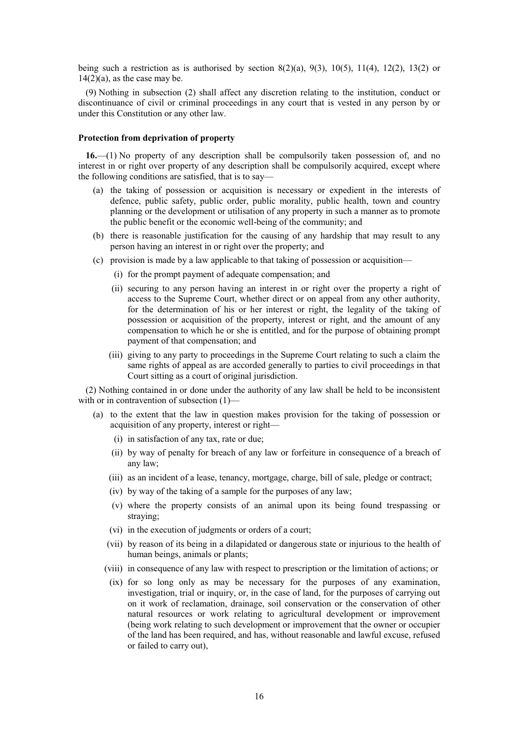being such a restriction as is authorised by section 8(2)(a), 9(3), 10(5), 11(4), 12(2), 13(2) or 14(2)(a), as the case may be.

(9) Nothing in subsection (2) shall affect any discretion relating to the institution, conduct or discontinuance of civil or criminal proceedings in any court that is vested in any person by or under this Constitution or any other law.

**Protection from deprivation of property**

**16.**—(1) No property of any description shall be compulsorily taken possession of, and no interest in or right over property of any description shall be compulsorily acquired, except where the following conditions are satisfied, that is to say—

(a) the taking of possession or acquisition is necessary or expedient in the interests of defence, public safety, public order, public morality, public health, town and country planning or the development or utilisation of any property in such a manner as to promote the public benefit or the economic well-being of the community; and

(b) there is reasonable justification for the causing of any hardship that may result to any person having an interest in or right over the property; and

(c) provision is made by a law applicable to that taking of possession or acquisition—

(i) for the prompt payment of adequate compensation; and

(ii) securing to any person having an interest in or right over the property a right of access to the Supreme Court, whether direct or on appeal from any other authority, for the determination of his or her interest or right, the legality of the taking of possession or acquisition of the property, interest or right, and the amount of any compensation to which he or she is entitled, and for the purpose of obtaining prompt payment of that compensation; and

(iii) giving to any party to proceedings in the Supreme Court relating to such a claim the same rights of appeal as are accorded generally to parties to civil proceedings in that Court sitting as a court of original jurisdiction.

(2) Nothing contained in or done under the authority of any law shall be held to be inconsistent with or in contravention of subsection (1)—

(a) to the extent that the law in question makes provision for the taking of possession or acquisition of any property, interest or right—

(i) in satisfaction of any tax, rate or due;

(ii) by way of penalty for breach of any law or forfeiture in consequence of a breach of any law;

(iii) as an incident of a lease, tenancy, mortgage, charge, bill of sale, pledge or contract;

(iv) by way of the taking of a sample for the purposes of any law;

(v) where the property consists of an animal upon its being found trespassing or straying;

(vi) in the execution of judgments or orders of a court;

(vii) by reason of its being in a dilapidated or dangerous state or injurious to the health of human beings, animals or plants;

(viii) in consequence of any law with respect to prescription or the limitation of actions; or

(ix) for so long only as may be necessary for the purposes of any examination, investigation, trial or inquiry, or, in the case of land, for the purposes of carrying out on it work of reclamation, drainage, soil conservation or the conservation of other natural resources or work relating to agricultural development or improvement (being work relating to such development or improvement that the owner or occupier of the land has been required, and has, without reasonable and lawful excuse, refused or failed to carry out),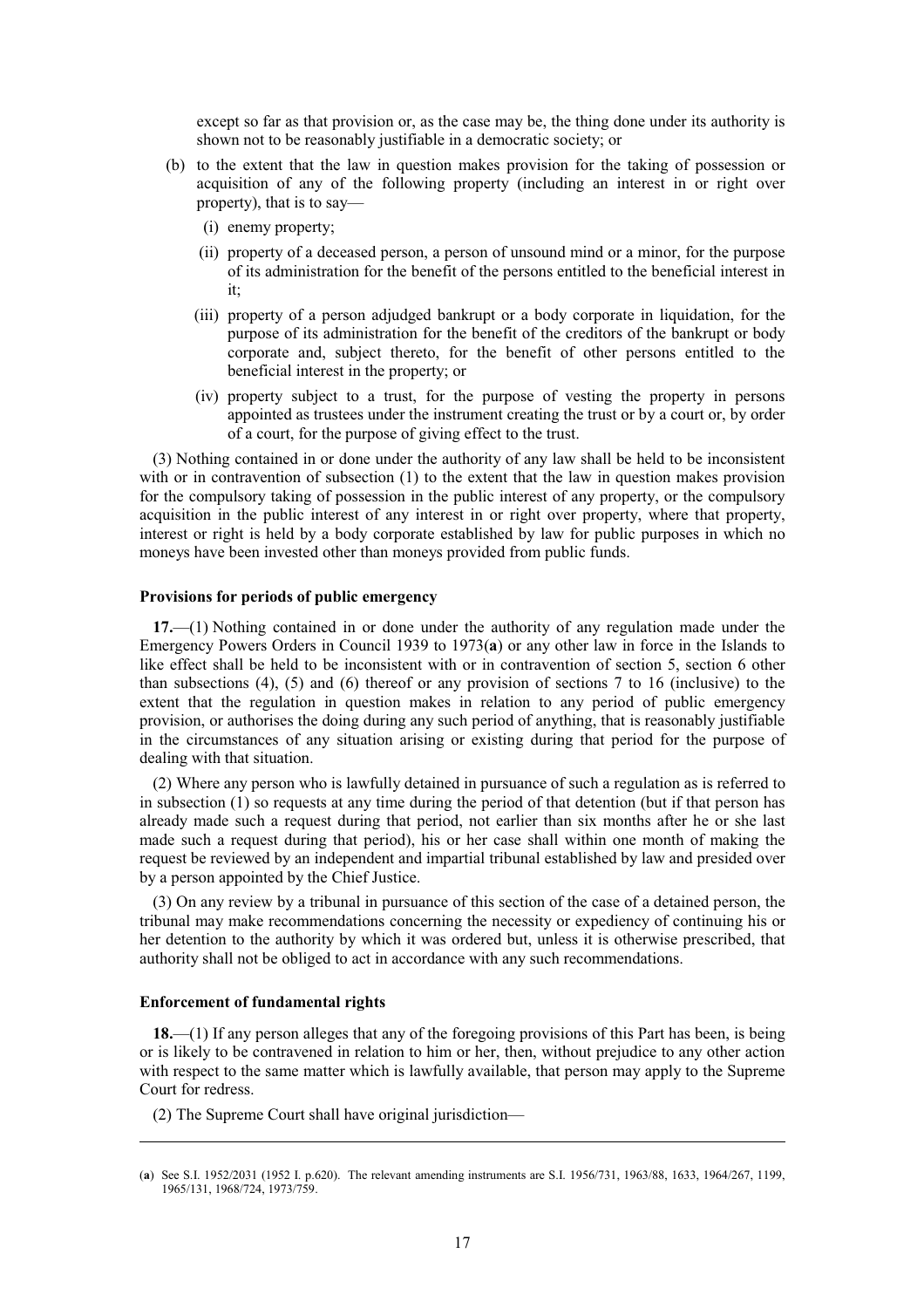except so far as that provision or, as the case may be, the thing done under its authority is shown not to be reasonably justifiable in a democratic society; or

(b) to the extent that the law in question makes provision for the taking of possession or acquisition of any of the following property (including an interest in or right over property), that is to say—

(i) enemy property;

(ii) property of a deceased person, a person of unsound mind or a minor, for the purpose of its administration for the benefit of the persons entitled to the beneficial interest in it;

(iii) property of a person adjudged bankrupt or a body corporate in liquidation, for the purpose of its administration for the benefit of the creditors of the bankrupt or body corporate and, subject thereto, for the benefit of other persons entitled to the beneficial interest in the property; or

(iv) property subject to a trust, for the purpose of vesting the property in persons appointed as trustees under the instrument creating the trust or by a court or, by order of a court, for the purpose of giving effect to the trust.

(3) Nothing contained in or done under the authority of any law shall be held to be inconsistent with or in contravention of subsection (1) to the extent that the law in question makes provision for the compulsory taking of possession in the public interest of any property, or the compulsory acquisition in the public interest of any interest in or right over property, where that property, interest or right is held by a body corporate established by law for public purposes in which no moneys have been invested other than moneys provided from public funds.

**Provisions for periods of public emergency**

**17.**—(1) Nothing contained in or done under the authority of any regulation made under the Emergency Powers Orders in Council 1939 to 1973(**a**) or any other law in force in the Islands to like effect shall be held to be inconsistent with or in contravention of section 5, section 6 other than subsections (4), (5) and (6) thereof or any provision of sections 7 to 16 (inclusive) to the extent that the regulation in question makes in relation to any period of public emergency provision, or authorises the doing during any such period of anything, that is reasonably justifiable in the circumstances of any situation arising or existing during that period for the purpose of dealing with that situation.

(2) Where any person who is lawfully detained in pursuance of such a regulation as is referred to in subsection (1) so requests at any time during the period of that detention (but if that person has already made such a request during that period, not earlier than six months after he or she last made such a request during that period), his or her case shall within one month of making the request be reviewed by an independent and impartial tribunal established by law and presided over by a person appointed by the Chief Justice.

(3) On any review by a tribunal in pursuance of this section of the case of a detained person, the tribunal may make recommendations concerning the necessity or expediency of continuing his or her detention to the authority by which it was ordered but, unless it is otherwise prescribed, that authority shall not be obliged to act in accordance with any such recommendations.

**Enforcement of fundamental rights**

**18.**—(1) If any person alleges that any of the foregoing provisions of this Part has been, is being or is likely to be contravened in relation to him or her, then, without prejudice to any other action with respect to the same matter which is lawfully available, that person may apply to the Supreme Court for redress.

(2) The Supreme Court shall have original jurisdiction—

---

(**a**) See S.I. 1952/2031 (1952 I. p.620). The relevant amending instruments are S.I. 1956/731, 1963/88, 1633, 1964/267, 1199, 1965/131, 1968/724, 1973/759.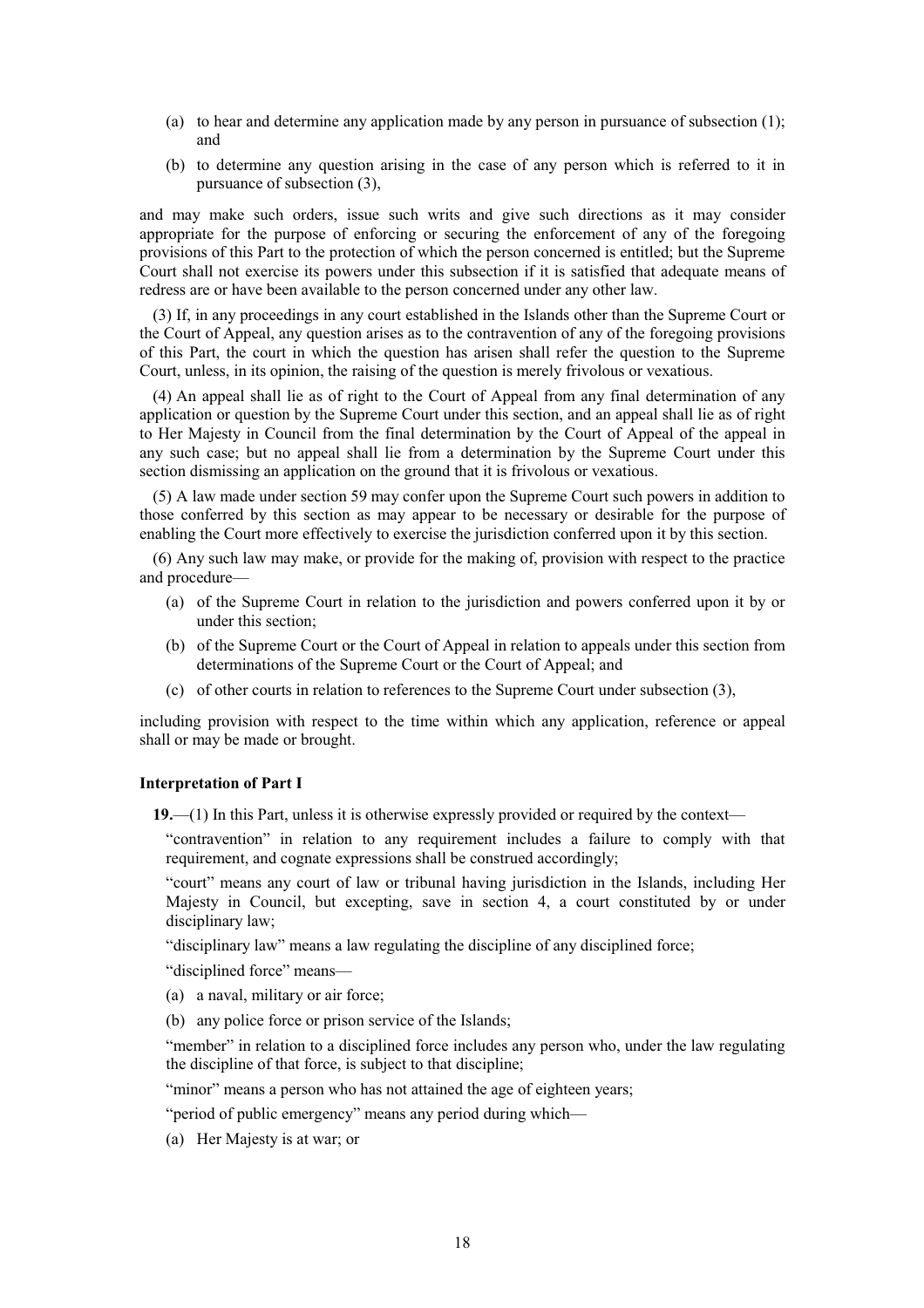- (a) to hear and determine any application made by any person in pursuance of subsection (1); and
- (b) to determine any question arising in the case of any person which is referred to it in pursuance of subsection (3),

and may make such orders, issue such writs and give such directions as it may consider appropriate for the purpose of enforcing or securing the enforcement of any of the foregoing provisions of this Part to the protection of which the person concerned is entitled; but the Supreme Court shall not exercise its powers under this subsection if it is satisfied that adequate means of redress are or have been available to the person concerned under any other law.

(3) If, in any proceedings in any court established in the Islands other than the Supreme Court or the Court of Appeal, any question arises as to the contravention of any of the foregoing provisions of this Part, the court in which the question has arisen shall refer the question to the Supreme Court, unless, in its opinion, the raising of the question is merely frivolous or vexatious.

(4) An appeal shall lie as of right to the Court of Appeal from any final determination of any application or question by the Supreme Court under this section, and an appeal shall lie as of right to Her Majesty in Council from the final determination by the Court of Appeal of the appeal in any such case; but no appeal shall lie from a determination by the Supreme Court under this section dismissing an application on the ground that it is frivolous or vexatious.

(5) A law made under section 59 may confer upon the Supreme Court such powers in addition to those conferred by this section as may appear to be necessary or desirable for the purpose of enabling the Court more effectively to exercise the jurisdiction conferred upon it by this section.

(6) Any such law may make, or provide for the making of, provision with respect to the practice and procedure—

- (a) of the Supreme Court in relation to the jurisdiction and powers conferred upon it by or under this section;
- (b) of the Supreme Court or the Court of Appeal in relation to appeals under this section from determinations of the Supreme Court or the Court of Appeal; and
- (c) of other courts in relation to references to the Supreme Court under subsection (3),

including provision with respect to the time within which any application, reference or appeal shall or may be made or brought.

**Interpretation of Part I**

**19.**—(1) In this Part, unless it is otherwise expressly provided or required by the context—

"contravention" in relation to any requirement includes a failure to comply with that requirement, and cognate expressions shall be construed accordingly;

"court" means any court of law or tribunal having jurisdiction in the Islands, including Her Majesty in Council, but excepting, save in section 4, a court constituted by or under disciplinary law;

"disciplinary law" means a law regulating the discipline of any disciplined force;

"disciplined force" means—

- (a) a naval, military or air force;
- (b) any police force or prison service of the Islands;

"member" in relation to a disciplined force includes any person who, under the law regulating the discipline of that force, is subject to that discipline;

"minor" means a person who has not attained the age of eighteen years;

"period of public emergency" means any period during which—

- (a) Her Majesty is at war; or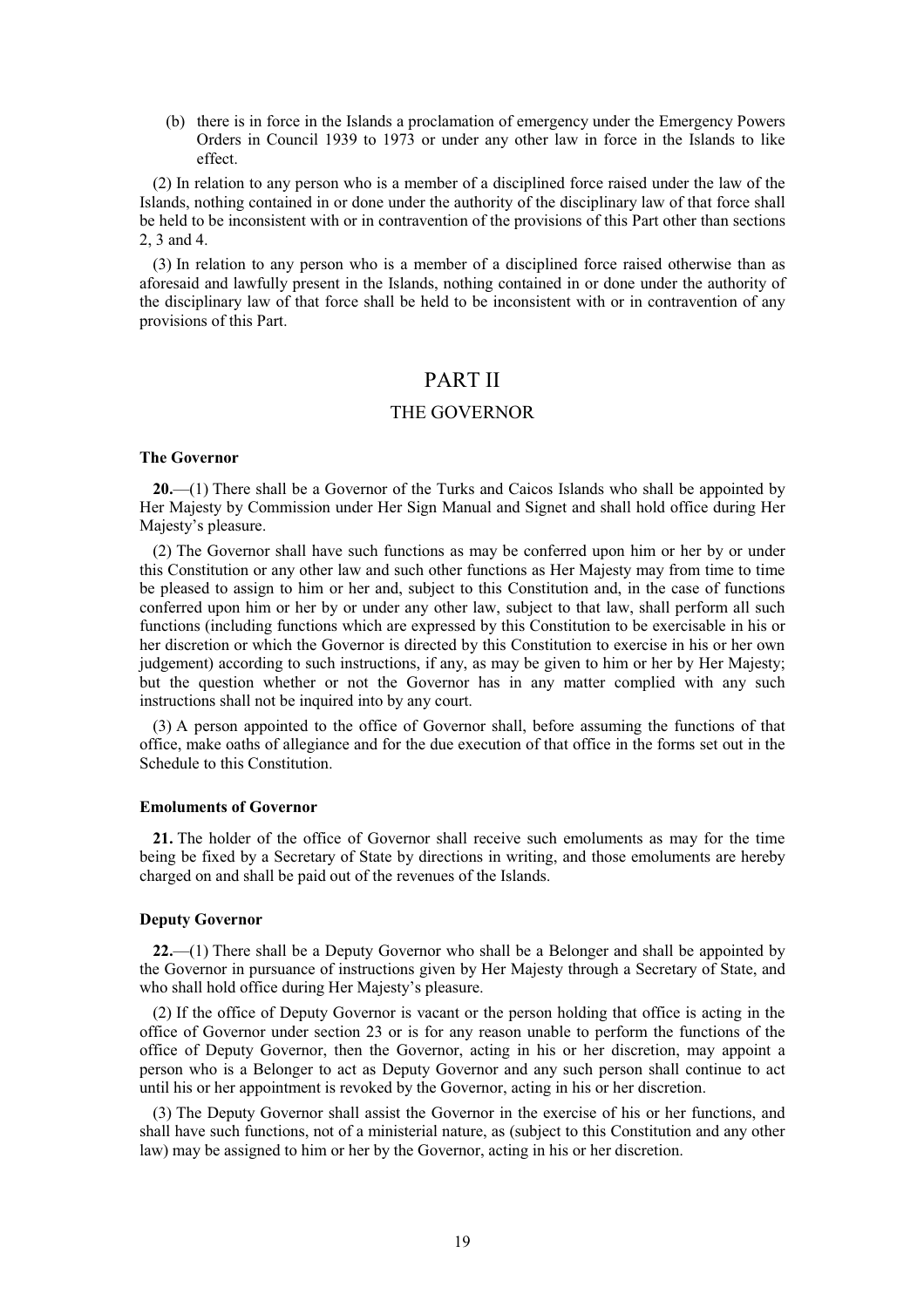(b) there is in force in the Islands a proclamation of emergency under the Emergency Powers Orders in Council 1939 to 1973 or under any other law in force in the Islands to like effect.

(2) In relation to any person who is a member of a disciplined force raised under the law of the Islands, nothing contained in or done under the authority of the disciplinary law of that force shall be held to be inconsistent with or in contravention of the provisions of this Part other than sections 2, 3 and 4.

(3) In relation to any person who is a member of a disciplined force raised otherwise than as aforesaid and lawfully present in the Islands, nothing contained in or done under the authority of the disciplinary law of that force shall be held to be inconsistent with or in contravention of any provisions of this Part.

# PART II

## THE GOVERNOR

### The Governor

**20.**—(1) There shall be a Governor of the Turks and Caicos Islands who shall be appointed by Her Majesty by Commission under Her Sign Manual and Signet and shall hold office during Her Majesty's pleasure.

(2) The Governor shall have such functions as may be conferred upon him or her by or under this Constitution or any other law and such other functions as Her Majesty may from time to time be pleased to assign to him or her and, subject to this Constitution and, in the case of functions conferred upon him or her by or under any other law, subject to that law, shall perform all such functions (including functions which are expressed by this Constitution to be exercisable in his or her discretion or which the Governor is directed by this Constitution to exercise in his or her own judgement) according to such instructions, if any, as may be given to him or her by Her Majesty; but the question whether or not the Governor has in any matter complied with any such instructions shall not be inquired into by any court.

(3) A person appointed to the office of Governor shall, before assuming the functions of that office, make oaths of allegiance and for the due execution of that office in the forms set out in the Schedule to this Constitution.

### Emoluments of Governor

**21.** The holder of the office of Governor shall receive such emoluments as may for the time being be fixed by a Secretary of State by directions in writing, and those emoluments are hereby charged on and shall be paid out of the revenues of the Islands.

### Deputy Governor

**22.**—(1) There shall be a Deputy Governor who shall be a Belonger and shall be appointed by the Governor in pursuance of instructions given by Her Majesty through a Secretary of State, and who shall hold office during Her Majesty's pleasure.

(2) If the office of Deputy Governor is vacant or the person holding that office is acting in the office of Governor under section 23 or is for any reason unable to perform the functions of the office of Deputy Governor, then the Governor, acting in his or her discretion, may appoint a person who is a Belonger to act as Deputy Governor and any such person shall continue to act until his or her appointment is revoked by the Governor, acting in his or her discretion.

(3) The Deputy Governor shall assist the Governor in the exercise of his or her functions, and shall have such functions, not of a ministerial nature, as (subject to this Constitution and any other law) may be assigned to him or her by the Governor, acting in his or her discretion.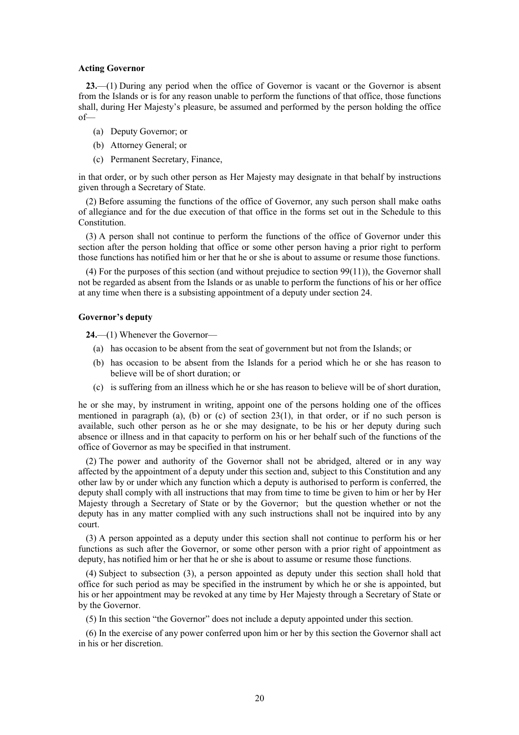#### Acting Governor

**23.**—(1) During any period when the office of Governor is vacant or the Governor is absent from the Islands or is for any reason unable to perform the functions of that office, those functions shall, during Her Majesty's pleasure, be assumed and performed by the person holding the office of—

(a) Deputy Governor; or

(b) Attorney General; or

(c) Permanent Secretary, Finance,

in that order, or by such other person as Her Majesty may designate in that behalf by instructions given through a Secretary of State.

(2) Before assuming the functions of the office of Governor, any such person shall make oaths of allegiance and for the due execution of that office in the forms set out in the Schedule to this Constitution.

(3) A person shall not continue to perform the functions of the office of Governor under this section after the person holding that office or some other person having a prior right to perform those functions has notified him or her that he or she is about to assume or resume those functions.

(4) For the purposes of this section (and without prejudice to section 99(11)), the Governor shall not be regarded as absent from the Islands or as unable to perform the functions of his or her office at any time when there is a subsisting appointment of a deputy under section 24.

#### Governor's deputy

**24.**—(1) Whenever the Governor—

(a) has occasion to be absent from the seat of government but not from the Islands; or

(b) has occasion to be absent from the Islands for a period which he or she has reason to believe will be of short duration; or

(c) is suffering from an illness which he or she has reason to believe will be of short duration,

he or she may, by instrument in writing, appoint one of the persons holding one of the offices mentioned in paragraph (a), (b) or (c) of section 23(1), in that order, or if no such person is available, such other person as he or she may designate, to be his or her deputy during such absence or illness and in that capacity to perform on his or her behalf such of the functions of the office of Governor as may be specified in that instrument.

(2) The power and authority of the Governor shall not be abridged, altered or in any way affected by the appointment of a deputy under this section and, subject to this Constitution and any other law by or under which any function which a deputy is authorised to perform is conferred, the deputy shall comply with all instructions that may from time to time be given to him or her by Her Majesty through a Secretary of State or by the Governor; but the question whether or not the deputy has in any matter complied with any such instructions shall not be inquired into by any court.

(3) A person appointed as a deputy under this section shall not continue to perform his or her functions as such after the Governor, or some other person with a prior right of appointment as deputy, has notified him or her that he or she is about to assume or resume those functions.

(4) Subject to subsection (3), a person appointed as deputy under this section shall hold that office for such period as may be specified in the instrument by which he or she is appointed, but his or her appointment may be revoked at any time by Her Majesty through a Secretary of State or by the Governor.

(5) In this section "the Governor" does not include a deputy appointed under this section.

(6) In the exercise of any power conferred upon him or her by this section the Governor shall act in his or her discretion.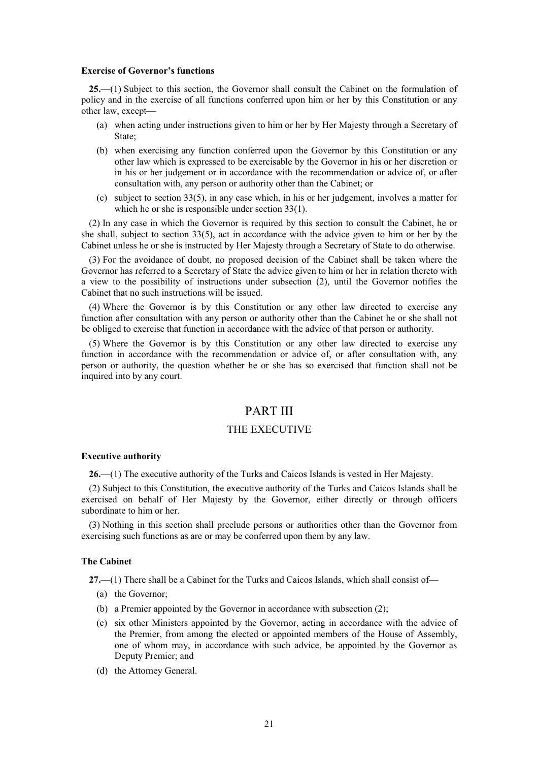**Exercise of Governor's functions**

**25.**—(1) Subject to this section, the Governor shall consult the Cabinet on the formulation of policy and in the exercise of all functions conferred upon him or her by this Constitution or any other law, except—

- (a) when acting under instructions given to him or her by Her Majesty through a Secretary of State;
- (b) when exercising any function conferred upon the Governor by this Constitution or any other law which is expressed to be exercisable by the Governor in his or her discretion or in his or her judgement or in accordance with the recommendation or advice of, or after consultation with, any person or authority other than the Cabinet; or
- (c) subject to section 33(5), in any case which, in his or her judgement, involves a matter for which he or she is responsible under section 33(1).

(2) In any case in which the Governor is required by this section to consult the Cabinet, he or she shall, subject to section 33(5), act in accordance with the advice given to him or her by the Cabinet unless he or she is instructed by Her Majesty through a Secretary of State to do otherwise.

(3) For the avoidance of doubt, no proposed decision of the Cabinet shall be taken where the Governor has referred to a Secretary of State the advice given to him or her in relation thereto with a view to the possibility of instructions under subsection (2), until the Governor notifies the Cabinet that no such instructions will be issued.

(4) Where the Governor is by this Constitution or any other law directed to exercise any function after consultation with any person or authority other than the Cabinet he or she shall not be obliged to exercise that function in accordance with the advice of that person or authority.

(5) Where the Governor is by this Constitution or any other law directed to exercise any function in accordance with the recommendation or advice of, or after consultation with, any person or authority, the question whether he or she has so exercised that function shall not be inquired into by any court.

# PART III

## THE EXECUTIVE

**Executive authority**

**26.**—(1) The executive authority of the Turks and Caicos Islands is vested in Her Majesty.

(2) Subject to this Constitution, the executive authority of the Turks and Caicos Islands shall be exercised on behalf of Her Majesty by the Governor, either directly or through officers subordinate to him or her.

(3) Nothing in this section shall preclude persons or authorities other than the Governor from exercising such functions as are or may be conferred upon them by any law.

**The Cabinet**

**27.**—(1) There shall be a Cabinet for the Turks and Caicos Islands, which shall consist of—

- (a) the Governor;
- (b) a Premier appointed by the Governor in accordance with subsection (2);
- (c) six other Ministers appointed by the Governor, acting in accordance with the advice of the Premier, from among the elected or appointed members of the House of Assembly, one of whom may, in accordance with such advice, be appointed by the Governor as Deputy Premier; and
- (d) the Attorney General.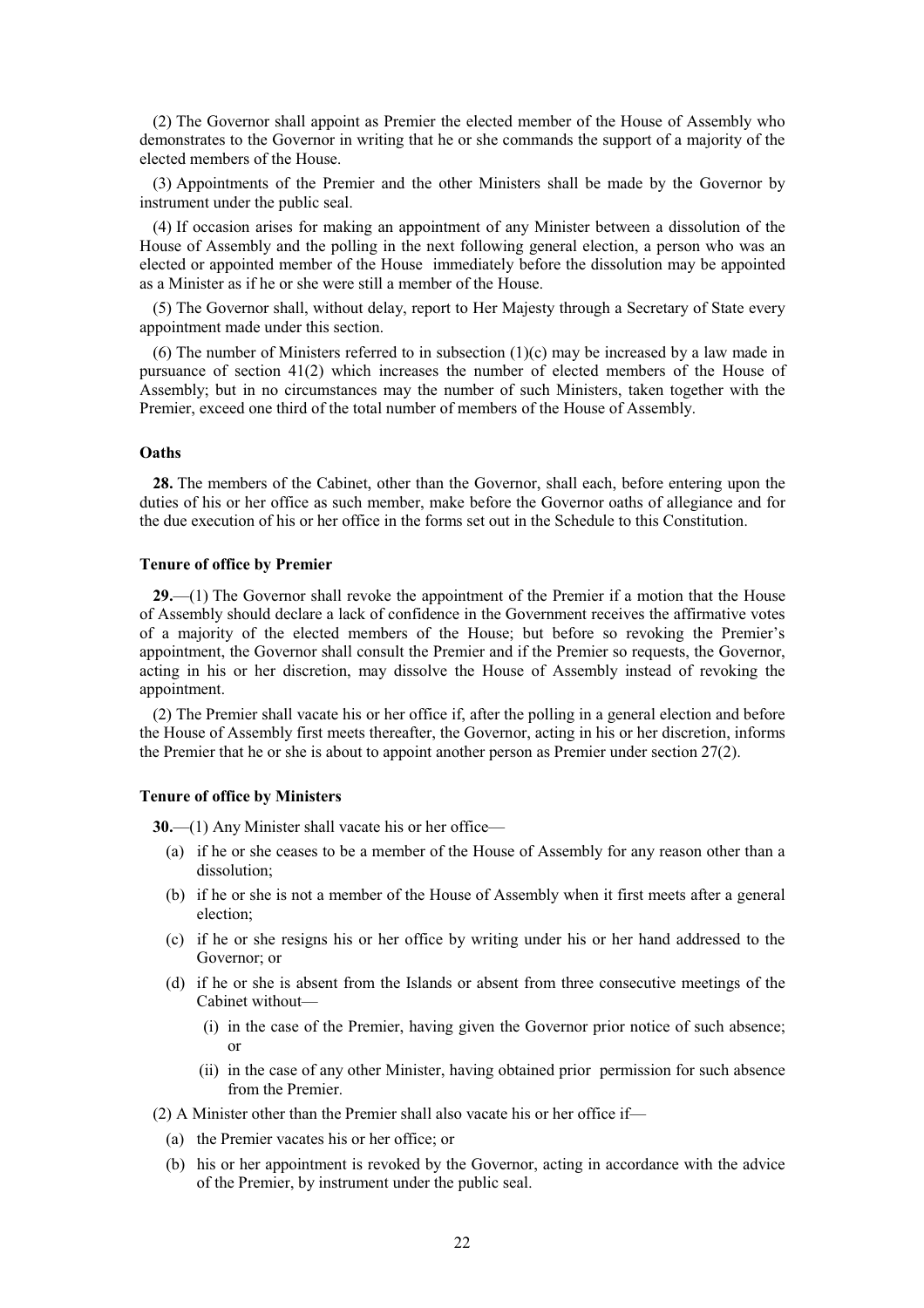(2) The Governor shall appoint as Premier the elected member of the House of Assembly who demonstrates to the Governor in writing that he or she commands the support of a majority of the elected members of the House.

(3) Appointments of the Premier and the other Ministers shall be made by the Governor by instrument under the public seal.

(4) If occasion arises for making an appointment of any Minister between a dissolution of the House of Assembly and the polling in the next following general election, a person who was an elected or appointed member of the House immediately before the dissolution may be appointed as a Minister as if he or she were still a member of the House.

(5) The Governor shall, without delay, report to Her Majesty through a Secretary of State every appointment made under this section.

(6) The number of Ministers referred to in subsection (1)(c) may be increased by a law made in pursuance of section 41(2) which increases the number of elected members of the House of Assembly; but in no circumstances may the number of such Ministers, taken together with the Premier, exceed one third of the total number of members of the House of Assembly.

#### Oaths

**28.** The members of the Cabinet, other than the Governor, shall each, before entering upon the duties of his or her office as such member, make before the Governor oaths of allegiance and for the due execution of his or her office in the forms set out in the Schedule to this Constitution.

#### Tenure of office by Premier

**29.**—(1) The Governor shall revoke the appointment of the Premier if a motion that the House of Assembly should declare a lack of confidence in the Government receives the affirmative votes of a majority of the elected members of the House; but before so revoking the Premier's appointment, the Governor shall consult the Premier and if the Premier so requests, the Governor, acting in his or her discretion, may dissolve the House of Assembly instead of revoking the appointment.

(2) The Premier shall vacate his or her office if, after the polling in a general election and before the House of Assembly first meets thereafter, the Governor, acting in his or her discretion, informs the Premier that he or she is about to appoint another person as Premier under section 27(2).

#### Tenure of office by Ministers

**30.**—(1) Any Minister shall vacate his or her office—

- (a) if he or she ceases to be a member of the House of Assembly for any reason other than a dissolution;
- (b) if he or she is not a member of the House of Assembly when it first meets after a general election;
- (c) if he or she resigns his or her office by writing under his or her hand addressed to the Governor; or
- (d) if he or she is absent from the Islands or absent from three consecutive meetings of the Cabinet without—
  - (i) in the case of the Premier, having given the Governor prior notice of such absence; or
  - (ii) in the case of any other Minister, having obtained prior permission for such absence from the Premier.

(2) A Minister other than the Premier shall also vacate his or her office if—

- (a) the Premier vacates his or her office; or
- (b) his or her appointment is revoked by the Governor, acting in accordance with the advice of the Premier, by instrument under the public seal.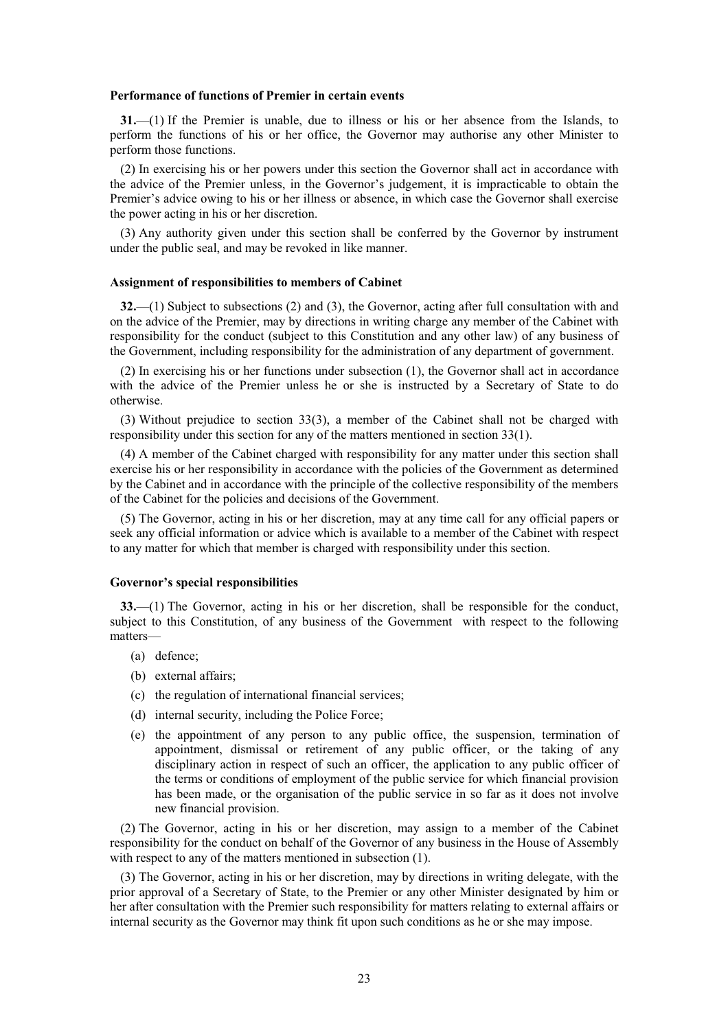**Performance of functions of Premier in certain events**

**31.**—(1) If the Premier is unable, due to illness or his or her absence from the Islands, to perform the functions of his or her office, the Governor may authorise any other Minister to perform those functions.

(2) In exercising his or her powers under this section the Governor shall act in accordance with the advice of the Premier unless, in the Governor's judgement, it is impracticable to obtain the Premier's advice owing to his or her illness or absence, in which case the Governor shall exercise the power acting in his or her discretion.

(3) Any authority given under this section shall be conferred by the Governor by instrument under the public seal, and may be revoked in like manner.

**Assignment of responsibilities to members of Cabinet**

**32.**—(1) Subject to subsections (2) and (3), the Governor, acting after full consultation with and on the advice of the Premier, may by directions in writing charge any member of the Cabinet with responsibility for the conduct (subject to this Constitution and any other law) of any business of the Government, including responsibility for the administration of any department of government.

(2) In exercising his or her functions under subsection (1), the Governor shall act in accordance with the advice of the Premier unless he or she is instructed by a Secretary of State to do otherwise.

(3) Without prejudice to section 33(3), a member of the Cabinet shall not be charged with responsibility under this section for any of the matters mentioned in section 33(1).

(4) A member of the Cabinet charged with responsibility for any matter under this section shall exercise his or her responsibility in accordance with the policies of the Government as determined by the Cabinet and in accordance with the principle of the collective responsibility of the members of the Cabinet for the policies and decisions of the Government.

(5) The Governor, acting in his or her discretion, may at any time call for any official papers or seek any official information or advice which is available to a member of the Cabinet with respect to any matter for which that member is charged with responsibility under this section.

**Governor's special responsibilities**

**33.**—(1) The Governor, acting in his or her discretion, shall be responsible for the conduct, subject to this Constitution, of any business of the Government with respect to the following matters—

- (a) defence;
- (b) external affairs;
- (c) the regulation of international financial services;
- (d) internal security, including the Police Force;
- (e) the appointment of any person to any public office, the suspension, termination of appointment, dismissal or retirement of any public officer, or the taking of any disciplinary action in respect of such an officer, the application to any public officer of the terms or conditions of employment of the public service for which financial provision has been made, or the organisation of the public service in so far as it does not involve new financial provision.

(2) The Governor, acting in his or her discretion, may assign to a member of the Cabinet responsibility for the conduct on behalf of the Governor of any business in the House of Assembly with respect to any of the matters mentioned in subsection (1).

(3) The Governor, acting in his or her discretion, may by directions in writing delegate, with the prior approval of a Secretary of State, to the Premier or any other Minister designated by him or her after consultation with the Premier such responsibility for matters relating to external affairs or internal security as the Governor may think fit upon such conditions as he or she may impose.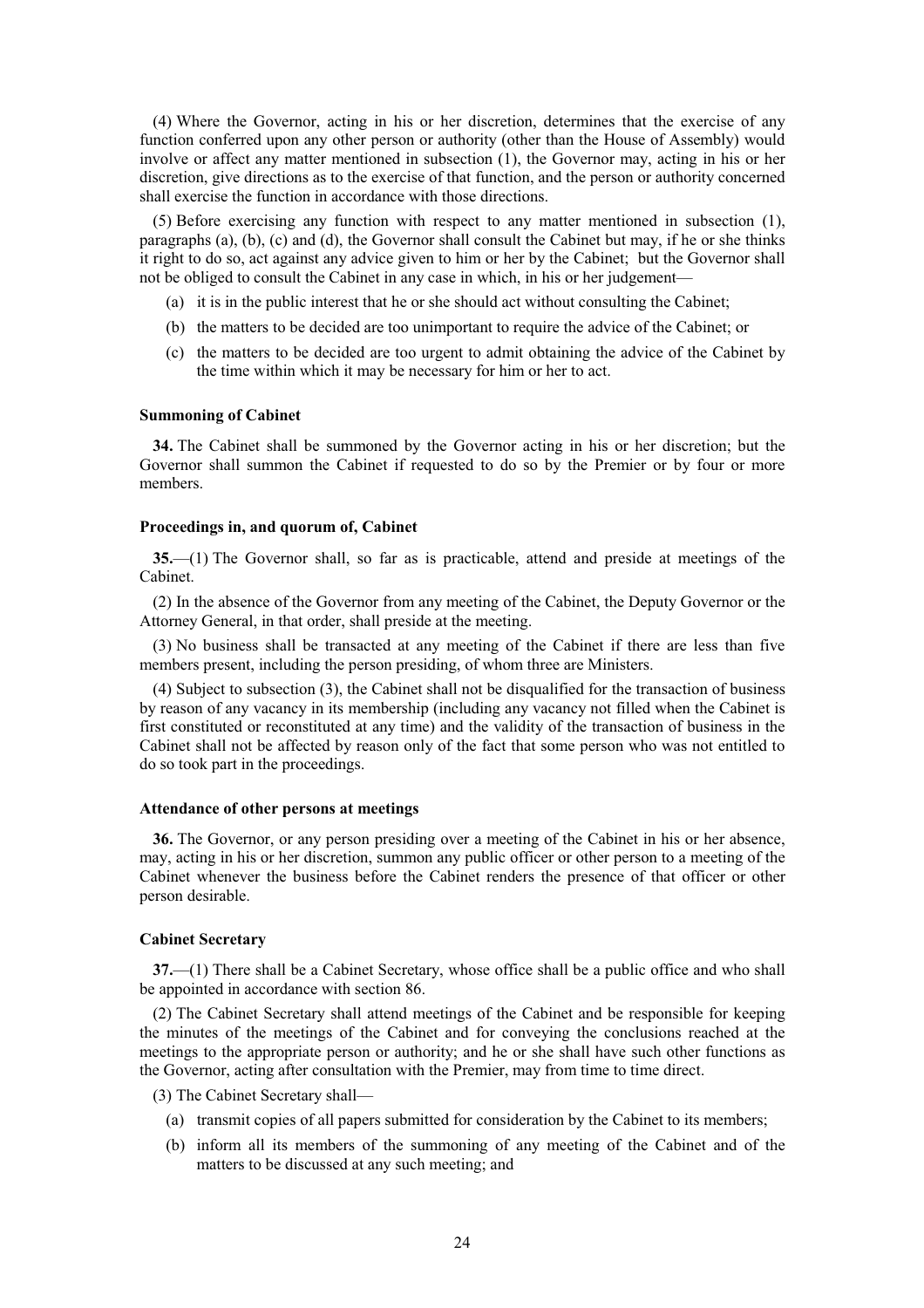(4) Where the Governor, acting in his or her discretion, determines that the exercise of any function conferred upon any other person or authority (other than the House of Assembly) would involve or affect any matter mentioned in subsection (1), the Governor may, acting in his or her discretion, give directions as to the exercise of that function, and the person or authority concerned shall exercise the function in accordance with those directions.

(5) Before exercising any function with respect to any matter mentioned in subsection (1), paragraphs (a), (b), (c) and (d), the Governor shall consult the Cabinet but may, if he or she thinks it right to do so, act against any advice given to him or her by the Cabinet; but the Governor shall not be obliged to consult the Cabinet in any case in which, in his or her judgement—

- (a) it is in the public interest that he or she should act without consulting the Cabinet;
- (b) the matters to be decided are too unimportant to require the advice of the Cabinet; or
- (c) the matters to be decided are too urgent to admit obtaining the advice of the Cabinet by the time within which it may be necessary for him or her to act.

**Summoning of Cabinet**

**34.** The Cabinet shall be summoned by the Governor acting in his or her discretion; but the Governor shall summon the Cabinet if requested to do so by the Premier or by four or more members.

**Proceedings in, and quorum of, Cabinet**

**35.**—(1) The Governor shall, so far as is practicable, attend and preside at meetings of the Cabinet.

(2) In the absence of the Governor from any meeting of the Cabinet, the Deputy Governor or the Attorney General, in that order, shall preside at the meeting.

(3) No business shall be transacted at any meeting of the Cabinet if there are less than five members present, including the person presiding, of whom three are Ministers.

(4) Subject to subsection (3), the Cabinet shall not be disqualified for the transaction of business by reason of any vacancy in its membership (including any vacancy not filled when the Cabinet is first constituted or reconstituted at any time) and the validity of the transaction of business in the Cabinet shall not be affected by reason only of the fact that some person who was not entitled to do so took part in the proceedings.

**Attendance of other persons at meetings**

**36.** The Governor, or any person presiding over a meeting of the Cabinet in his or her absence, may, acting in his or her discretion, summon any public officer or other person to a meeting of the Cabinet whenever the business before the Cabinet renders the presence of that officer or other person desirable.

**Cabinet Secretary**

**37.**—(1) There shall be a Cabinet Secretary, whose office shall be a public office and who shall be appointed in accordance with section 86.

(2) The Cabinet Secretary shall attend meetings of the Cabinet and be responsible for keeping the minutes of the meetings of the Cabinet and for conveying the conclusions reached at the meetings to the appropriate person or authority; and he or she shall have such other functions as the Governor, acting after consultation with the Premier, may from time to time direct.

(3) The Cabinet Secretary shall—

- (a) transmit copies of all papers submitted for consideration by the Cabinet to its members;
- (b) inform all its members of the summoning of any meeting of the Cabinet and of the matters to be discussed at any such meeting; and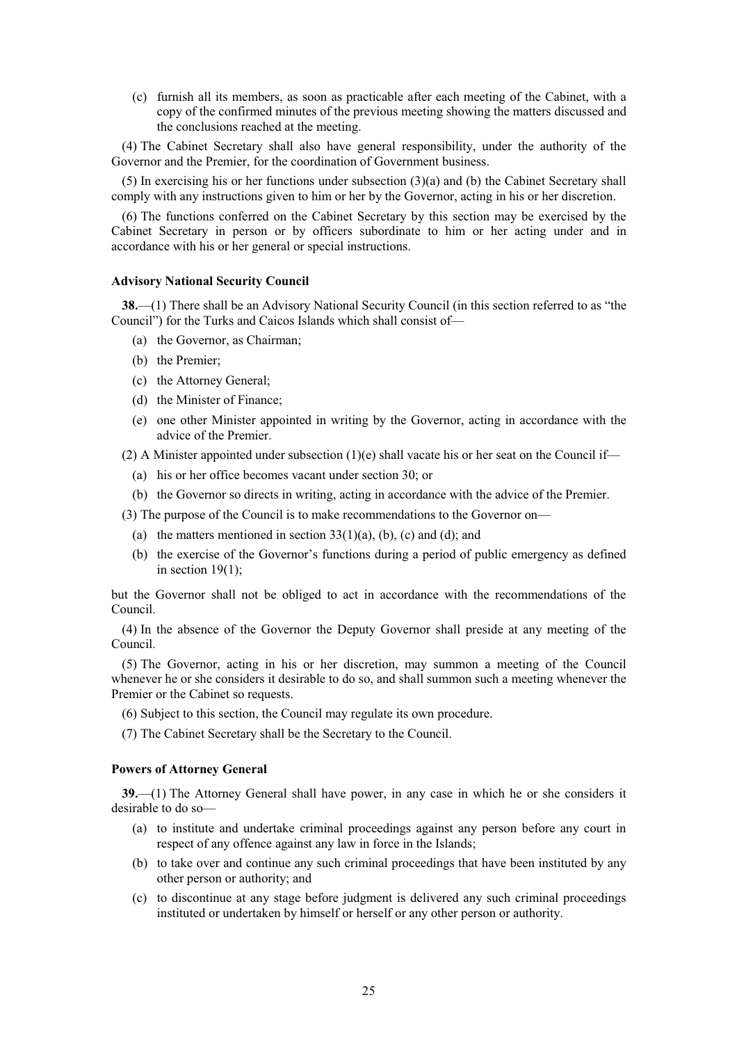(c) furnish all its members, as soon as practicable after each meeting of the Cabinet, with a copy of the confirmed minutes of the previous meeting showing the matters discussed and the conclusions reached at the meeting.

(4) The Cabinet Secretary shall also have general responsibility, under the authority of the Governor and the Premier, for the coordination of Government business.

(5) In exercising his or her functions under subsection (3)(a) and (b) the Cabinet Secretary shall comply with any instructions given to him or her by the Governor, acting in his or her discretion.

(6) The functions conferred on the Cabinet Secretary by this section may be exercised by the Cabinet Secretary in person or by officers subordinate to him or her acting under and in accordance with his or her general or special instructions.

**Advisory National Security Council**

**38.**—(1) There shall be an Advisory National Security Council (in this section referred to as "the Council") for the Turks and Caicos Islands which shall consist of—

(a) the Governor, as Chairman;

(b) the Premier;

(c) the Attorney General;

(d) the Minister of Finance;

(e) one other Minister appointed in writing by the Governor, acting in accordance with the advice of the Premier.

(2) A Minister appointed under subsection (1)(e) shall vacate his or her seat on the Council if—

(a) his or her office becomes vacant under section 30; or

(b) the Governor so directs in writing, acting in accordance with the advice of the Premier.

(3) The purpose of the Council is to make recommendations to the Governor on—

(a) the matters mentioned in section 33(1)(a), (b), (c) and (d); and

(b) the exercise of the Governor's functions during a period of public emergency as defined in section 19(1);

but the Governor shall not be obliged to act in accordance with the recommendations of the Council.

(4) In the absence of the Governor the Deputy Governor shall preside at any meeting of the Council.

(5) The Governor, acting in his or her discretion, may summon a meeting of the Council whenever he or she considers it desirable to do so, and shall summon such a meeting whenever the Premier or the Cabinet so requests.

(6) Subject to this section, the Council may regulate its own procedure.

(7) The Cabinet Secretary shall be the Secretary to the Council.

**Powers of Attorney General**

**39.**—(1) The Attorney General shall have power, in any case in which he or she considers it desirable to do so—

(a) to institute and undertake criminal proceedings against any person before any court in respect of any offence against any law in force in the Islands;

(b) to take over and continue any such criminal proceedings that have been instituted by any other person or authority; and

(c) to discontinue at any stage before judgment is delivered any such criminal proceedings instituted or undertaken by himself or herself or any other person or authority.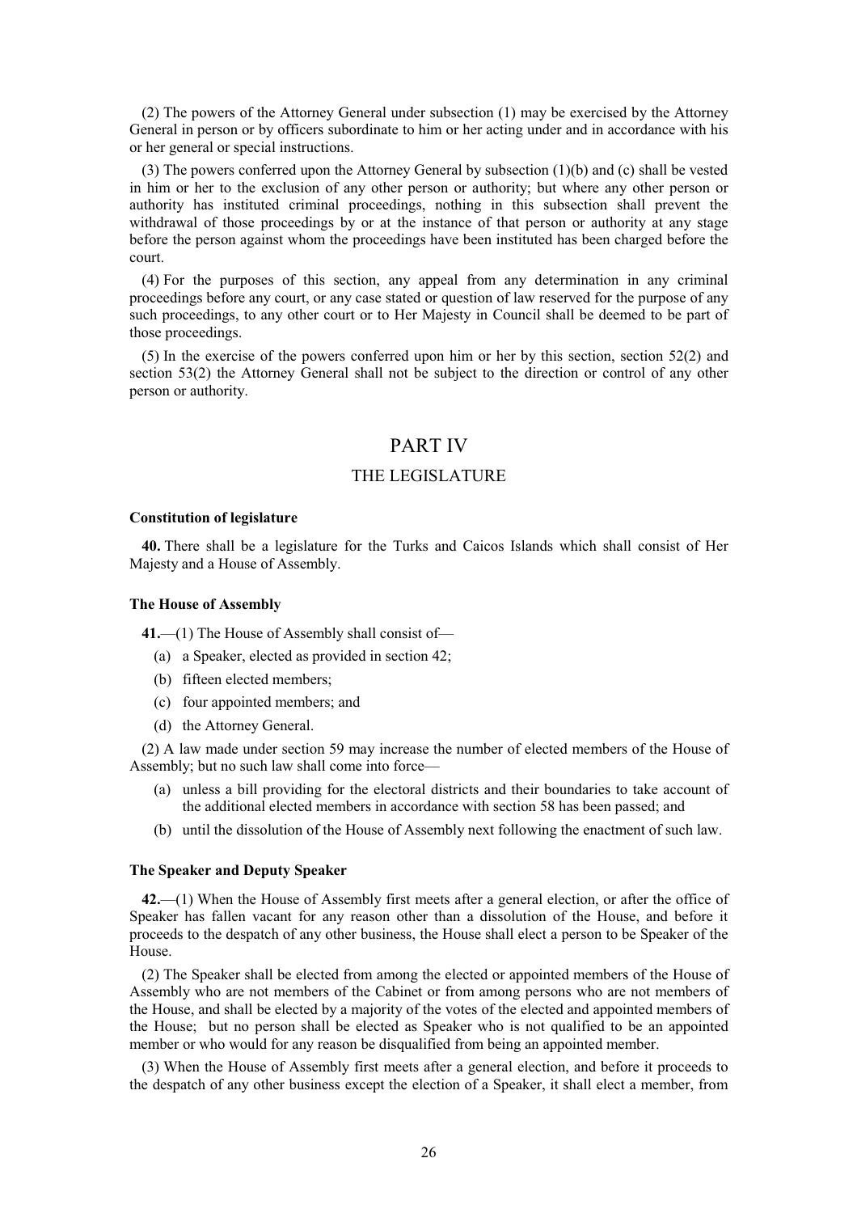(2) The powers of the Attorney General under subsection (1) may be exercised by the Attorney General in person or by officers subordinate to him or her acting under and in accordance with his or her general or special instructions.

(3) The powers conferred upon the Attorney General by subsection (1)(b) and (c) shall be vested in him or her to the exclusion of any other person or authority; but where any other person or authority has instituted criminal proceedings, nothing in this subsection shall prevent the withdrawal of those proceedings by or at the instance of that person or authority at any stage before the person against whom the proceedings have been instituted has been charged before the court.

(4) For the purposes of this section, any appeal from any determination in any criminal proceedings before any court, or any case stated or question of law reserved for the purpose of any such proceedings, to any other court or to Her Majesty in Council shall be deemed to be part of those proceedings.

(5) In the exercise of the powers conferred upon him or her by this section, section 52(2) and section 53(2) the Attorney General shall not be subject to the direction or control of any other person or authority.

# PART IV

## THE LEGISLATURE

**Constitution of legislature**

**40.** There shall be a legislature for the Turks and Caicos Islands which shall consist of Her Majesty and a House of Assembly.

**The House of Assembly**

**41.**—(1) The House of Assembly shall consist of—

(a) a Speaker, elected as provided in section 42;

(b) fifteen elected members;

(c) four appointed members; and

(d) the Attorney General.

(2) A law made under section 59 may increase the number of elected members of the House of Assembly; but no such law shall come into force—

(a) unless a bill providing for the electoral districts and their boundaries to take account of the additional elected members in accordance with section 58 has been passed; and

(b) until the dissolution of the House of Assembly next following the enactment of such law.

**The Speaker and Deputy Speaker**

**42.**—(1) When the House of Assembly first meets after a general election, or after the office of Speaker has fallen vacant for any reason other than a dissolution of the House, and before it proceeds to the despatch of any other business, the House shall elect a person to be Speaker of the House.

(2) The Speaker shall be elected from among the elected or appointed members of the House of Assembly who are not members of the Cabinet or from among persons who are not members of the House, and shall be elected by a majority of the votes of the elected and appointed members of the House; but no person shall be elected as Speaker who is not qualified to be an appointed member or who would for any reason be disqualified from being an appointed member.

(3) When the House of Assembly first meets after a general election, and before it proceeds to the despatch of any other business except the election of a Speaker, it shall elect a member, from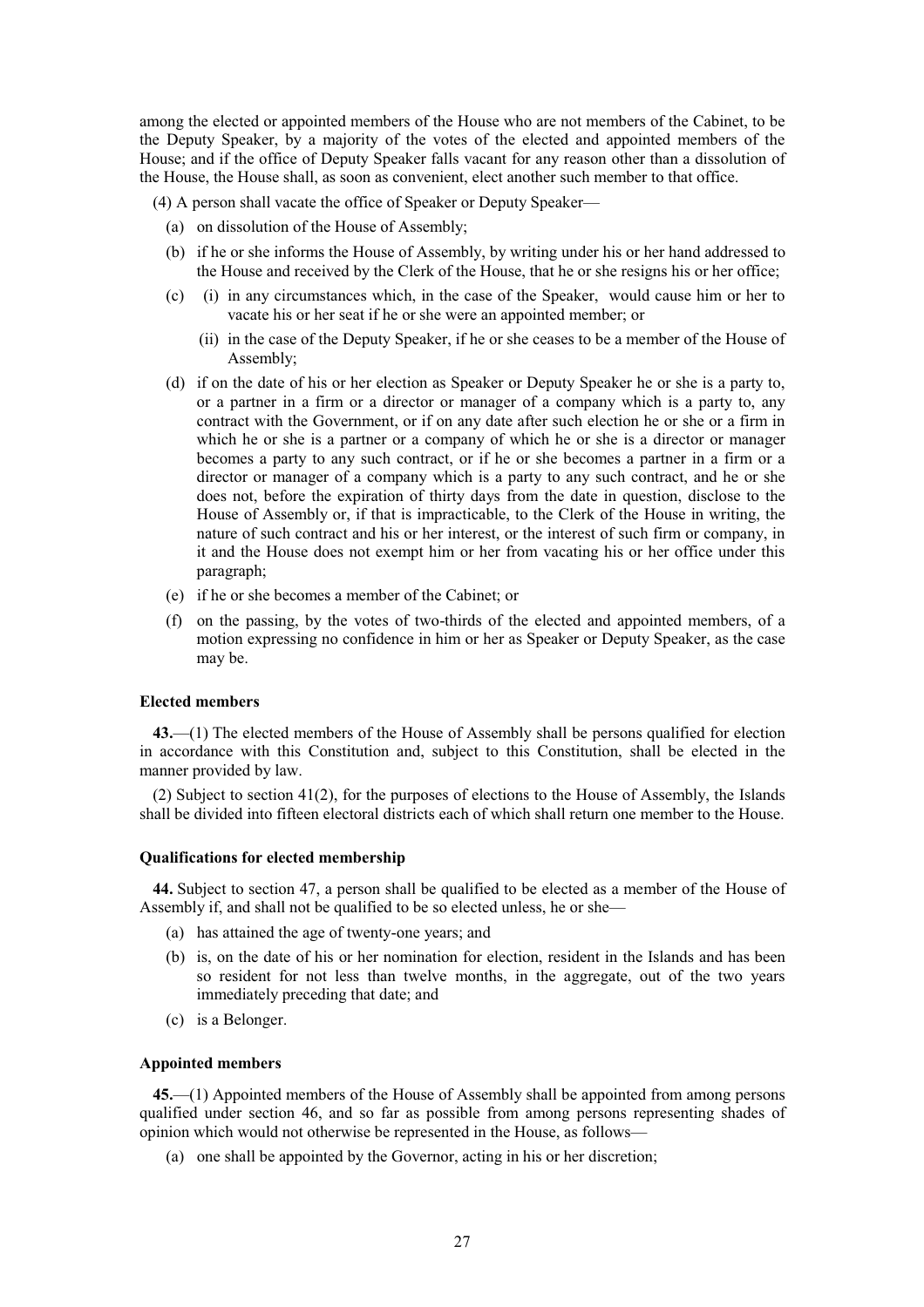among the elected or appointed members of the House who are not members of the Cabinet, to be the Deputy Speaker, by a majority of the votes of the elected and appointed members of the House; and if the office of Deputy Speaker falls vacant for any reason other than a dissolution of the House, the House shall, as soon as convenient, elect another such member to that office.

(4) A person shall vacate the office of Speaker or Deputy Speaker—

(a) on dissolution of the House of Assembly;

(b) if he or she informs the House of Assembly, by writing under his or her hand addressed to the House and received by the Clerk of the House, that he or she resigns his or her office;

(c) (i) in any circumstances which, in the case of the Speaker, would cause him or her to vacate his or her seat if he or she were an appointed member; or

(ii) in the case of the Deputy Speaker, if he or she ceases to be a member of the House of Assembly;

(d) if on the date of his or her election as Speaker or Deputy Speaker he or she is a party to, or a partner in a firm or a director or manager of a company which is a party to, any contract with the Government, or if on any date after such election he or she or a firm in which he or she is a partner or a company of which he or she is a director or manager becomes a party to any such contract, or if he or she becomes a partner in a firm or a director or manager of a company which is a party to any such contract, and he or she does not, before the expiration of thirty days from the date in question, disclose to the House of Assembly or, if that is impracticable, to the Clerk of the House in writing, the nature of such contract and his or her interest, or the interest of such firm or company, in it and the House does not exempt him or her from vacating his or her office under this paragraph;

(e) if he or she becomes a member of the Cabinet; or

(f) on the passing, by the votes of two-thirds of the elected and appointed members, of a motion expressing no confidence in him or her as Speaker or Deputy Speaker, as the case may be.

**Elected members**

**43.**—(1) The elected members of the House of Assembly shall be persons qualified for election in accordance with this Constitution and, subject to this Constitution, shall be elected in the manner provided by law.

(2) Subject to section 41(2), for the purposes of elections to the House of Assembly, the Islands shall be divided into fifteen electoral districts each of which shall return one member to the House.

**Qualifications for elected membership**

**44.** Subject to section 47, a person shall be qualified to be elected as a member of the House of Assembly if, and shall not be qualified to be so elected unless, he or she—

(a) has attained the age of twenty-one years; and

(b) is, on the date of his or her nomination for election, resident in the Islands and has been so resident for not less than twelve months, in the aggregate, out of the two years immediately preceding that date; and

(c) is a Belonger.

**Appointed members**

**45.**—(1) Appointed members of the House of Assembly shall be appointed from among persons qualified under section 46, and so far as possible from among persons representing shades of opinion which would not otherwise be represented in the House, as follows—

(a) one shall be appointed by the Governor, acting in his or her discretion;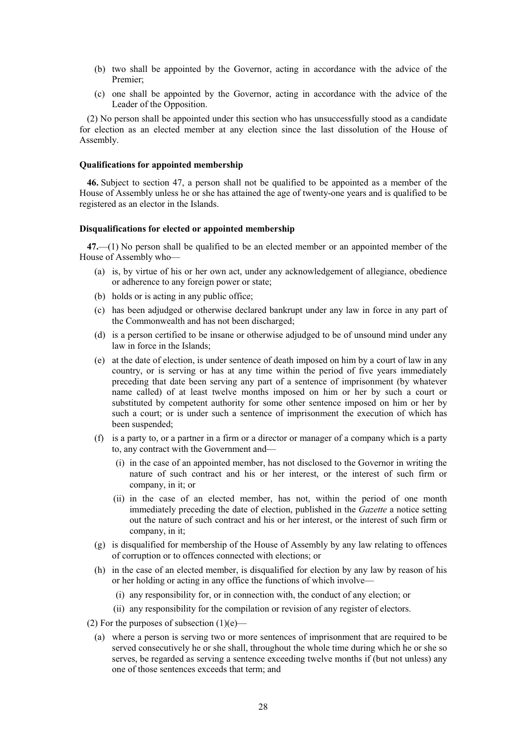(b) two shall be appointed by the Governor, acting in accordance with the advice of the Premier;

(c) one shall be appointed by the Governor, acting in accordance with the advice of the Leader of the Opposition.

(2) No person shall be appointed under this section who has unsuccessfully stood as a candidate for election as an elected member at any election since the last dissolution of the House of Assembly.

**Qualifications for appointed membership**

**46.** Subject to section 47, a person shall not be qualified to be appointed as a member of the House of Assembly unless he or she has attained the age of twenty-one years and is qualified to be registered as an elector in the Islands.

**Disqualifications for elected or appointed membership**

**47.**—(1) No person shall be qualified to be an elected member or an appointed member of the House of Assembly who—

- (a) is, by virtue of his or her own act, under any acknowledgement of allegiance, obedience or adherence to any foreign power or state;
- (b) holds or is acting in any public office;
- (c) has been adjudged or otherwise declared bankrupt under any law in force in any part of the Commonwealth and has not been discharged;
- (d) is a person certified to be insane or otherwise adjudged to be of unsound mind under any law in force in the Islands;
- (e) at the date of election, is under sentence of death imposed on him by a court of law in any country, or is serving or has at any time within the period of five years immediately preceding that date been serving any part of a sentence of imprisonment (by whatever name called) of at least twelve months imposed on him or her by such a court or substituted by competent authority for some other sentence imposed on him or her by such a court; or is under such a sentence of imprisonment the execution of which has been suspended;
- (f) is a party to, or a partner in a firm or a director or manager of a company which is a party to, any contract with the Government and—
  - (i) in the case of an appointed member, has not disclosed to the Governor in writing the nature of such contract and his or her interest, or the interest of such firm or company, in it; or
  - (ii) in the case of an elected member, has not, within the period of one month immediately preceding the date of election, published in the *Gazette* a notice setting out the nature of such contract and his or her interest, or the interest of such firm or company, in it;
- (g) is disqualified for membership of the House of Assembly by any law relating to offences of corruption or to offences connected with elections; or
- (h) in the case of an elected member, is disqualified for election by any law by reason of his or her holding or acting in any office the functions of which involve—
  - (i) any responsibility for, or in connection with, the conduct of any election; or
  - (ii) any responsibility for the compilation or revision of any register of electors.

(2) For the purposes of subsection (1)(e)—

- (a) where a person is serving two or more sentences of imprisonment that are required to be served consecutively he or she shall, throughout the whole time during which he or she so serves, be regarded as serving a sentence exceeding twelve months if (but not unless) any one of those sentences exceeds that term; and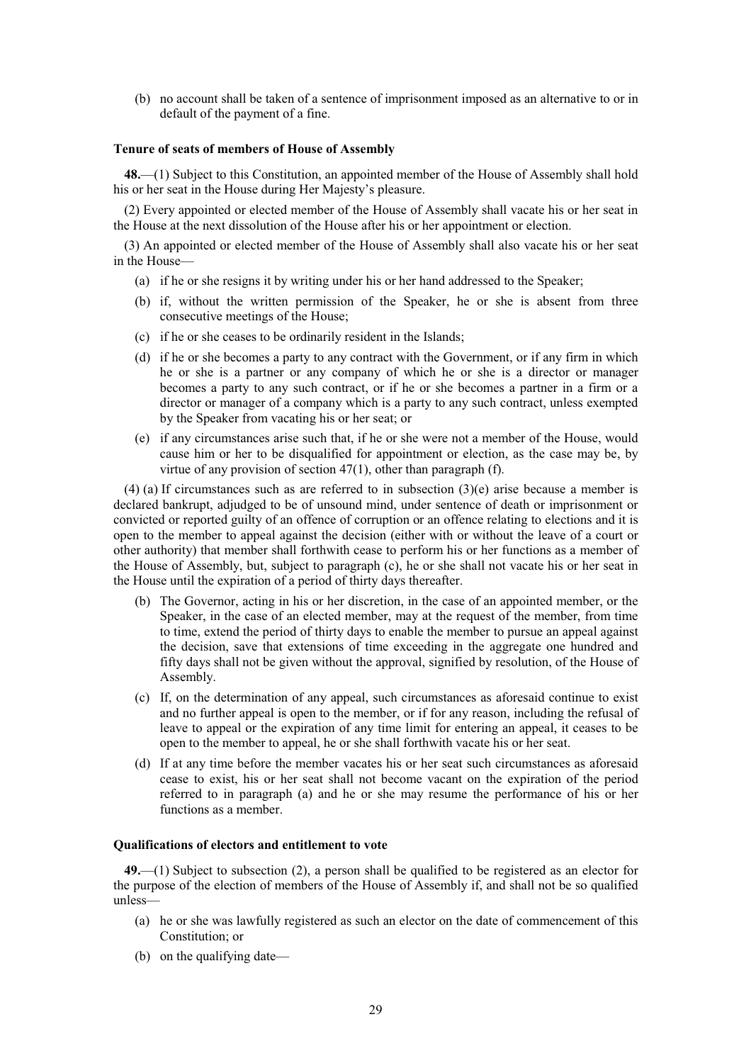(b) no account shall be taken of a sentence of imprisonment imposed as an alternative to or in default of the payment of a fine.

**Tenure of seats of members of House of Assembly**

**48.**—(1) Subject to this Constitution, an appointed member of the House of Assembly shall hold his or her seat in the House during Her Majesty's pleasure.

(2) Every appointed or elected member of the House of Assembly shall vacate his or her seat in the House at the next dissolution of the House after his or her appointment or election.

(3) An appointed or elected member of the House of Assembly shall also vacate his or her seat in the House—

- (a) if he or she resigns it by writing under his or her hand addressed to the Speaker;
- (b) if, without the written permission of the Speaker, he or she is absent from three consecutive meetings of the House;
- (c) if he or she ceases to be ordinarily resident in the Islands;
- (d) if he or she becomes a party to any contract with the Government, or if any firm in which he or she is a partner or any company of which he or she is a director or manager becomes a party to any such contract, or if he or she becomes a partner in a firm or a director or manager of a company which is a party to any such contract, unless exempted by the Speaker from vacating his or her seat; or
- (e) if any circumstances arise such that, if he or she were not a member of the House, would cause him or her to be disqualified for appointment or election, as the case may be, by virtue of any provision of section 47(1), other than paragraph (f).

(4) (a) If circumstances such as are referred to in subsection (3)(e) arise because a member is declared bankrupt, adjudged to be of unsound mind, under sentence of death or imprisonment or convicted or reported guilty of an offence of corruption or an offence relating to elections and it is open to the member to appeal against the decision (either with or without the leave of a court or other authority) that member shall forthwith cease to perform his or her functions as a member of the House of Assembly, but, subject to paragraph (c), he or she shall not vacate his or her seat in the House until the expiration of a period of thirty days thereafter.

- (b) The Governor, acting in his or her discretion, in the case of an appointed member, or the Speaker, in the case of an elected member, may at the request of the member, from time to time, extend the period of thirty days to enable the member to pursue an appeal against the decision, save that extensions of time exceeding in the aggregate one hundred and fifty days shall not be given without the approval, signified by resolution, of the House of Assembly.
- (c) If, on the determination of any appeal, such circumstances as aforesaid continue to exist and no further appeal is open to the member, or if for any reason, including the refusal of leave to appeal or the expiration of any time limit for entering an appeal, it ceases to be open to the member to appeal, he or she shall forthwith vacate his or her seat.
- (d) If at any time before the member vacates his or her seat such circumstances as aforesaid cease to exist, his or her seat shall not become vacant on the expiration of the period referred to in paragraph (a) and he or she may resume the performance of his or her functions as a member.

**Qualifications of electors and entitlement to vote**

**49.**—(1) Subject to subsection (2), a person shall be qualified to be registered as an elector for the purpose of the election of members of the House of Assembly if, and shall not be so qualified unless—

- (a) he or she was lawfully registered as such an elector on the date of commencement of this Constitution; or
- (b) on the qualifying date—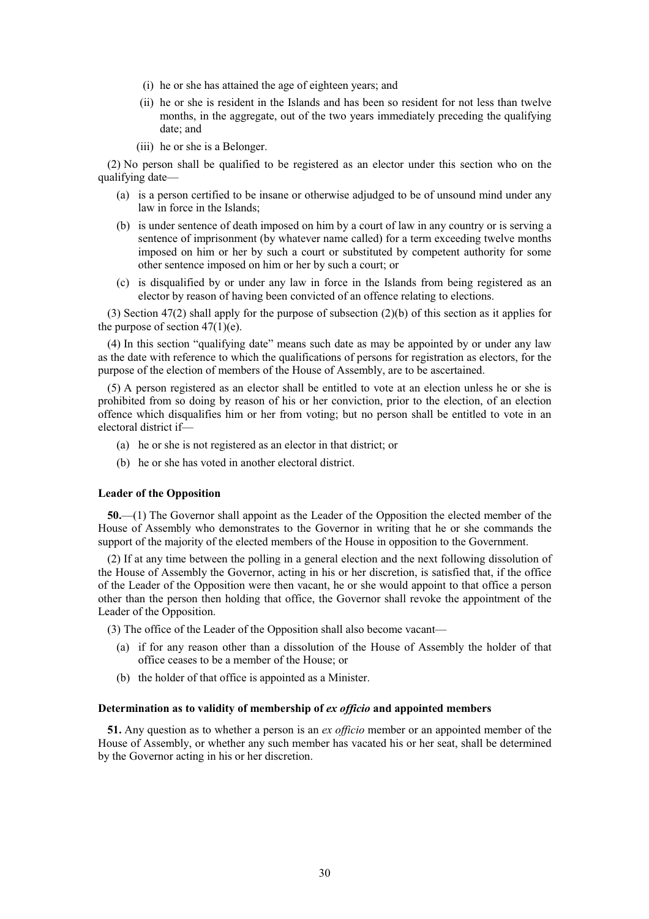- (i) he or she has attained the age of eighteen years; and
- (ii) he or she is resident in the Islands and has been so resident for not less than twelve months, in the aggregate, out of the two years immediately preceding the qualifying date; and
- (iii) he or she is a Belonger.

(2) No person shall be qualified to be registered as an elector under this section who on the qualifying date—

- (a) is a person certified to be insane or otherwise adjudged to be of unsound mind under any law in force in the Islands;
- (b) is under sentence of death imposed on him by a court of law in any country or is serving a sentence of imprisonment (by whatever name called) for a term exceeding twelve months imposed on him or her by such a court or substituted by competent authority for some other sentence imposed on him or her by such a court; or
- (c) is disqualified by or under any law in force in the Islands from being registered as an elector by reason of having been convicted of an offence relating to elections.

(3) Section 47(2) shall apply for the purpose of subsection (2)(b) of this section as it applies for the purpose of section 47(1)(e).

(4) In this section "qualifying date" means such date as may be appointed by or under any law as the date with reference to which the qualifications of persons for registration as electors, for the purpose of the election of members of the House of Assembly, are to be ascertained.

(5) A person registered as an elector shall be entitled to vote at an election unless he or she is prohibited from so doing by reason of his or her conviction, prior to the election, of an election offence which disqualifies him or her from voting; but no person shall be entitled to vote in an electoral district if—

- (a) he or she is not registered as an elector in that district; or
- (b) he or she has voted in another electoral district.

**Leader of the Opposition**

**50.**—(1) The Governor shall appoint as the Leader of the Opposition the elected member of the House of Assembly who demonstrates to the Governor in writing that he or she commands the support of the majority of the elected members of the House in opposition to the Government.

(2) If at any time between the polling in a general election and the next following dissolution of the House of Assembly the Governor, acting in his or her discretion, is satisfied that, if the office of the Leader of the Opposition were then vacant, he or she would appoint to that office a person other than the person then holding that office, the Governor shall revoke the appointment of the Leader of the Opposition.

(3) The office of the Leader of the Opposition shall also become vacant—

- (a) if for any reason other than a dissolution of the House of Assembly the holder of that office ceases to be a member of the House; or
- (b) the holder of that office is appointed as a Minister.

**Determination as to validity of membership of *ex officio* and appointed members**

**51.** Any question as to whether a person is an *ex officio* member or an appointed member of the House of Assembly, or whether any such member has vacated his or her seat, shall be determined by the Governor acting in his or her discretion.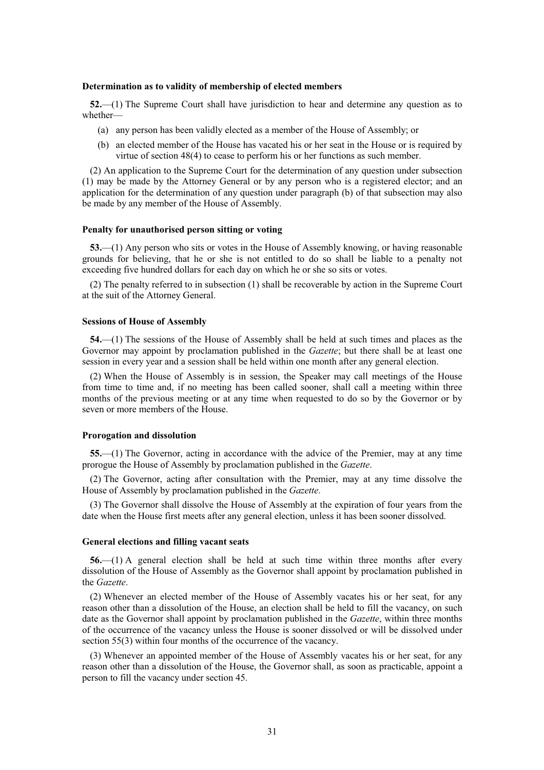### Determination as to validity of membership of elected members

**52.**—(1) The Supreme Court shall have jurisdiction to hear and determine any question as to whether—

(a) any person has been validly elected as a member of the House of Assembly; or

(b) an elected member of the House has vacated his or her seat in the House or is required by virtue of section 48(4) to cease to perform his or her functions as such member.

(2) An application to the Supreme Court for the determination of any question under subsection (1) may be made by the Attorney General or by any person who is a registered elector; and an application for the determination of any question under paragraph (b) of that subsection may also be made by any member of the House of Assembly.

### Penalty for unauthorised person sitting or voting

**53.**—(1) Any person who sits or votes in the House of Assembly knowing, or having reasonable grounds for believing, that he or she is not entitled to do so shall be liable to a penalty not exceeding five hundred dollars for each day on which he or she so sits or votes.

(2) The penalty referred to in subsection (1) shall be recoverable by action in the Supreme Court at the suit of the Attorney General.

### Sessions of House of Assembly

**54.**—(1) The sessions of the House of Assembly shall be held at such times and places as the Governor may appoint by proclamation published in the *Gazette*; but there shall be at least one session in every year and a session shall be held within one month after any general election.

(2) When the House of Assembly is in session, the Speaker may call meetings of the House from time to time and, if no meeting has been called sooner, shall call a meeting within three months of the previous meeting or at any time when requested to do so by the Governor or by seven or more members of the House.

### Prorogation and dissolution

**55.**—(1) The Governor, acting in accordance with the advice of the Premier, may at any time prorogue the House of Assembly by proclamation published in the *Gazette*.

(2) The Governor, acting after consultation with the Premier, may at any time dissolve the House of Assembly by proclamation published in the *Gazette*.

(3) The Governor shall dissolve the House of Assembly at the expiration of four years from the date when the House first meets after any general election, unless it has been sooner dissolved.

### General elections and filling vacant seats

**56.**—(1) A general election shall be held at such time within three months after every dissolution of the House of Assembly as the Governor shall appoint by proclamation published in the *Gazette*.

(2) Whenever an elected member of the House of Assembly vacates his or her seat, for any reason other than a dissolution of the House, an election shall be held to fill the vacancy, on such date as the Governor shall appoint by proclamation published in the *Gazette*, within three months of the occurrence of the vacancy unless the House is sooner dissolved or will be dissolved under section 55(3) within four months of the occurrence of the vacancy.

(3) Whenever an appointed member of the House of Assembly vacates his or her seat, for any reason other than a dissolution of the House, the Governor shall, as soon as practicable, appoint a person to fill the vacancy under section 45.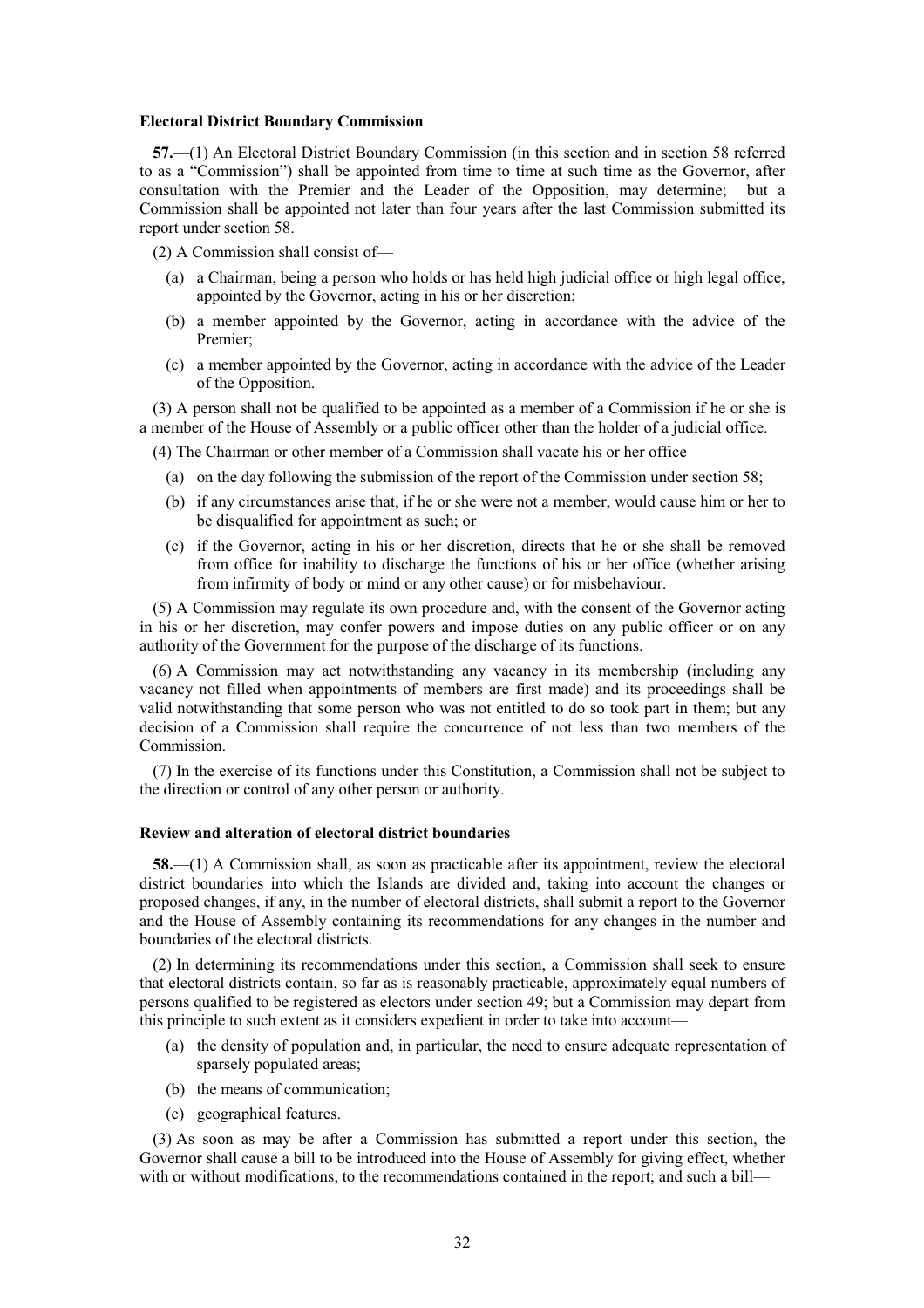**Electoral District Boundary Commission**

**57.**—(1) An Electoral District Boundary Commission (in this section and in section 58 referred to as a "Commission") shall be appointed from time to time at such time as the Governor, after consultation with the Premier and the Leader of the Opposition, may determine; but a Commission shall be appointed not later than four years after the last Commission submitted its report under section 58.

(2) A Commission shall consist of—

(a) a Chairman, being a person who holds or has held high judicial office or high legal office, appointed by the Governor, acting in his or her discretion;

(b) a member appointed by the Governor, acting in accordance with the advice of the Premier;

(c) a member appointed by the Governor, acting in accordance with the advice of the Leader of the Opposition.

(3) A person shall not be qualified to be appointed as a member of a Commission if he or she is a member of the House of Assembly or a public officer other than the holder of a judicial office.

(4) The Chairman or other member of a Commission shall vacate his or her office—

(a) on the day following the submission of the report of the Commission under section 58;

(b) if any circumstances arise that, if he or she were not a member, would cause him or her to be disqualified for appointment as such; or

(c) if the Governor, acting in his or her discretion, directs that he or she shall be removed from office for inability to discharge the functions of his or her office (whether arising from infirmity of body or mind or any other cause) or for misbehaviour.

(5) A Commission may regulate its own procedure and, with the consent of the Governor acting in his or her discretion, may confer powers and impose duties on any public officer or on any authority of the Government for the purpose of the discharge of its functions.

(6) A Commission may act notwithstanding any vacancy in its membership (including any vacancy not filled when appointments of members are first made) and its proceedings shall be valid notwithstanding that some person who was not entitled to do so took part in them; but any decision of a Commission shall require the concurrence of not less than two members of the Commission.

(7) In the exercise of its functions under this Constitution, a Commission shall not be subject to the direction or control of any other person or authority.

**Review and alteration of electoral district boundaries**

**58.**—(1) A Commission shall, as soon as practicable after its appointment, review the electoral district boundaries into which the Islands are divided and, taking into account the changes or proposed changes, if any, in the number of electoral districts, shall submit a report to the Governor and the House of Assembly containing its recommendations for any changes in the number and boundaries of the electoral districts.

(2) In determining its recommendations under this section, a Commission shall seek to ensure that electoral districts contain, so far as is reasonably practicable, approximately equal numbers of persons qualified to be registered as electors under section 49; but a Commission may depart from this principle to such extent as it considers expedient in order to take into account—

(a) the density of population and, in particular, the need to ensure adequate representation of sparsely populated areas;

(b) the means of communication;

(c) geographical features.

(3) As soon as may be after a Commission has submitted a report under this section, the Governor shall cause a bill to be introduced into the House of Assembly for giving effect, whether with or without modifications, to the recommendations contained in the report; and such a bill—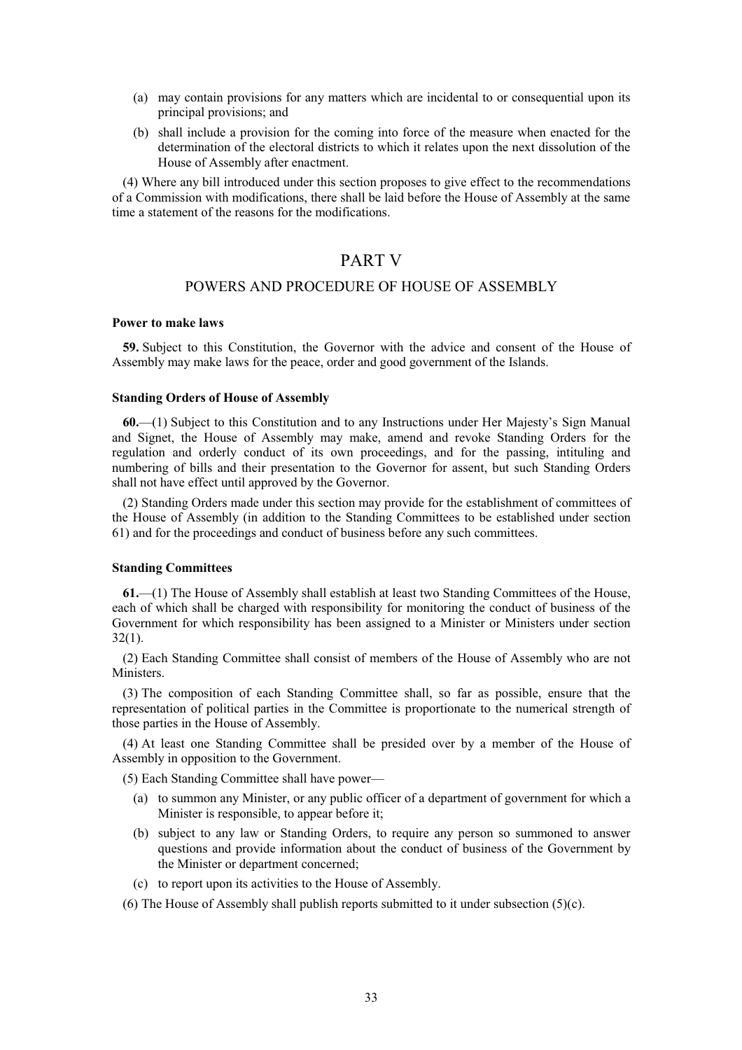(a) may contain provisions for any matters which are incidental to or consequential upon its principal provisions; and

(b) shall include a provision for the coming into force of the measure when enacted for the determination of the electoral districts to which it relates upon the next dissolution of the House of Assembly after enactment.

(4) Where any bill introduced under this section proposes to give effect to the recommendations of a Commission with modifications, there shall be laid before the House of Assembly at the same time a statement of the reasons for the modifications.

# PART V

## POWERS AND PROCEDURE OF HOUSE OF ASSEMBLY

**Power to make laws**

**59.** Subject to this Constitution, the Governor with the advice and consent of the House of Assembly may make laws for the peace, order and good government of the Islands.

**Standing Orders of House of Assembly**

**60.**—(1) Subject to this Constitution and to any Instructions under Her Majesty's Sign Manual and Signet, the House of Assembly may make, amend and revoke Standing Orders for the regulation and orderly conduct of its own proceedings, and for the passing, intituling and numbering of bills and their presentation to the Governor for assent, but such Standing Orders shall not have effect until approved by the Governor.

(2) Standing Orders made under this section may provide for the establishment of committees of the House of Assembly (in addition to the Standing Committees to be established under section 61) and for the proceedings and conduct of business before any such committees.

**Standing Committees**

**61.**—(1) The House of Assembly shall establish at least two Standing Committees of the House, each of which shall be charged with responsibility for monitoring the conduct of business of the Government for which responsibility has been assigned to a Minister or Ministers under section 32(1).

(2) Each Standing Committee shall consist of members of the House of Assembly who are not Ministers.

(3) The composition of each Standing Committee shall, so far as possible, ensure that the representation of political parties in the Committee is proportionate to the numerical strength of those parties in the House of Assembly.

(4) At least one Standing Committee shall be presided over by a member of the House of Assembly in opposition to the Government.

(5) Each Standing Committee shall have power—

(a) to summon any Minister, or any public officer of a department of government for which a Minister is responsible, to appear before it;

(b) subject to any law or Standing Orders, to require any person so summoned to answer questions and provide information about the conduct of business of the Government by the Minister or department concerned;

(c) to report upon its activities to the House of Assembly.

(6) The House of Assembly shall publish reports submitted to it under subsection (5)(c).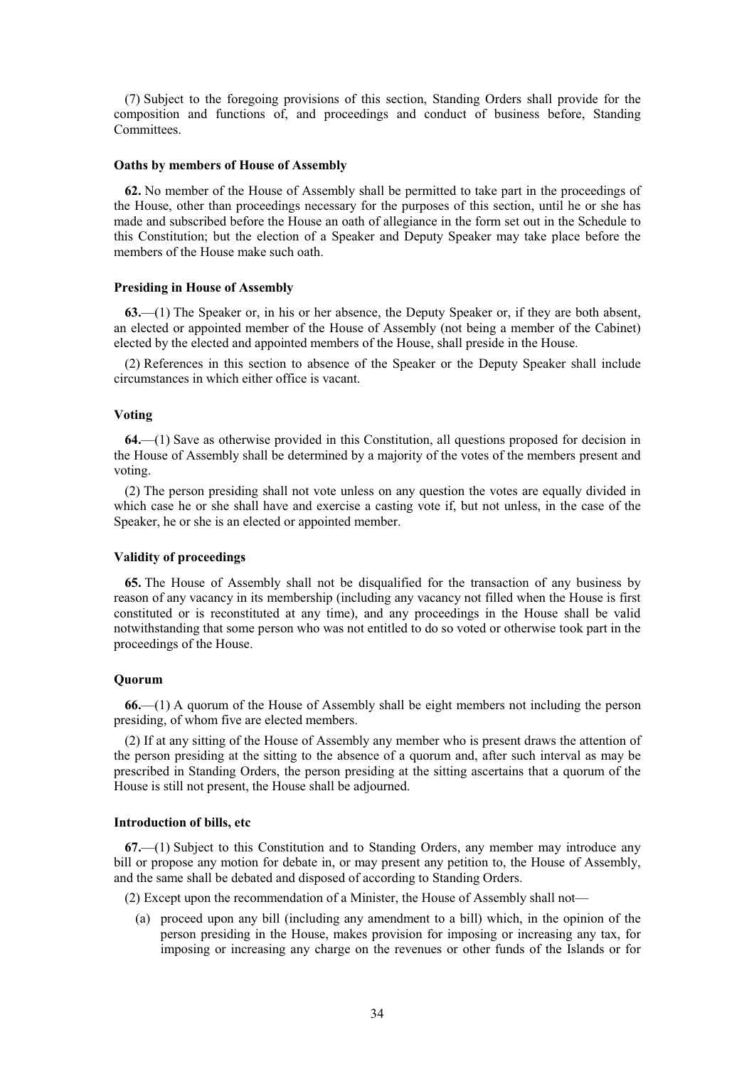(7) Subject to the foregoing provisions of this section, Standing Orders shall provide for the composition and functions of, and proceedings and conduct of business before, Standing Committees.

**Oaths by members of House of Assembly**

**62.** No member of the House of Assembly shall be permitted to take part in the proceedings of the House, other than proceedings necessary for the purposes of this section, until he or she has made and subscribed before the House an oath of allegiance in the form set out in the Schedule to this Constitution; but the election of a Speaker and Deputy Speaker may take place before the members of the House make such oath.

**Presiding in House of Assembly**

**63.**—(1) The Speaker or, in his or her absence, the Deputy Speaker or, if they are both absent, an elected or appointed member of the House of Assembly (not being a member of the Cabinet) elected by the elected and appointed members of the House, shall preside in the House.

(2) References in this section to absence of the Speaker or the Deputy Speaker shall include circumstances in which either office is vacant.

**Voting**

**64.**—(1) Save as otherwise provided in this Constitution, all questions proposed for decision in the House of Assembly shall be determined by a majority of the votes of the members present and voting.

(2) The person presiding shall not vote unless on any question the votes are equally divided in which case he or she shall have and exercise a casting vote if, but not unless, in the case of the Speaker, he or she is an elected or appointed member.

**Validity of proceedings**

**65.** The House of Assembly shall not be disqualified for the transaction of any business by reason of any vacancy in its membership (including any vacancy not filled when the House is first constituted or is reconstituted at any time), and any proceedings in the House shall be valid notwithstanding that some person who was not entitled to do so voted or otherwise took part in the proceedings of the House.

**Quorum**

**66.**—(1) A quorum of the House of Assembly shall be eight members not including the person presiding, of whom five are elected members.

(2) If at any sitting of the House of Assembly any member who is present draws the attention of the person presiding at the sitting to the absence of a quorum and, after such interval as may be prescribed in Standing Orders, the person presiding at the sitting ascertains that a quorum of the House is still not present, the House shall be adjourned.

**Introduction of bills, etc**

**67.**—(1) Subject to this Constitution and to Standing Orders, any member may introduce any bill or propose any motion for debate in, or may present any petition to, the House of Assembly, and the same shall be debated and disposed of according to Standing Orders.

(2) Except upon the recommendation of a Minister, the House of Assembly shall not—

(a) proceed upon any bill (including any amendment to a bill) which, in the opinion of the person presiding in the House, makes provision for imposing or increasing any tax, for imposing or increasing any charge on the revenues or other funds of the Islands or for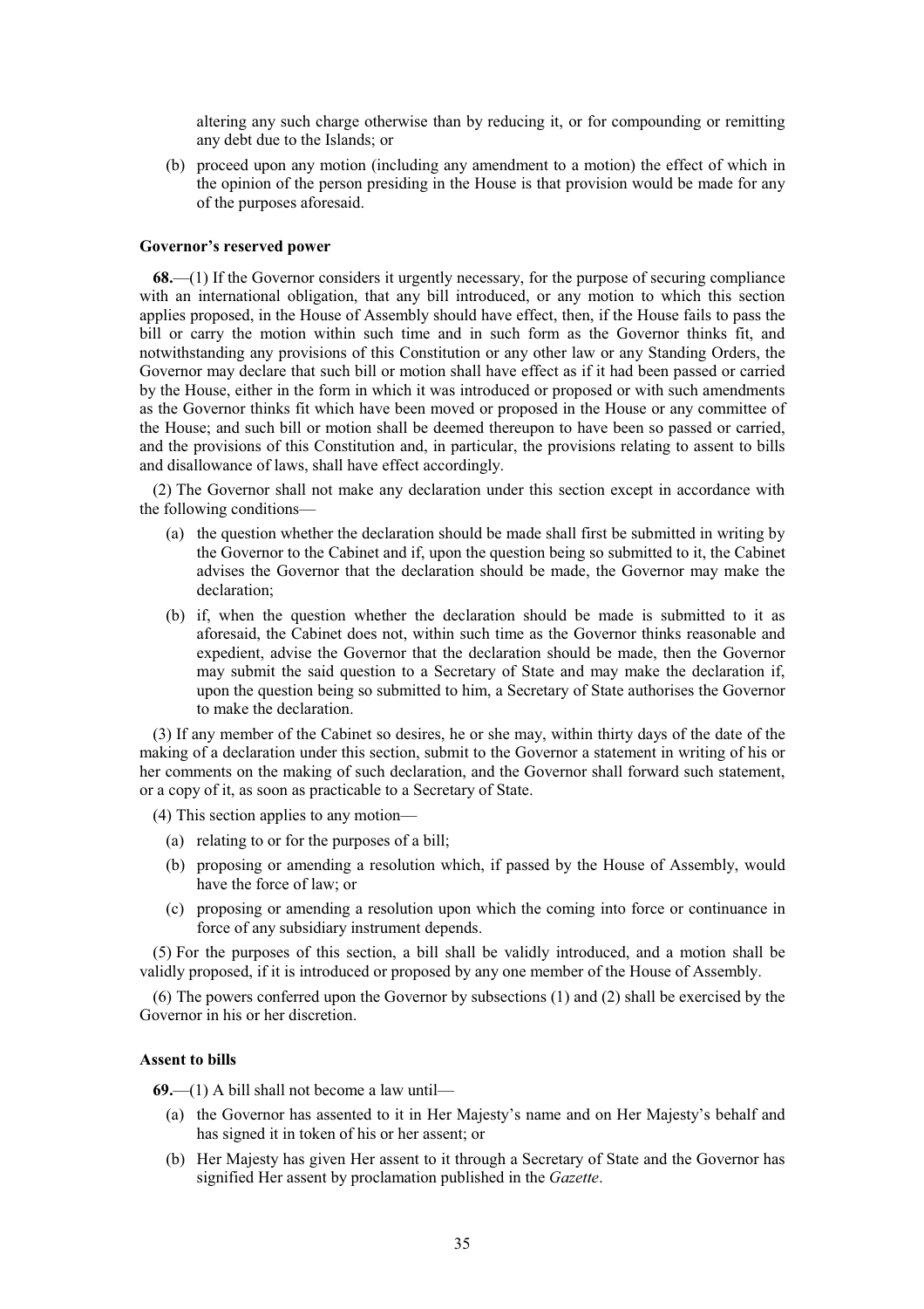altering any such charge otherwise than by reducing it, or for compounding or remitting any debt due to the Islands; or

(b) proceed upon any motion (including any amendment to a motion) the effect of which in the opinion of the person presiding in the House is that provision would be made for any of the purposes aforesaid.

**Governor's reserved power**

**68.**—(1) If the Governor considers it urgently necessary, for the purpose of securing compliance with an international obligation, that any bill introduced, or any motion to which this section applies proposed, in the House of Assembly should have effect, then, if the House fails to pass the bill or carry the motion within such time and in such form as the Governor thinks fit, and notwithstanding any provisions of this Constitution or any other law or any Standing Orders, the Governor may declare that such bill or motion shall have effect as if it had been passed or carried by the House, either in the form in which it was introduced or proposed or with such amendments as the Governor thinks fit which have been moved or proposed in the House or any committee of the House; and such bill or motion shall be deemed thereupon to have been so passed or carried, and the provisions of this Constitution and, in particular, the provisions relating to assent to bills and disallowance of laws, shall have effect accordingly.

(2) The Governor shall not make any declaration under this section except in accordance with the following conditions—

(a) the question whether the declaration should be made shall first be submitted in writing by the Governor to the Cabinet and if, upon the question being so submitted to it, the Cabinet advises the Governor that the declaration should be made, the Governor may make the declaration;

(b) if, when the question whether the declaration should be made is submitted to it as aforesaid, the Cabinet does not, within such time as the Governor thinks reasonable and expedient, advise the Governor that the declaration should be made, then the Governor may submit the said question to a Secretary of State and may make the declaration if, upon the question being so submitted to him, a Secretary of State authorises the Governor to make the declaration.

(3) If any member of the Cabinet so desires, he or she may, within thirty days of the date of the making of a declaration under this section, submit to the Governor a statement in writing of his or her comments on the making of such declaration, and the Governor shall forward such statement, or a copy of it, as soon as practicable to a Secretary of State.

(4) This section applies to any motion—

(a) relating to or for the purposes of a bill;

(b) proposing or amending a resolution which, if passed by the House of Assembly, would have the force of law; or

(c) proposing or amending a resolution upon which the coming into force or continuance in force of any subsidiary instrument depends.

(5) For the purposes of this section, a bill shall be validly introduced, and a motion shall be validly proposed, if it is introduced or proposed by any one member of the House of Assembly.

(6) The powers conferred upon the Governor by subsections (1) and (2) shall be exercised by the Governor in his or her discretion.

**Assent to bills**

**69.**—(1) A bill shall not become a law until—

(a) the Governor has assented to it in Her Majesty's name and on Her Majesty's behalf and has signed it in token of his or her assent; or

(b) Her Majesty has given Her assent to it through a Secretary of State and the Governor has signified Her assent by proclamation published in the *Gazette*.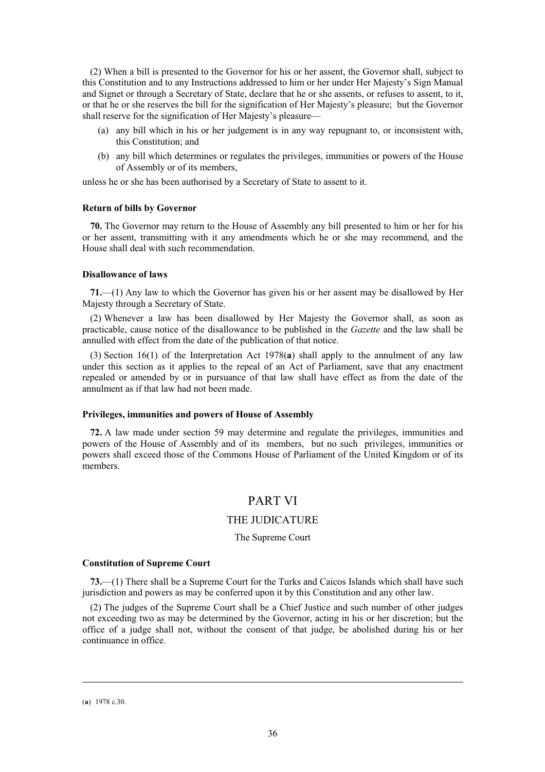(2) When a bill is presented to the Governor for his or her assent, the Governor shall, subject to this Constitution and to any Instructions addressed to him or her under Her Majesty's Sign Manual and Signet or through a Secretary of State, declare that he or she assents, or refuses to assent, to it, or that he or she reserves the bill for the signification of Her Majesty's pleasure; but the Governor shall reserve for the signification of Her Majesty's pleasure—

- (a) any bill which in his or her judgement is in any way repugnant to, or inconsistent with, this Constitution; and
- (b) any bill which determines or regulates the privileges, immunities or powers of the House of Assembly or of its members,

unless he or she has been authorised by a Secretary of State to assent to it.

**Return of bills by Governor**

**70.** The Governor may return to the House of Assembly any bill presented to him or her for his or her assent, transmitting with it any amendments which he or she may recommend, and the House shall deal with such recommendation.

**Disallowance of laws**

**71.**—(1) Any law to which the Governor has given his or her assent may be disallowed by Her Majesty through a Secretary of State.

(2) Whenever a law has been disallowed by Her Majesty the Governor shall, as soon as practicable, cause notice of the disallowance to be published in the *Gazette* and the law shall be annulled with effect from the date of the publication of that notice.

(3) Section 16(1) of the Interpretation Act 1978(**a**) shall apply to the annulment of any law under this section as it applies to the repeal of an Act of Parliament, save that any enactment repealed or amended by or in pursuance of that law shall have effect as from the date of the annulment as if that law had not been made.

**Privileges, immunities and powers of House of Assembly**

**72.** A law made under section 59 may determine and regulate the privileges, immunities and powers of the House of Assembly and of its members, but no such privileges, immunities or powers shall exceed those of the Commons House of Parliament of the United Kingdom or of its members.

# PART VI

## THE JUDICATURE

### The Supreme Court

**Constitution of Supreme Court**

**73.**—(1) There shall be a Supreme Court for the Turks and Caicos Islands which shall have such jurisdiction and powers as may be conferred upon it by this Constitution and any other law.

(2) The judges of the Supreme Court shall be a Chief Justice and such number of other judges not exceeding two as may be determined by the Governor, acting in his or her discretion; but the office of a judge shall not, without the consent of that judge, be abolished during his or her continuance in office.

---

(**a**) 1978 c.30.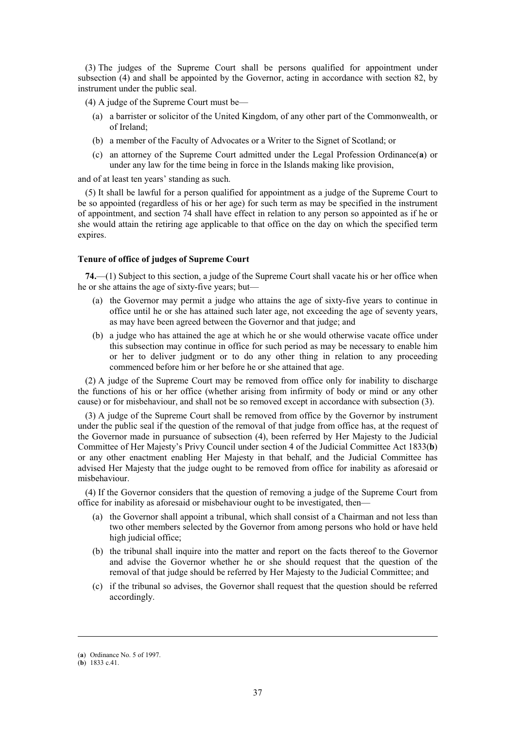(3) The judges of the Supreme Court shall be persons qualified for appointment under subsection (4) and shall be appointed by the Governor, acting in accordance with section 82, by instrument under the public seal.

(4) A judge of the Supreme Court must be—

(a) a barrister or solicitor of the United Kingdom, of any other part of the Commonwealth, or of Ireland;

(b) a member of the Faculty of Advocates or a Writer to the Signet of Scotland; or

(c) an attorney of the Supreme Court admitted under the Legal Profession Ordinance(**a**) or under any law for the time being in force in the Islands making like provision,

and of at least ten years' standing as such.

(5) It shall be lawful for a person qualified for appointment as a judge of the Supreme Court to be so appointed (regardless of his or her age) for such term as may be specified in the instrument of appointment, and section 74 shall have effect in relation to any person so appointed as if he or she would attain the retiring age applicable to that office on the day on which the specified term expires.

**Tenure of office of judges of Supreme Court**

**74.**—(1) Subject to this section, a judge of the Supreme Court shall vacate his or her office when he or she attains the age of sixty-five years; but—

(a) the Governor may permit a judge who attains the age of sixty-five years to continue in office until he or she has attained such later age, not exceeding the age of seventy years, as may have been agreed between the Governor and that judge; and

(b) a judge who has attained the age at which he or she would otherwise vacate office under this subsection may continue in office for such period as may be necessary to enable him or her to deliver judgment or to do any other thing in relation to any proceeding commenced before him or her before he or she attained that age.

(2) A judge of the Supreme Court may be removed from office only for inability to discharge the functions of his or her office (whether arising from infirmity of body or mind or any other cause) or for misbehaviour, and shall not be so removed except in accordance with subsection (3).

(3) A judge of the Supreme Court shall be removed from office by the Governor by instrument under the public seal if the question of the removal of that judge from office has, at the request of the Governor made in pursuance of subsection (4), been referred by Her Majesty to the Judicial Committee of Her Majesty's Privy Council under section 4 of the Judicial Committee Act 1833(**b**) or any other enactment enabling Her Majesty in that behalf, and the Judicial Committee has advised Her Majesty that the judge ought to be removed from office for inability as aforesaid or misbehaviour.

(4) If the Governor considers that the question of removing a judge of the Supreme Court from office for inability as aforesaid or misbehaviour ought to be investigated, then—

(a) the Governor shall appoint a tribunal, which shall consist of a Chairman and not less than two other members selected by the Governor from among persons who hold or have held high judicial office;

(b) the tribunal shall inquire into the matter and report on the facts thereof to the Governor and advise the Governor whether he or she should request that the question of the removal of that judge should be referred by Her Majesty to the Judicial Committee; and

(c) if the tribunal so advises, the Governor shall request that the question should be referred accordingly.

---

(**a**) Ordinance No. 5 of 1997.
(**b**) 1833 c.41.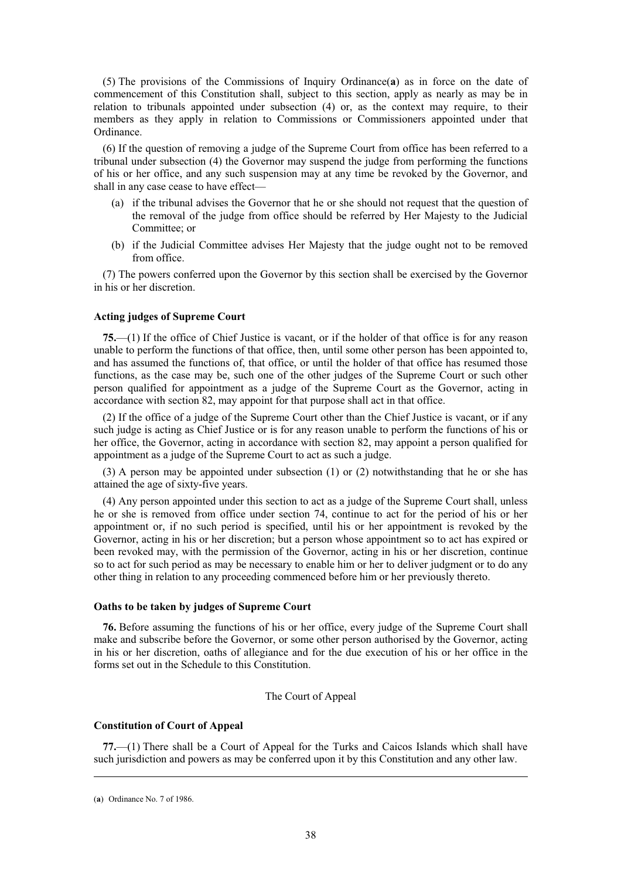(5) The provisions of the Commissions of Inquiry Ordinance(**a**) as in force on the date of commencement of this Constitution shall, subject to this section, apply as nearly as may be in relation to tribunals appointed under subsection (4) or, as the context may require, to their members as they apply in relation to Commissions or Commissioners appointed under that Ordinance.

(6) If the question of removing a judge of the Supreme Court from office has been referred to a tribunal under subsection (4) the Governor may suspend the judge from performing the functions of his or her office, and any such suspension may at any time be revoked by the Governor, and shall in any case cease to have effect—

- (a) if the tribunal advises the Governor that he or she should not request that the question of the removal of the judge from office should be referred by Her Majesty to the Judicial Committee; or
- (b) if the Judicial Committee advises Her Majesty that the judge ought not to be removed from office.

(7) The powers conferred upon the Governor by this section shall be exercised by the Governor in his or her discretion.

**Acting judges of Supreme Court**

**75.**—(1) If the office of Chief Justice is vacant, or if the holder of that office is for any reason unable to perform the functions of that office, then, until some other person has been appointed to, and has assumed the functions of, that office, or until the holder of that office has resumed those functions, as the case may be, such one of the other judges of the Supreme Court or such other person qualified for appointment as a judge of the Supreme Court as the Governor, acting in accordance with section 82, may appoint for that purpose shall act in that office.

(2) If the office of a judge of the Supreme Court other than the Chief Justice is vacant, or if any such judge is acting as Chief Justice or is for any reason unable to perform the functions of his or her office, the Governor, acting in accordance with section 82, may appoint a person qualified for appointment as a judge of the Supreme Court to act as such a judge.

(3) A person may be appointed under subsection (1) or (2) notwithstanding that he or she has attained the age of sixty-five years.

(4) Any person appointed under this section to act as a judge of the Supreme Court shall, unless he or she is removed from office under section 74, continue to act for the period of his or her appointment or, if no such period is specified, until his or her appointment is revoked by the Governor, acting in his or her discretion; but a person whose appointment so to act has expired or been revoked may, with the permission of the Governor, acting in his or her discretion, continue so to act for such period as may be necessary to enable him or her to deliver judgment or to do any other thing in relation to any proceeding commenced before him or her previously thereto.

**Oaths to be taken by judges of Supreme Court**

**76.** Before assuming the functions of his or her office, every judge of the Supreme Court shall make and subscribe before the Governor, or some other person authorised by the Governor, acting in his or her discretion, oaths of allegiance and for the due execution of his or her office in the forms set out in the Schedule to this Constitution.

The Court of Appeal

**Constitution of Court of Appeal**

**77.**—(1) There shall be a Court of Appeal for the Turks and Caicos Islands which shall have such jurisdiction and powers as may be conferred upon it by this Constitution and any other law.

---

(**a**) Ordinance No. 7 of 1986.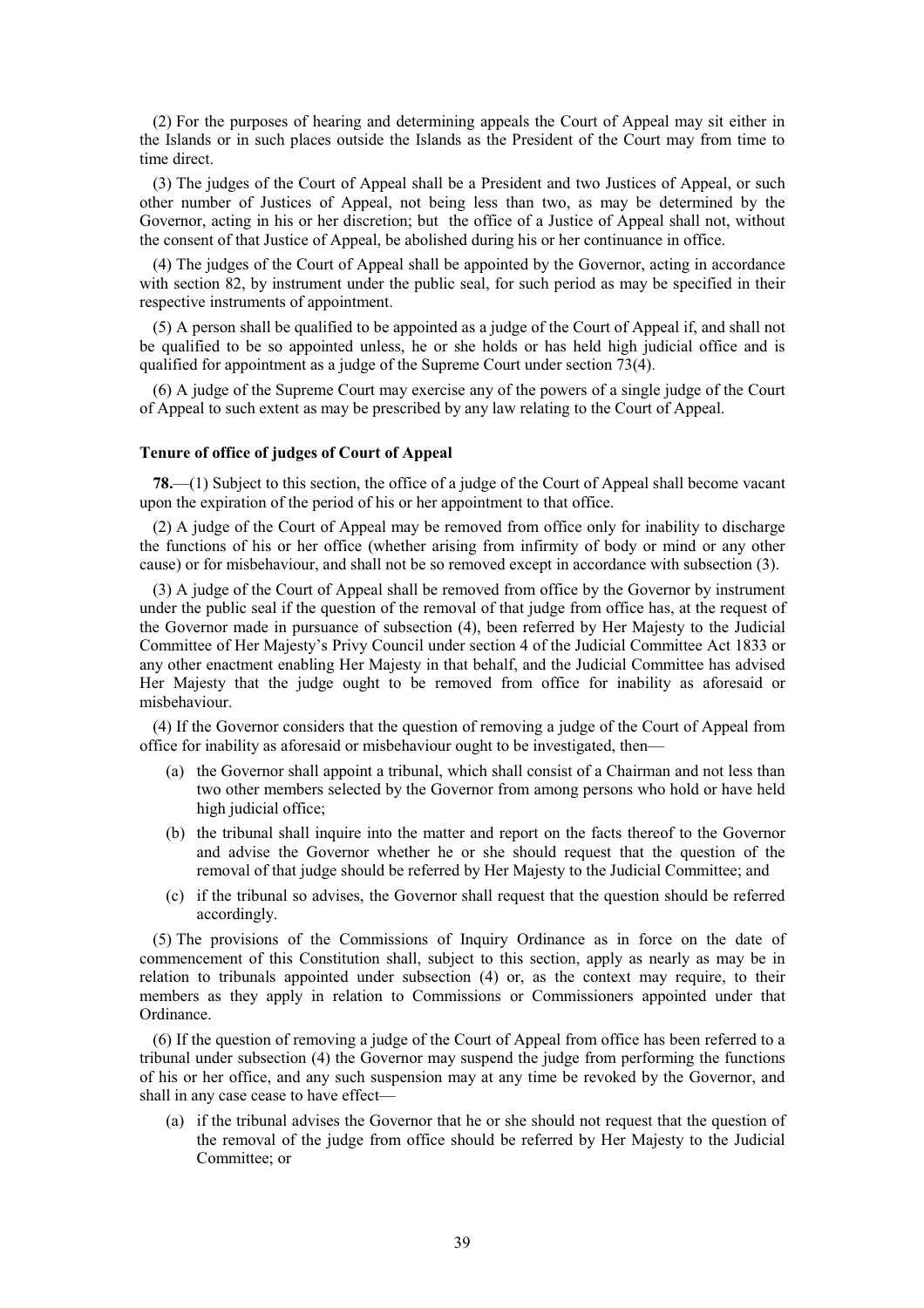(2) For the purposes of hearing and determining appeals the Court of Appeal may sit either in the Islands or in such places outside the Islands as the President of the Court may from time to time direct.

(3) The judges of the Court of Appeal shall be a President and two Justices of Appeal, or such other number of Justices of Appeal, not being less than two, as may be determined by the Governor, acting in his or her discretion; but the office of a Justice of Appeal shall not, without the consent of that Justice of Appeal, be abolished during his or her continuance in office.

(4) The judges of the Court of Appeal shall be appointed by the Governor, acting in accordance with section 82, by instrument under the public seal, for such period as may be specified in their respective instruments of appointment.

(5) A person shall be qualified to be appointed as a judge of the Court of Appeal if, and shall not be qualified to be so appointed unless, he or she holds or has held high judicial office and is qualified for appointment as a judge of the Supreme Court under section 73(4).

(6) A judge of the Supreme Court may exercise any of the powers of a single judge of the Court of Appeal to such extent as may be prescribed by any law relating to the Court of Appeal.

**Tenure of office of judges of Court of Appeal**

**78.**—(1) Subject to this section, the office of a judge of the Court of Appeal shall become vacant upon the expiration of the period of his or her appointment to that office.

(2) A judge of the Court of Appeal may be removed from office only for inability to discharge the functions of his or her office (whether arising from infirmity of body or mind or any other cause) or for misbehaviour, and shall not be so removed except in accordance with subsection (3).

(3) A judge of the Court of Appeal shall be removed from office by the Governor by instrument under the public seal if the question of the removal of that judge from office has, at the request of the Governor made in pursuance of subsection (4), been referred by Her Majesty to the Judicial Committee of Her Majesty's Privy Council under section 4 of the Judicial Committee Act 1833 or any other enactment enabling Her Majesty in that behalf, and the Judicial Committee has advised Her Majesty that the judge ought to be removed from office for inability as aforesaid or misbehaviour.

(4) If the Governor considers that the question of removing a judge of the Court of Appeal from office for inability as aforesaid or misbehaviour ought to be investigated, then—

- (a) the Governor shall appoint a tribunal, which shall consist of a Chairman and not less than two other members selected by the Governor from among persons who hold or have held high judicial office;
- (b) the tribunal shall inquire into the matter and report on the facts thereof to the Governor and advise the Governor whether he or she should request that the question of the removal of that judge should be referred by Her Majesty to the Judicial Committee; and
- (c) if the tribunal so advises, the Governor shall request that the question should be referred accordingly.

(5) The provisions of the Commissions of Inquiry Ordinance as in force on the date of commencement of this Constitution shall, subject to this section, apply as nearly as may be in relation to tribunals appointed under subsection (4) or, as the context may require, to their members as they apply in relation to Commissions or Commissioners appointed under that Ordinance.

(6) If the question of removing a judge of the Court of Appeal from office has been referred to a tribunal under subsection (4) the Governor may suspend the judge from performing the functions of his or her office, and any such suspension may at any time be revoked by the Governor, and shall in any case cease to have effect—

- (a) if the tribunal advises the Governor that he or she should not request that the question of the removal of the judge from office should be referred by Her Majesty to the Judicial Committee; or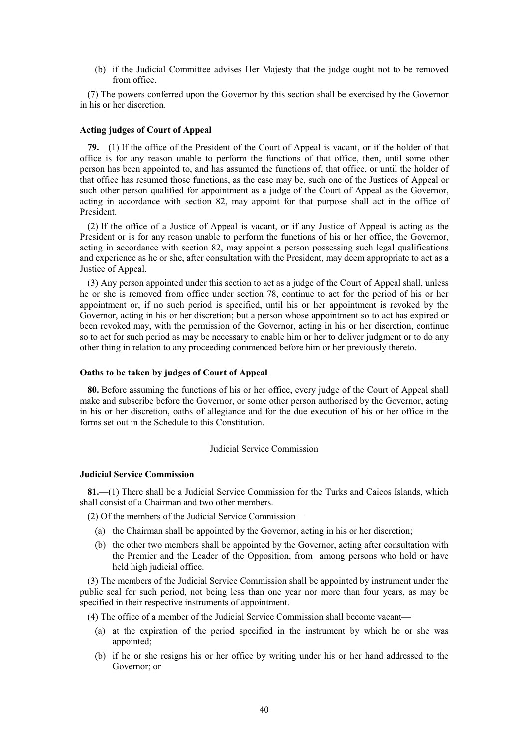(b) if the Judicial Committee advises Her Majesty that the judge ought not to be removed from office.

(7) The powers conferred upon the Governor by this section shall be exercised by the Governor in his or her discretion.

**Acting judges of Court of Appeal**

**79.**—(1) If the office of the President of the Court of Appeal is vacant, or if the holder of that office is for any reason unable to perform the functions of that office, then, until some other person has been appointed to, and has assumed the functions of, that office, or until the holder of that office has resumed those functions, as the case may be, such one of the Justices of Appeal or such other person qualified for appointment as a judge of the Court of Appeal as the Governor, acting in accordance with section 82, may appoint for that purpose shall act in the office of President.

(2) If the office of a Justice of Appeal is vacant, or if any Justice of Appeal is acting as the President or is for any reason unable to perform the functions of his or her office, the Governor, acting in accordance with section 82, may appoint a person possessing such legal qualifications and experience as he or she, after consultation with the President, may deem appropriate to act as a Justice of Appeal.

(3) Any person appointed under this section to act as a judge of the Court of Appeal shall, unless he or she is removed from office under section 78, continue to act for the period of his or her appointment or, if no such period is specified, until his or her appointment is revoked by the Governor, acting in his or her discretion; but a person whose appointment so to act has expired or been revoked may, with the permission of the Governor, acting in his or her discretion, continue so to act for such period as may be necessary to enable him or her to deliver judgment or to do any other thing in relation to any proceeding commenced before him or her previously thereto.

**Oaths to be taken by judges of Court of Appeal**

**80.** Before assuming the functions of his or her office, every judge of the Court of Appeal shall make and subscribe before the Governor, or some other person authorised by the Governor, acting in his or her discretion, oaths of allegiance and for the due execution of his or her office in the forms set out in the Schedule to this Constitution.

Judicial Service Commission

**Judicial Service Commission**

**81.**—(1) There shall be a Judicial Service Commission for the Turks and Caicos Islands, which shall consist of a Chairman and two other members.

(2) Of the members of the Judicial Service Commission—

(a) the Chairman shall be appointed by the Governor, acting in his or her discretion;

(b) the other two members shall be appointed by the Governor, acting after consultation with the Premier and the Leader of the Opposition, from among persons who hold or have held high judicial office.

(3) The members of the Judicial Service Commission shall be appointed by instrument under the public seal for such period, not being less than one year nor more than four years, as may be specified in their respective instruments of appointment.

(4) The office of a member of the Judicial Service Commission shall become vacant—

(a) at the expiration of the period specified in the instrument by which he or she was appointed;

(b) if he or she resigns his or her office by writing under his or her hand addressed to the Governor; or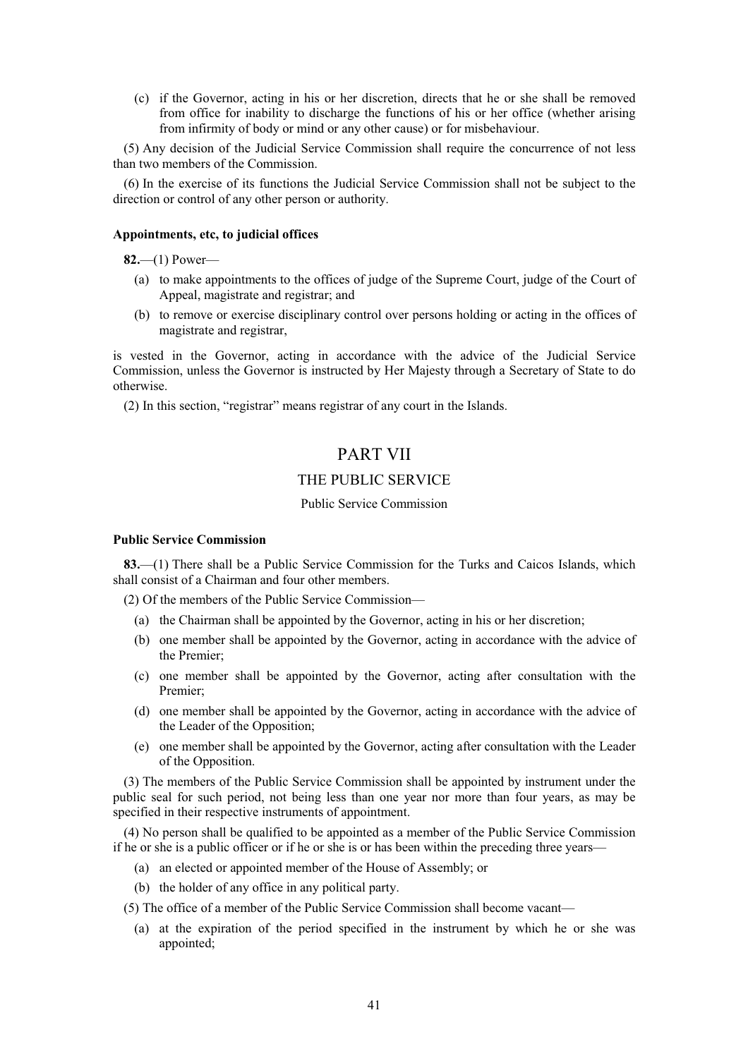(c) if the Governor, acting in his or her discretion, directs that he or she shall be removed from office for inability to discharge the functions of his or her office (whether arising from infirmity of body or mind or any other cause) or for misbehaviour.

(5) Any decision of the Judicial Service Commission shall require the concurrence of not less than two members of the Commission.

(6) In the exercise of its functions the Judicial Service Commission shall not be subject to the direction or control of any other person or authority.

**Appointments, etc, to judicial offices**

**82.**—(1) Power—

(a) to make appointments to the offices of judge of the Supreme Court, judge of the Court of Appeal, magistrate and registrar; and

(b) to remove or exercise disciplinary control over persons holding or acting in the offices of magistrate and registrar,

is vested in the Governor, acting in accordance with the advice of the Judicial Service Commission, unless the Governor is instructed by Her Majesty through a Secretary of State to do otherwise.

(2) In this section, "registrar" means registrar of any court in the Islands.

# PART VII

## THE PUBLIC SERVICE

### Public Service Commission

**Public Service Commission**

**83.**—(1) There shall be a Public Service Commission for the Turks and Caicos Islands, which shall consist of a Chairman and four other members.

(2) Of the members of the Public Service Commission—

(a) the Chairman shall be appointed by the Governor, acting in his or her discretion;

(b) one member shall be appointed by the Governor, acting in accordance with the advice of the Premier;

(c) one member shall be appointed by the Governor, acting after consultation with the Premier;

(d) one member shall be appointed by the Governor, acting in accordance with the advice of the Leader of the Opposition;

(e) one member shall be appointed by the Governor, acting after consultation with the Leader of the Opposition.

(3) The members of the Public Service Commission shall be appointed by instrument under the public seal for such period, not being less than one year nor more than four years, as may be specified in their respective instruments of appointment.

(4) No person shall be qualified to be appointed as a member of the Public Service Commission if he or she is a public officer or if he or she is or has been within the preceding three years—

(a) an elected or appointed member of the House of Assembly; or

(b) the holder of any office in any political party.

(5) The office of a member of the Public Service Commission shall become vacant—

(a) at the expiration of the period specified in the instrument by which he or she was appointed;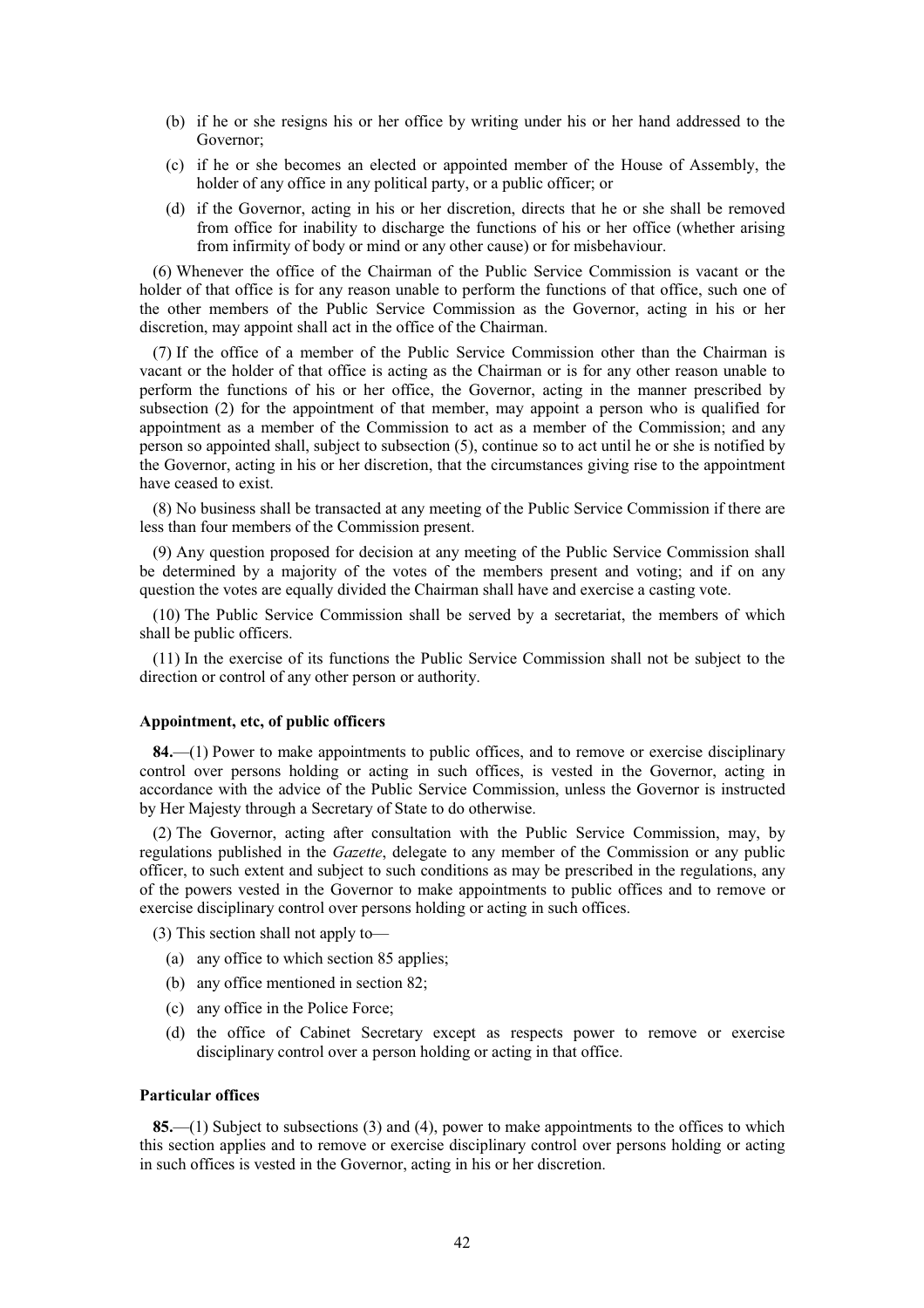(b) if he or she resigns his or her office by writing under his or her hand addressed to the Governor;

(c) if he or she becomes an elected or appointed member of the House of Assembly, the holder of any office in any political party, or a public officer; or

(d) if the Governor, acting in his or her discretion, directs that he or she shall be removed from office for inability to discharge the functions of his or her office (whether arising from infirmity of body or mind or any other cause) or for misbehaviour.

(6) Whenever the office of the Chairman of the Public Service Commission is vacant or the holder of that office is for any reason unable to perform the functions of that office, such one of the other members of the Public Service Commission as the Governor, acting in his or her discretion, may appoint shall act in the office of the Chairman.

(7) If the office of a member of the Public Service Commission other than the Chairman is vacant or the holder of that office is acting as the Chairman or is for any other reason unable to perform the functions of his or her office, the Governor, acting in the manner prescribed by subsection (2) for the appointment of that member, may appoint a person who is qualified for appointment as a member of the Commission to act as a member of the Commission; and any person so appointed shall, subject to subsection (5), continue so to act until he or she is notified by the Governor, acting in his or her discretion, that the circumstances giving rise to the appointment have ceased to exist.

(8) No business shall be transacted at any meeting of the Public Service Commission if there are less than four members of the Commission present.

(9) Any question proposed for decision at any meeting of the Public Service Commission shall be determined by a majority of the votes of the members present and voting; and if on any question the votes are equally divided the Chairman shall have and exercise a casting vote.

(10) The Public Service Commission shall be served by a secretariat, the members of which shall be public officers.

(11) In the exercise of its functions the Public Service Commission shall not be subject to the direction or control of any other person or authority.

**Appointment, etc, of public officers**

**84.**—(1) Power to make appointments to public offices, and to remove or exercise disciplinary control over persons holding or acting in such offices, is vested in the Governor, acting in accordance with the advice of the Public Service Commission, unless the Governor is instructed by Her Majesty through a Secretary of State to do otherwise.

(2) The Governor, acting after consultation with the Public Service Commission, may, by regulations published in the *Gazette*, delegate to any member of the Commission or any public officer, to such extent and subject to such conditions as may be prescribed in the regulations, any of the powers vested in the Governor to make appointments to public offices and to remove or exercise disciplinary control over persons holding or acting in such offices.

(3) This section shall not apply to—

(a) any office to which section 85 applies;

(b) any office mentioned in section 82;

(c) any office in the Police Force;

(d) the office of Cabinet Secretary except as respects power to remove or exercise disciplinary control over a person holding or acting in that office.

**Particular offices**

**85.**—(1) Subject to subsections (3) and (4), power to make appointments to the offices to which this section applies and to remove or exercise disciplinary control over persons holding or acting in such offices is vested in the Governor, acting in his or her discretion.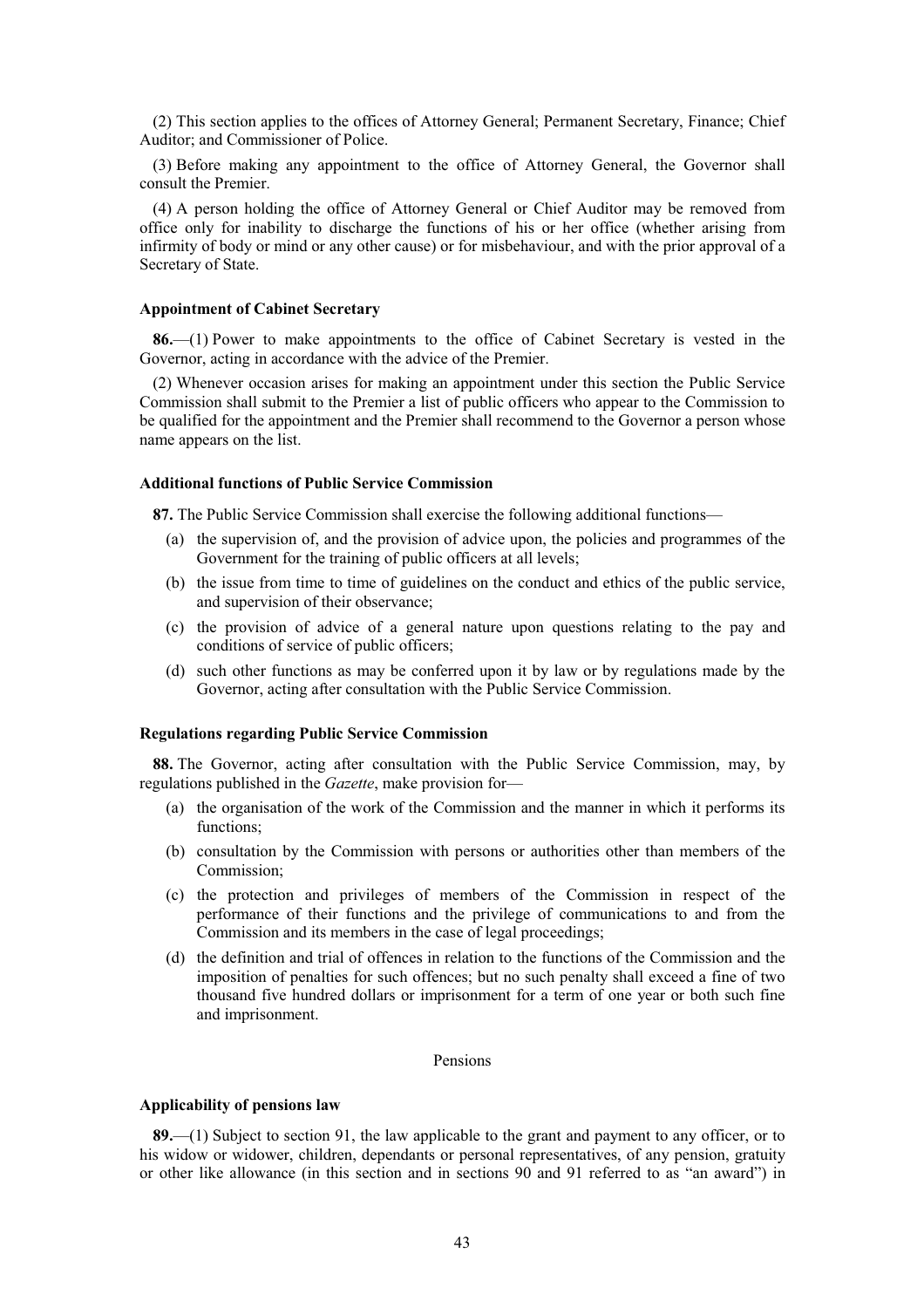(2) This section applies to the offices of Attorney General; Permanent Secretary, Finance; Chief Auditor; and Commissioner of Police.

(3) Before making any appointment to the office of Attorney General, the Governor shall consult the Premier.

(4) A person holding the office of Attorney General or Chief Auditor may be removed from office only for inability to discharge the functions of his or her office (whether arising from infirmity of body or mind or any other cause) or for misbehaviour, and with the prior approval of a Secretary of State.

**Appointment of Cabinet Secretary**

**86.**—(1) Power to make appointments to the office of Cabinet Secretary is vested in the Governor, acting in accordance with the advice of the Premier.

(2) Whenever occasion arises for making an appointment under this section the Public Service Commission shall submit to the Premier a list of public officers who appear to the Commission to be qualified for the appointment and the Premier shall recommend to the Governor a person whose name appears on the list.

**Additional functions of Public Service Commission**

**87.** The Public Service Commission shall exercise the following additional functions—

(a) the supervision of, and the provision of advice upon, the policies and programmes of the Government for the training of public officers at all levels;

(b) the issue from time to time of guidelines on the conduct and ethics of the public service, and supervision of their observance;

(c) the provision of advice of a general nature upon questions relating to the pay and conditions of service of public officers;

(d) such other functions as may be conferred upon it by law or by regulations made by the Governor, acting after consultation with the Public Service Commission.

**Regulations regarding Public Service Commission**

**88.** The Governor, acting after consultation with the Public Service Commission, may, by regulations published in the *Gazette*, make provision for—

(a) the organisation of the work of the Commission and the manner in which it performs its functions;

(b) consultation by the Commission with persons or authorities other than members of the Commission;

(c) the protection and privileges of members of the Commission in respect of the performance of their functions and the privilege of communications to and from the Commission and its members in the case of legal proceedings;

(d) the definition and trial of offences in relation to the functions of the Commission and the imposition of penalties for such offences; but no such penalty shall exceed a fine of two thousand five hundred dollars or imprisonment for a term of one year or both such fine and imprisonment.

Pensions

**Applicability of pensions law**

**89.**—(1) Subject to section 91, the law applicable to the grant and payment to any officer, or to his widow or widower, children, dependants or personal representatives, of any pension, gratuity or other like allowance (in this section and in sections 90 and 91 referred to as "an award") in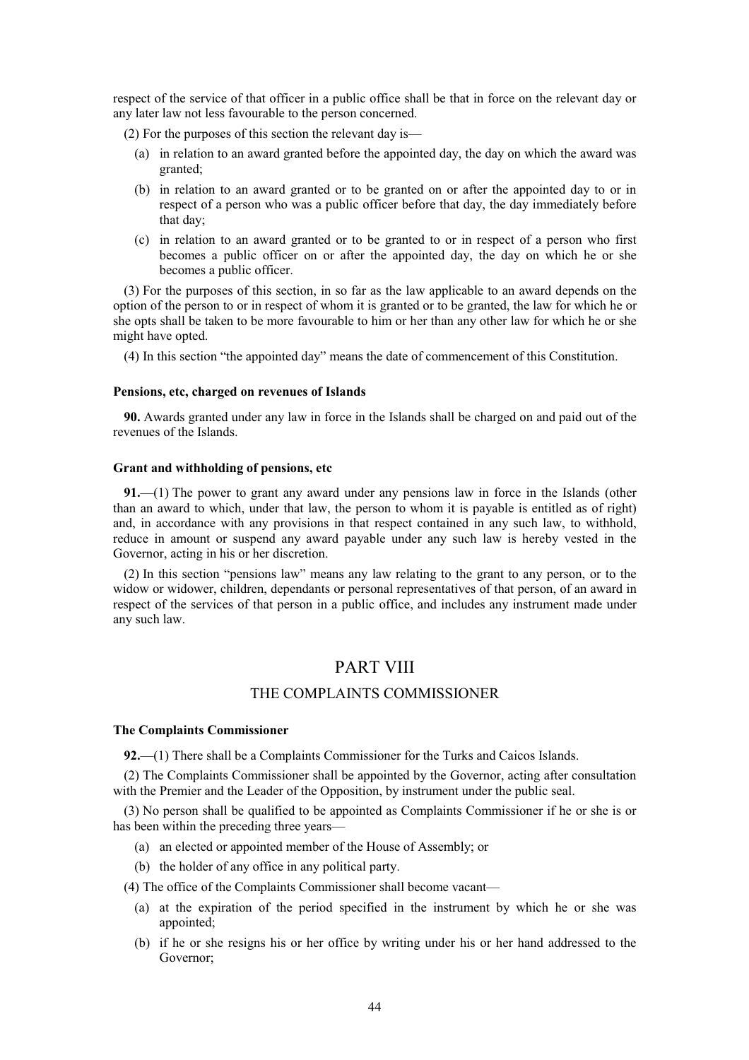respect of the service of that officer in a public office shall be that in force on the relevant day or any later law not less favourable to the person concerned.

(2) For the purposes of this section the relevant day is—

- (a) in relation to an award granted before the appointed day, the day on which the award was granted;
- (b) in relation to an award granted or to be granted on or after the appointed day to or in respect of a person who was a public officer before that day, the day immediately before that day;
- (c) in relation to an award granted or to be granted to or in respect of a person who first becomes a public officer on or after the appointed day, the day on which he or she becomes a public officer.

(3) For the purposes of this section, in so far as the law applicable to an award depends on the option of the person to or in respect of whom it is granted or to be granted, the law for which he or she opts shall be taken to be more favourable to him or her than any other law for which he or she might have opted.

(4) In this section "the appointed day" means the date of commencement of this Constitution.

**Pensions, etc, charged on revenues of Islands**

**90.** Awards granted under any law in force in the Islands shall be charged on and paid out of the revenues of the Islands.

**Grant and withholding of pensions, etc**

**91.**—(1) The power to grant any award under any pensions law in force in the Islands (other than an award to which, under that law, the person to whom it is payable is entitled as of right) and, in accordance with any provisions in that respect contained in any such law, to withhold, reduce in amount or suspend any award payable under any such law is hereby vested in the Governor, acting in his or her discretion.

(2) In this section "pensions law" means any law relating to the grant to any person, or to the widow or widower, children, dependants or personal representatives of that person, of an award in respect of the services of that person in a public office, and includes any instrument made under any such law.

# PART VIII

## THE COMPLAINTS COMMISSIONER

**The Complaints Commissioner**

**92.**—(1) There shall be a Complaints Commissioner for the Turks and Caicos Islands.

(2) The Complaints Commissioner shall be appointed by the Governor, acting after consultation with the Premier and the Leader of the Opposition, by instrument under the public seal.

(3) No person shall be qualified to be appointed as Complaints Commissioner if he or she is or has been within the preceding three years—

- (a) an elected or appointed member of the House of Assembly; or
- (b) the holder of any office in any political party.

(4) The office of the Complaints Commissioner shall become vacant—

- (a) at the expiration of the period specified in the instrument by which he or she was appointed;
- (b) if he or she resigns his or her office by writing under his or her hand addressed to the Governor;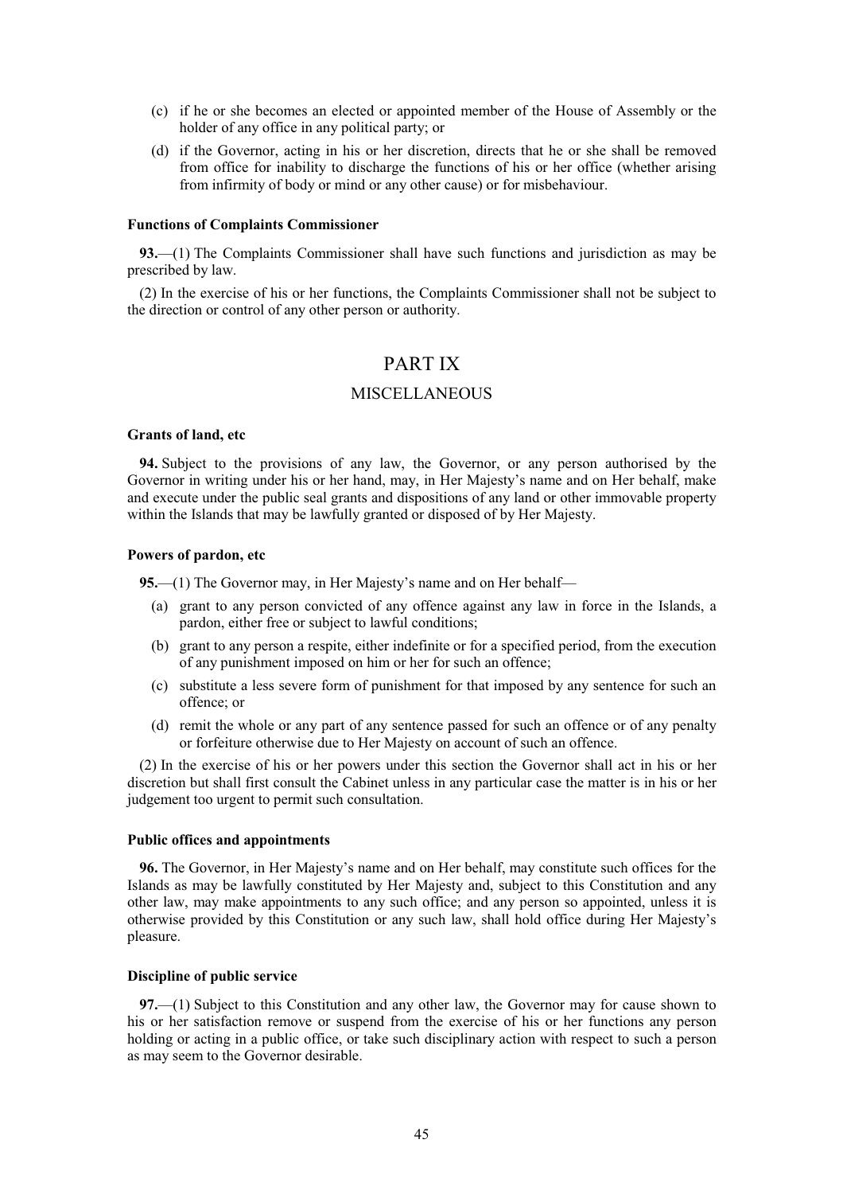(c) if he or she becomes an elected or appointed member of the House of Assembly or the holder of any office in any political party; or

(d) if the Governor, acting in his or her discretion, directs that he or she shall be removed from office for inability to discharge the functions of his or her office (whether arising from infirmity of body or mind or any other cause) or for misbehaviour.

**Functions of Complaints Commissioner**

**93.**—(1) The Complaints Commissioner shall have such functions and jurisdiction as may be prescribed by law.

(2) In the exercise of his or her functions, the Complaints Commissioner shall not be subject to the direction or control of any other person or authority.

## PART IX

## MISCELLANEOUS

**Grants of land, etc**

**94.** Subject to the provisions of any law, the Governor, or any person authorised by the Governor in writing under his or her hand, may, in Her Majesty's name and on Her behalf, make and execute under the public seal grants and dispositions of any land or other immovable property within the Islands that may be lawfully granted or disposed of by Her Majesty.

**Powers of pardon, etc**

**95.**—(1) The Governor may, in Her Majesty's name and on Her behalf—

(a) grant to any person convicted of any offence against any law in force in the Islands, a pardon, either free or subject to lawful conditions;

(b) grant to any person a respite, either indefinite or for a specified period, from the execution of any punishment imposed on him or her for such an offence;

(c) substitute a less severe form of punishment for that imposed by any sentence for such an offence; or

(d) remit the whole or any part of any sentence passed for such an offence or of any penalty or forfeiture otherwise due to Her Majesty on account of such an offence.

(2) In the exercise of his or her powers under this section the Governor shall act in his or her discretion but shall first consult the Cabinet unless in any particular case the matter is in his or her judgement too urgent to permit such consultation.

**Public offices and appointments**

**96.** The Governor, in Her Majesty's name and on Her behalf, may constitute such offices for the Islands as may be lawfully constituted by Her Majesty and, subject to this Constitution and any other law, may make appointments to any such office; and any person so appointed, unless it is otherwise provided by this Constitution or any such law, shall hold office during Her Majesty's pleasure.

**Discipline of public service**

**97.**—(1) Subject to this Constitution and any other law, the Governor may for cause shown to his or her satisfaction remove or suspend from the exercise of his or her functions any person holding or acting in a public office, or take such disciplinary action with respect to such a person as may seem to the Governor desirable.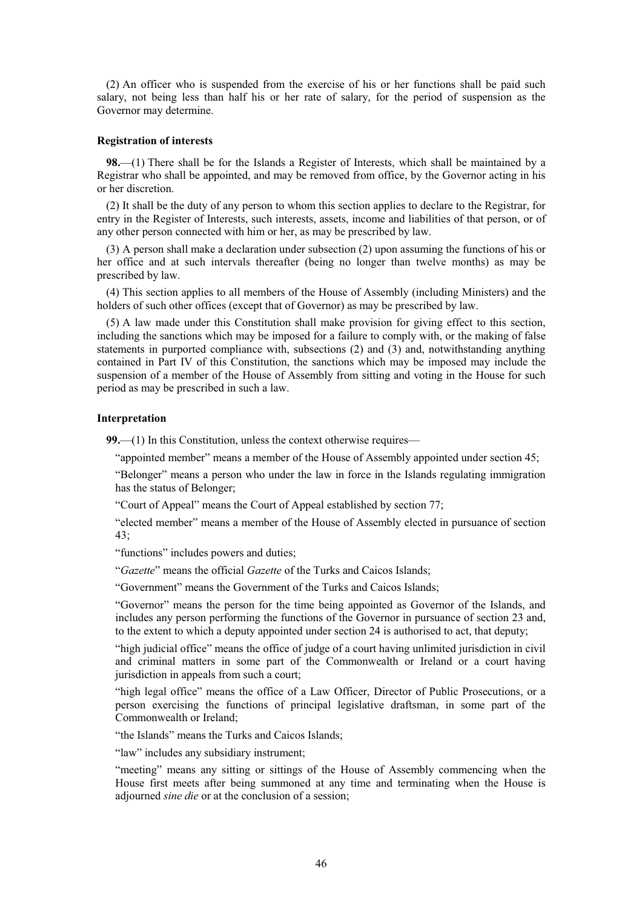(2) An officer who is suspended from the exercise of his or her functions shall be paid such salary, not being less than half his or her rate of salary, for the period of suspension as the Governor may determine.

**Registration of interests**

**98.**—(1) There shall be for the Islands a Register of Interests, which shall be maintained by a Registrar who shall be appointed, and may be removed from office, by the Governor acting in his or her discretion.

(2) It shall be the duty of any person to whom this section applies to declare to the Registrar, for entry in the Register of Interests, such interests, assets, income and liabilities of that person, or of any other person connected with him or her, as may be prescribed by law.

(3) A person shall make a declaration under subsection (2) upon assuming the functions of his or her office and at such intervals thereafter (being no longer than twelve months) as may be prescribed by law.

(4) This section applies to all members of the House of Assembly (including Ministers) and the holders of such other offices (except that of Governor) as may be prescribed by law.

(5) A law made under this Constitution shall make provision for giving effect to this section, including the sanctions which may be imposed for a failure to comply with, or the making of false statements in purported compliance with, subsections (2) and (3) and, notwithstanding anything contained in Part IV of this Constitution, the sanctions which may be imposed may include the suspension of a member of the House of Assembly from sitting and voting in the House for such period as may be prescribed in such a law.

**Interpretation**

**99.**—(1) In this Constitution, unless the context otherwise requires—

"appointed member" means a member of the House of Assembly appointed under section 45;

"Belonger" means a person who under the law in force in the Islands regulating immigration has the status of Belonger;

"Court of Appeal" means the Court of Appeal established by section 77;

"elected member" means a member of the House of Assembly elected in pursuance of section 43;

"functions" includes powers and duties;

"*Gazette*" means the official *Gazette* of the Turks and Caicos Islands;

"Government" means the Government of the Turks and Caicos Islands;

"Governor" means the person for the time being appointed as Governor of the Islands, and includes any person performing the functions of the Governor in pursuance of section 23 and, to the extent to which a deputy appointed under section 24 is authorised to act, that deputy;

"high judicial office" means the office of judge of a court having unlimited jurisdiction in civil and criminal matters in some part of the Commonwealth or Ireland or a court having jurisdiction in appeals from such a court;

"high legal office" means the office of a Law Officer, Director of Public Prosecutions, or a person exercising the functions of principal legislative draftsman, in some part of the Commonwealth or Ireland;

"the Islands" means the Turks and Caicos Islands;

"law" includes any subsidiary instrument;

"meeting" means any sitting or sittings of the House of Assembly commencing when the House first meets after being summoned at any time and terminating when the House is adjourned *sine die* or at the conclusion of a session;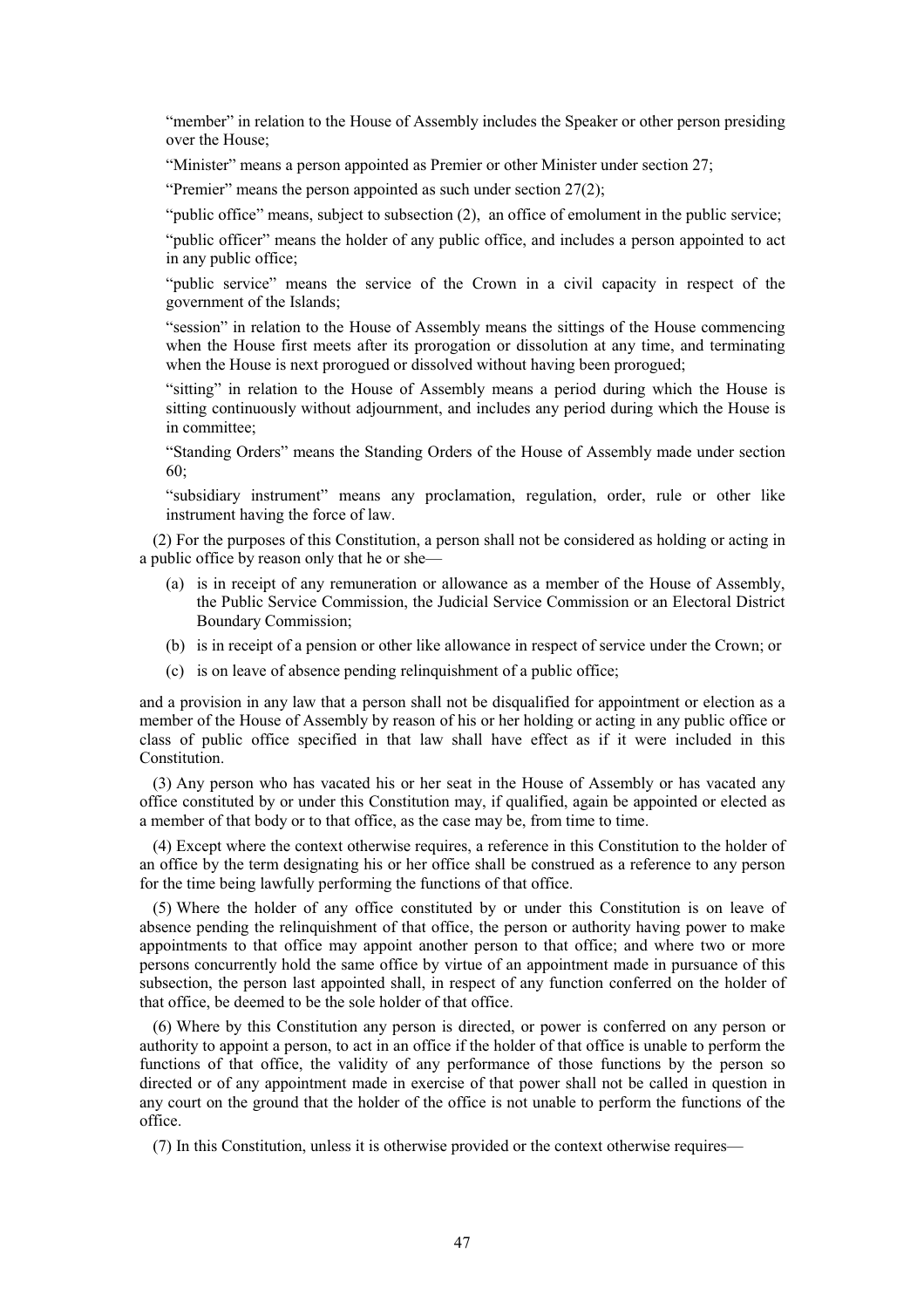"member" in relation to the House of Assembly includes the Speaker or other person presiding over the House;

"Minister" means a person appointed as Premier or other Minister under section 27;

"Premier" means the person appointed as such under section 27(2);

"public office" means, subject to subsection (2), an office of emolument in the public service;

"public officer" means the holder of any public office, and includes a person appointed to act in any public office;

"public service" means the service of the Crown in a civil capacity in respect of the government of the Islands;

"session" in relation to the House of Assembly means the sittings of the House commencing when the House first meets after its prorogation or dissolution at any time, and terminating when the House is next prorogued or dissolved without having been prorogued;

"sitting" in relation to the House of Assembly means a period during which the House is sitting continuously without adjournment, and includes any period during which the House is in committee;

"Standing Orders" means the Standing Orders of the House of Assembly made under section 60;

"subsidiary instrument" means any proclamation, regulation, order, rule or other like instrument having the force of law.

(2) For the purposes of this Constitution, a person shall not be considered as holding or acting in a public office by reason only that he or she—

(a) is in receipt of any remuneration or allowance as a member of the House of Assembly, the Public Service Commission, the Judicial Service Commission or an Electoral District Boundary Commission;

(b) is in receipt of a pension or other like allowance in respect of service under the Crown; or

(c) is on leave of absence pending relinquishment of a public office;

and a provision in any law that a person shall not be disqualified for appointment or election as a member of the House of Assembly by reason of his or her holding or acting in any public office or class of public office specified in that law shall have effect as if it were included in this Constitution.

(3) Any person who has vacated his or her seat in the House of Assembly or has vacated any office constituted by or under this Constitution may, if qualified, again be appointed or elected as a member of that body or to that office, as the case may be, from time to time.

(4) Except where the context otherwise requires, a reference in this Constitution to the holder of an office by the term designating his or her office shall be construed as a reference to any person for the time being lawfully performing the functions of that office.

(5) Where the holder of any office constituted by or under this Constitution is on leave of absence pending the relinquishment of that office, the person or authority having power to make appointments to that office may appoint another person to that office; and where two or more persons concurrently hold the same office by virtue of an appointment made in pursuance of this subsection, the person last appointed shall, in respect of any function conferred on the holder of that office, be deemed to be the sole holder of that office.

(6) Where by this Constitution any person is directed, or power is conferred on any person or authority to appoint a person, to act in an office if the holder of that office is unable to perform the functions of that office, the validity of any performance of those functions by the person so directed or of any appointment made in exercise of that power shall not be called in question in any court on the ground that the holder of the office is not unable to perform the functions of the office.

(7) In this Constitution, unless it is otherwise provided or the context otherwise requires—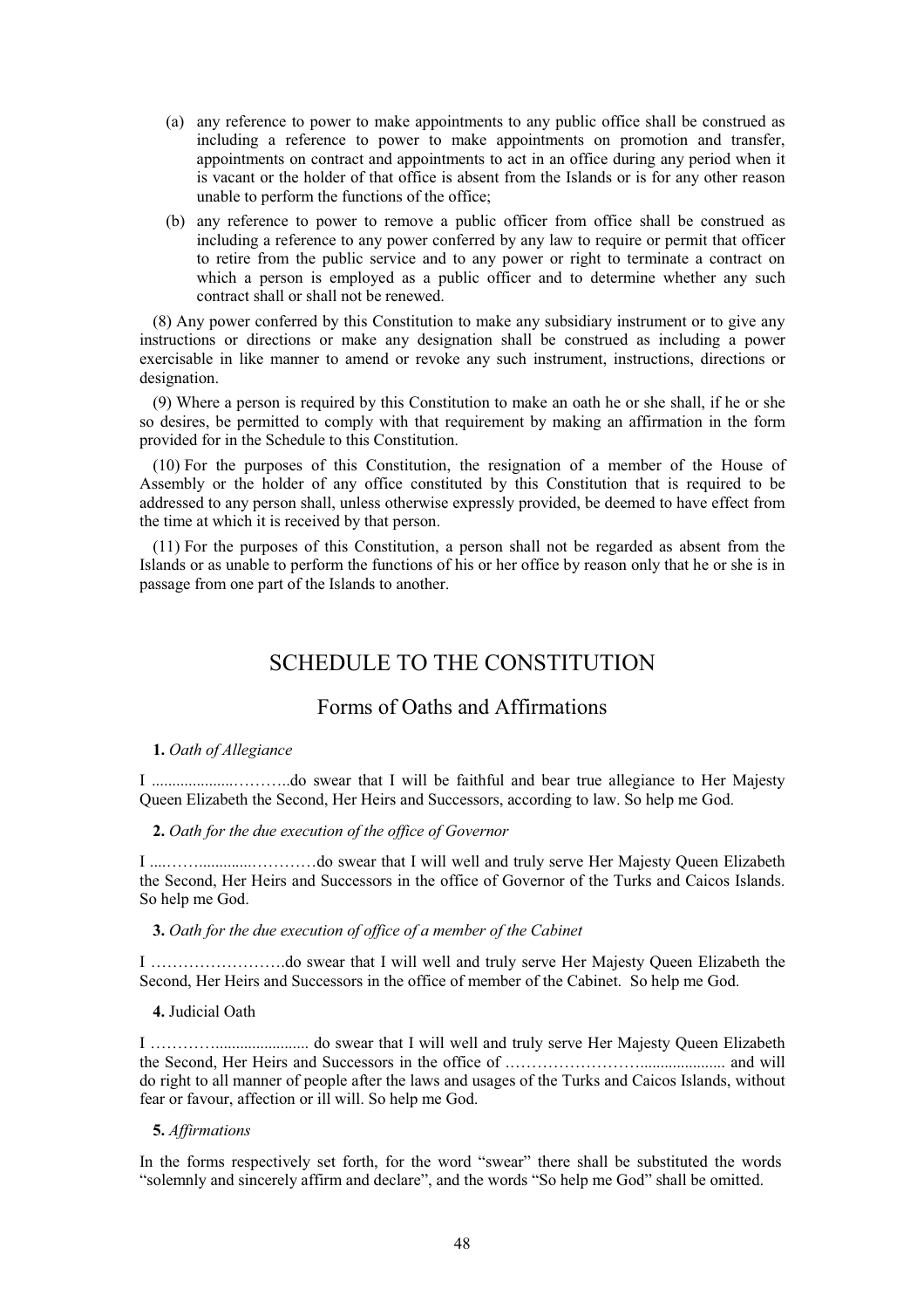(a) any reference to power to make appointments to any public office shall be construed as including a reference to power to make appointments on promotion and transfer, appointments on contract and appointments to act in an office during any period when it is vacant or the holder of that office is absent from the Islands or is for any other reason unable to perform the functions of the office;

(b) any reference to power to remove a public officer from office shall be construed as including a reference to any power conferred by any law to require or permit that officer to retire from the public service and to any power or right to terminate a contract on which a person is employed as a public officer and to determine whether any such contract shall or shall not be renewed.

(8) Any power conferred by this Constitution to make any subsidiary instrument or to give any instructions or directions or make any designation shall be construed as including a power exercisable in like manner to amend or revoke any such instrument, instructions, directions or designation.

(9) Where a person is required by this Constitution to make an oath he or she shall, if he or she so desires, be permitted to comply with that requirement by making an affirmation in the form provided for in the Schedule to this Constitution.

(10) For the purposes of this Constitution, the resignation of a member of the House of Assembly or the holder of any office constituted by this Constitution that is required to be addressed to any person shall, unless otherwise expressly provided, be deemed to have effect from the time at which it is received by that person.

(11) For the purposes of this Constitution, a person shall not be regarded as absent from the Islands or as unable to perform the functions of his or her office by reason only that he or she is in passage from one part of the Islands to another.

# SCHEDULE TO THE CONSTITUTION

## Forms of Oaths and Affirmations

**1.** *Oath of Allegiance*

I ....................………..do swear that I will be faithful and bear true allegiance to Her Majesty Queen Elizabeth the Second, Her Heirs and Successors, according to law. So help me God.

**2.** *Oath for the due execution of the office of Governor*

I ....…….............…………do swear that I will well and truly serve Her Majesty Queen Elizabeth the Second, Her Heirs and Successors in the office of Governor of the Turks and Caicos Islands. So help me God.

**3.** *Oath for the due execution of office of a member of the Cabinet*

I …………………….do swear that I will well and truly serve Her Majesty Queen Elizabeth the Second, Her Heirs and Successors in the office of member of the Cabinet. So help me God.

**4.** Judicial Oath

I …………....................... do swear that I will well and truly serve Her Majesty Queen Elizabeth the Second, Her Heirs and Successors in the office of .…………………….................... and will do right to all manner of people after the laws and usages of the Turks and Caicos Islands, without fear or favour, affection or ill will. So help me God.

**5.** *Affirmations*

In the forms respectively set forth, for the word "swear" there shall be substituted the words "solemnly and sincerely affirm and declare", and the words "So help me God" shall be omitted.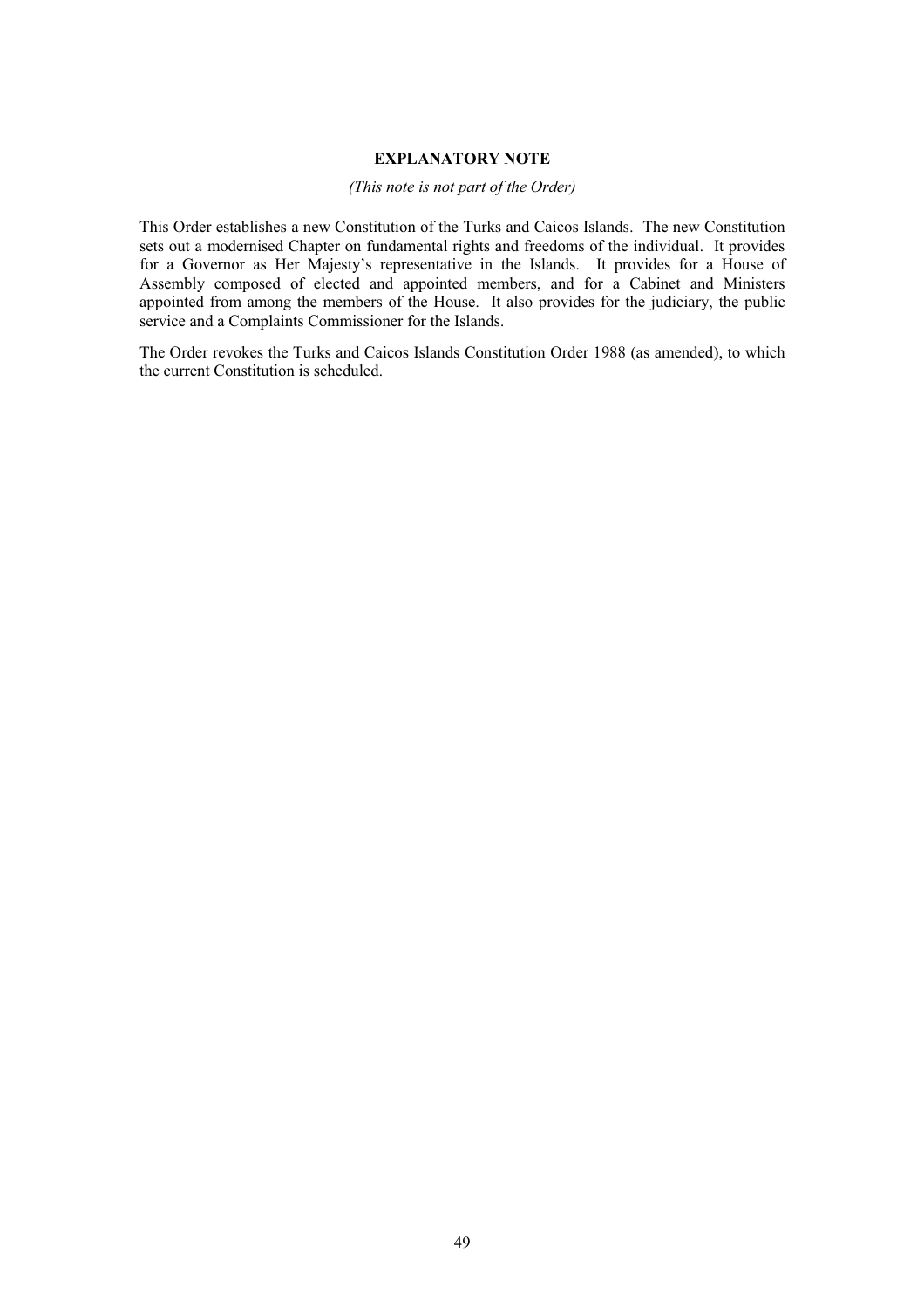**EXPLANATORY NOTE**

*(This note is not part of the Order)*

This Order establishes a new Constitution of the Turks and Caicos Islands. The new Constitution sets out a modernised Chapter on fundamental rights and freedoms of the individual. It provides for a Governor as Her Majesty's representative in the Islands. It provides for a House of Assembly composed of elected and appointed members, and for a Cabinet and Ministers appointed from among the members of the House. It also provides for the judiciary, the public service and a Complaints Commissioner for the Islands.

The Order revokes the Turks and Caicos Islands Constitution Order 1988 (as amended), to which the current Constitution is scheduled.